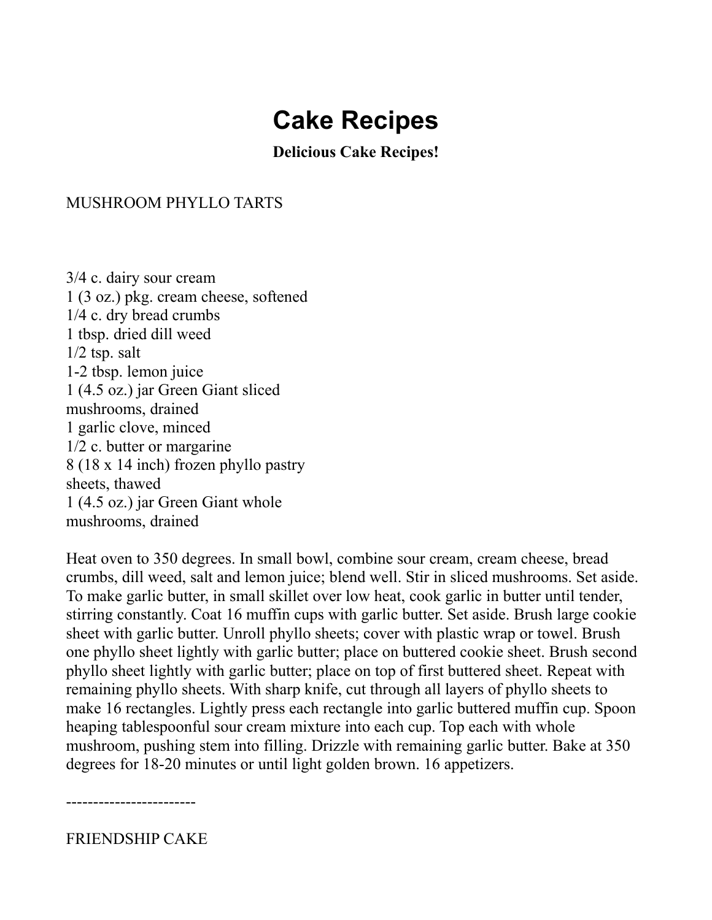# Cake Recipes

**Delicious Cake Recipes!**

MUSHROOM PHYLLO TARTS

3/4 c. dairy sour cream
1 (3 oz.) pkg. cream cheese, softened
1/4 c. dry bread crumbs
1 tbsp. dried dill weed
1/2 tsp. salt
1-2 tbsp. lemon juice
1 (4.5 oz.) jar Green Giant sliced mushrooms, drained
1 garlic clove, minced
1/2 c. butter or margarine
8 (18 x 14 inch) frozen phyllo pastry sheets, thawed
1 (4.5 oz.) jar Green Giant whole mushrooms, drained

Heat oven to 350 degrees. In small bowl, combine sour cream, cream cheese, bread crumbs, dill weed, salt and lemon juice; blend well. Stir in sliced mushrooms. Set aside. To make garlic butter, in small skillet over low heat, cook garlic in butter until tender, stirring constantly. Coat 16 muffin cups with garlic butter. Set aside. Brush large cookie sheet with garlic butter. Unroll phyllo sheets; cover with plastic wrap or towel. Brush one phyllo sheet lightly with garlic butter; place on buttered cookie sheet. Brush second phyllo sheet lightly with garlic butter; place on top of first buttered sheet. Repeat with remaining phyllo sheets. With sharp knife, cut through all layers of phyllo sheets to make 16 rectangles. Lightly press each rectangle into garlic buttered muffin cup. Spoon heaping tablespoonful sour cream mixture into each cup. Top each with whole mushroom, pushing stem into filling. Drizzle with remaining garlic butter. Bake at 350 degrees for 18-20 minutes or until light golden brown. 16 appetizers.

------------------------

FRIENDSHIP CAKE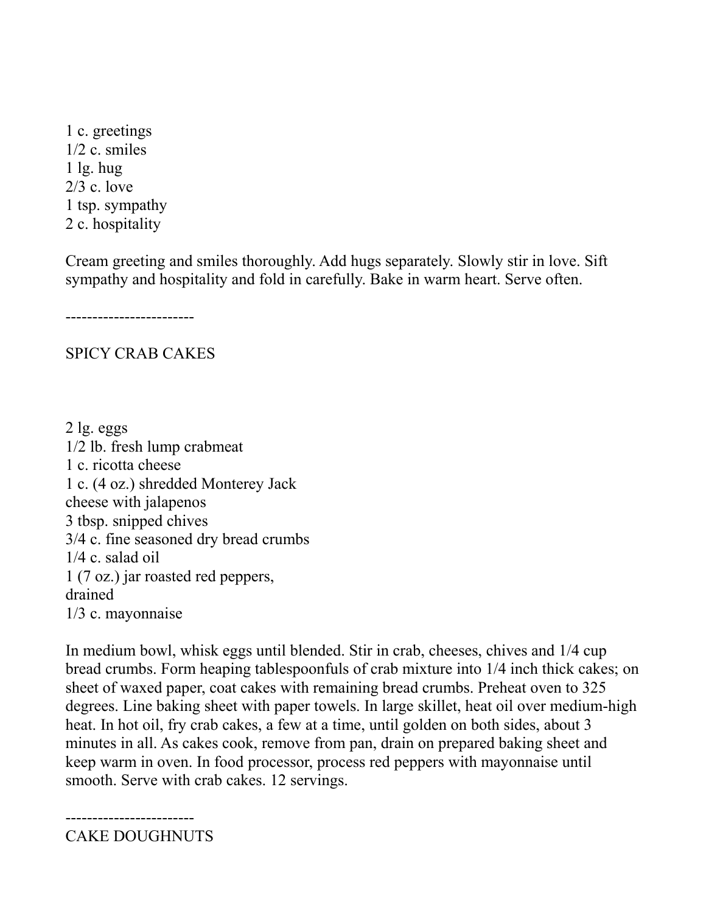1 c. greetings  
1/2 c. smiles  
1 lg. hug  
2/3 c. love  
1 tsp. sympathy  
2 c. hospitality

Cream greeting and smiles thoroughly. Add hugs separately. Slowly stir in love. Sift sympathy and hospitality and fold in carefully. Bake in warm heart. Serve often.

------------------------

## SPICY CRAB CAKES

2 lg. eggs  
1/2 lb. fresh lump crabmeat  
1 c. ricotta cheese  
1 c. (4 oz.) shredded Monterey Jack cheese with jalapenos  
3 tbsp. snipped chives  
3/4 c. fine seasoned dry bread crumbs  
1/4 c. salad oil  
1 (7 oz.) jar roasted red peppers, drained  
1/3 c. mayonnaise

In medium bowl, whisk eggs until blended. Stir in crab, cheeses, chives and 1/4 cup bread crumbs. Form heaping tablespoonfuls of crab mixture into 1/4 inch thick cakes; on sheet of waxed paper, coat cakes with remaining bread crumbs. Preheat oven to 325 degrees. Line baking sheet with paper towels. In large skillet, heat oil over medium-high heat. In hot oil, fry crab cakes, a few at a time, until golden on both sides, about 3 minutes in all. As cakes cook, remove from pan, drain on prepared baking sheet and keep warm in oven. In food processor, process red peppers with mayonnaise until smooth. Serve with crab cakes. 12 servings.

------------------------

## CAKE DOUGHNUTS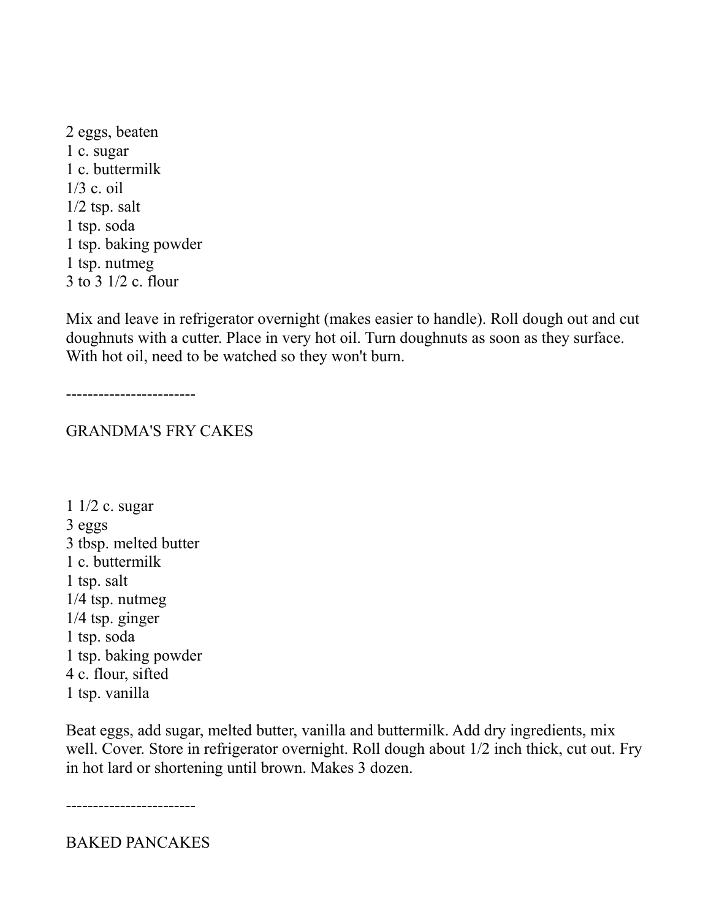2 eggs, beaten
1 c. sugar
1 c. buttermilk
1/3 c. oil
1/2 tsp. salt
1 tsp. soda
1 tsp. baking powder
1 tsp. nutmeg
3 to 3 1/2 c. flour

Mix and leave in refrigerator overnight (makes easier to handle). Roll dough out and cut doughnuts with a cutter. Place in very hot oil. Turn doughnuts as soon as they surface. With hot oil, need to be watched so they won't burn.

------------------------

GRANDMA'S FRY CAKES

1 1/2 c. sugar
3 eggs
3 tbsp. melted butter
1 c. buttermilk
1 tsp. salt
1/4 tsp. nutmeg
1/4 tsp. ginger
1 tsp. soda
1 tsp. baking powder
4 c. flour, sifted
1 tsp. vanilla

Beat eggs, add sugar, melted butter, vanilla and buttermilk. Add dry ingredients, mix well. Cover. Store in refrigerator overnight. Roll dough about 1/2 inch thick, cut out. Fry in hot lard or shortening until brown. Makes 3 dozen.

------------------------

BAKED PANCAKES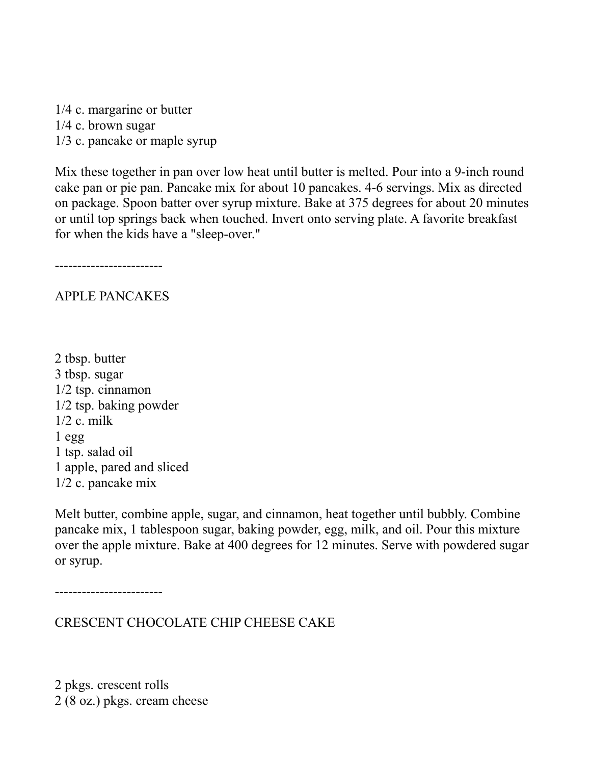1/4 c. margarine or butter
1/4 c. brown sugar
1/3 c. pancake or maple syrup

Mix these together in pan over low heat until butter is melted. Pour into a 9-inch round cake pan or pie pan. Pancake mix for about 10 pancakes. 4-6 servings. Mix as directed on package. Spoon batter over syrup mixture. Bake at 375 degrees for about 20 minutes or until top springs back when touched. Invert onto serving plate. A favorite breakfast for when the kids have a "sleep-over."

------------------------

## APPLE PANCAKES

2 tbsp. butter
3 tbsp. sugar
1/2 tsp. cinnamon
1/2 tsp. baking powder
1/2 c. milk
1 egg
1 tsp. salad oil
1 apple, pared and sliced
1/2 c. pancake mix

Melt butter, combine apple, sugar, and cinnamon, heat together until bubbly. Combine pancake mix, 1 tablespoon sugar, baking powder, egg, milk, and oil. Pour this mixture over the apple mixture. Bake at 400 degrees for 12 minutes. Serve with powdered sugar or syrup.

------------------------

## CRESCENT CHOCOLATE CHIP CHEESE CAKE

2 pkgs. crescent rolls
2 (8 oz.) pkgs. cream cheese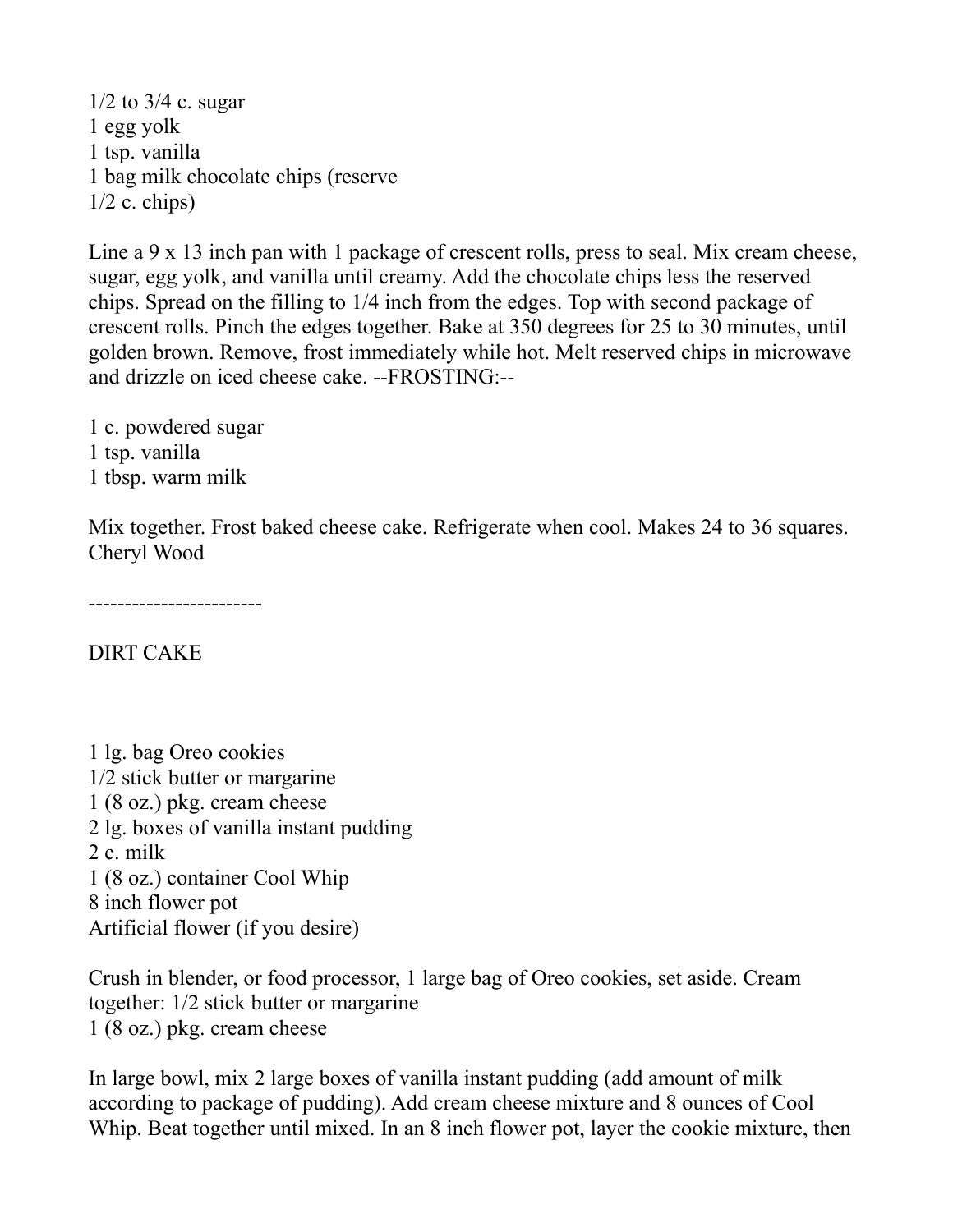1/2 to 3/4 c. sugar  
1 egg yolk  
1 tsp. vanilla  
1 bag milk chocolate chips (reserve  
1/2 c. chips)

Line a 9 x 13 inch pan with 1 package of crescent rolls, press to seal. Mix cream cheese, sugar, egg yolk, and vanilla until creamy. Add the chocolate chips less the reserved chips. Spread on the filling to 1/4 inch from the edges. Top with second package of crescent rolls. Pinch the edges together. Bake at 350 degrees for 25 to 30 minutes, until golden brown. Remove, frost immediately while hot. Melt reserved chips in microwave and drizzle on iced cheese cake. --FROSTING:--

1 c. powdered sugar  
1 tsp. vanilla  
1 tbsp. warm milk

Mix together. Frost baked cheese cake. Refrigerate when cool. Makes 24 to 36 squares. Cheryl Wood

------------------------

DIRT CAKE

1 lg. bag Oreo cookies  
1/2 stick butter or margarine  
1 (8 oz.) pkg. cream cheese  
2 lg. boxes of vanilla instant pudding  
2 c. milk  
1 (8 oz.) container Cool Whip  
8 inch flower pot  
Artificial flower (if you desire)

Crush in blender, or food processor, 1 large bag of Oreo cookies, set aside. Cream together: 1/2 stick butter or margarine  
1 (8 oz.) pkg. cream cheese

In large bowl, mix 2 large boxes of vanilla instant pudding (add amount of milk according to package of pudding). Add cream cheese mixture and 8 ounces of Cool Whip. Beat together until mixed. In an 8 inch flower pot, layer the cookie mixture, then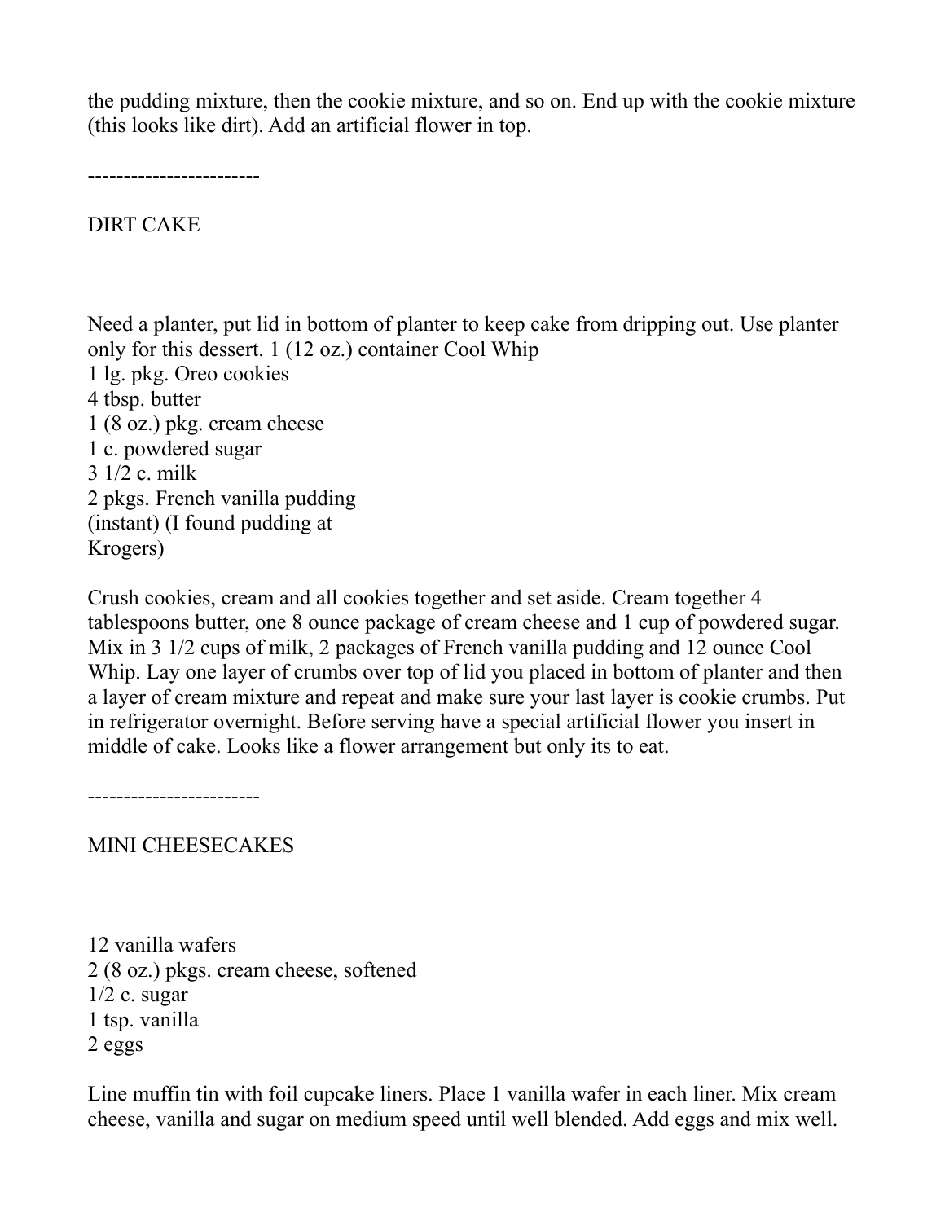the pudding mixture, then the cookie mixture, and so on. End up with the cookie mixture (this looks like dirt). Add an artificial flower in top.

------------------------

DIRT CAKE

Need a planter, put lid in bottom of planter to keep cake from dripping out. Use planter only for this dessert. 1 (12 oz.) container Cool Whip
1 lg. pkg. Oreo cookies
4 tbsp. butter
1 (8 oz.) pkg. cream cheese
1 c. powdered sugar
3 1/2 c. milk
2 pkgs. French vanilla pudding (instant) (I found pudding at Krogers)

Crush cookies, cream and all cookies together and set aside. Cream together 4 tablespoons butter, one 8 ounce package of cream cheese and 1 cup of powdered sugar. Mix in 3 1/2 cups of milk, 2 packages of French vanilla pudding and 12 ounce Cool Whip. Lay one layer of crumbs over top of lid you placed in bottom of planter and then a layer of cream mixture and repeat and make sure your last layer is cookie crumbs. Put in refrigerator overnight. Before serving have a special artificial flower you insert in middle of cake. Looks like a flower arrangement but only its to eat.

------------------------

MINI CHEESECAKES

12 vanilla wafers
2 (8 oz.) pkgs. cream cheese, softened
1/2 c. sugar
1 tsp. vanilla
2 eggs

Line muffin tin with foil cupcake liners. Place 1 vanilla wafer in each liner. Mix cream cheese, vanilla and sugar on medium speed until well blended. Add eggs and mix well.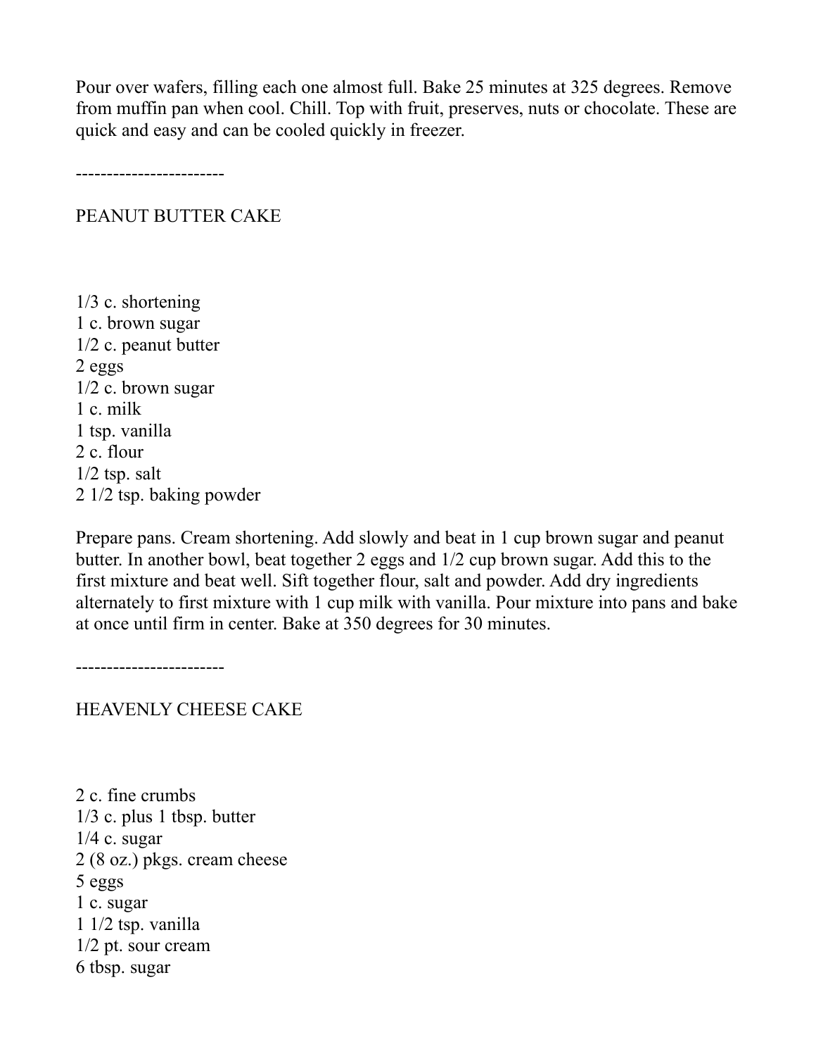Pour over wafers, filling each one almost full. Bake 25 minutes at 325 degrees. Remove from muffin pan when cool. Chill. Top with fruit, preserves, nuts or chocolate. These are quick and easy and can be cooled quickly in freezer.

------------------------

## PEANUT BUTTER CAKE

1/3 c. shortening
1 c. brown sugar
1/2 c. peanut butter
2 eggs
1/2 c. brown sugar
1 c. milk
1 tsp. vanilla
2 c. flour
1/2 tsp. salt
2 1/2 tsp. baking powder

Prepare pans. Cream shortening. Add slowly and beat in 1 cup brown sugar and peanut butter. In another bowl, beat together 2 eggs and 1/2 cup brown sugar. Add this to the first mixture and beat well. Sift together flour, salt and powder. Add dry ingredients alternately to first mixture with 1 cup milk with vanilla. Pour mixture into pans and bake at once until firm in center. Bake at 350 degrees for 30 minutes.

------------------------

## HEAVENLY CHEESE CAKE

2 c. fine crumbs
1/3 c. plus 1 tbsp. butter
1/4 c. sugar
2 (8 oz.) pkgs. cream cheese
5 eggs
1 c. sugar
1 1/2 tsp. vanilla
1/2 pt. sour cream
6 tbsp. sugar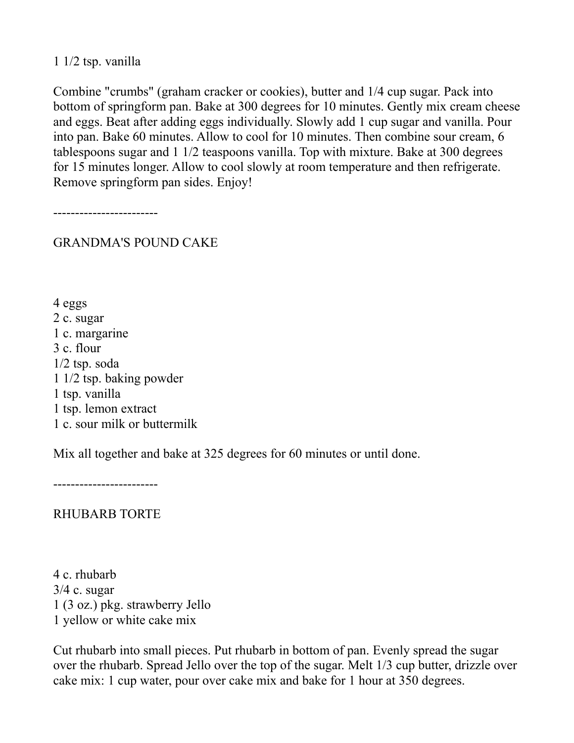1 1/2 tsp. vanilla

Combine "crumbs" (graham cracker or cookies), butter and 1/4 cup sugar. Pack into bottom of springform pan. Bake at 300 degrees for 10 minutes. Gently mix cream cheese and eggs. Beat after adding eggs individually. Slowly add 1 cup sugar and vanilla. Pour into pan. Bake 60 minutes. Allow to cool for 10 minutes. Then combine sour cream, 6 tablespoons sugar and 1 1/2 teaspoons vanilla. Top with mixture. Bake at 300 degrees for 15 minutes longer. Allow to cool slowly at room temperature and then refrigerate. Remove springform pan sides. Enjoy!

------------------------

## GRANDMA'S POUND CAKE

4 eggs
2 c. sugar
1 c. margarine
3 c. flour
1/2 tsp. soda
1 1/2 tsp. baking powder
1 tsp. vanilla
1 tsp. lemon extract
1 c. sour milk or buttermilk

Mix all together and bake at 325 degrees for 60 minutes or until done.

------------------------

## RHUBARB TORTE

4 c. rhubarb
3/4 c. sugar
1 (3 oz.) pkg. strawberry Jello
1 yellow or white cake mix

Cut rhubarb into small pieces. Put rhubarb in bottom of pan. Evenly spread the sugar over the rhubarb. Spread Jello over the top of the sugar. Melt 1/3 cup butter, drizzle over cake mix: 1 cup water, pour over cake mix and bake for 1 hour at 350 degrees.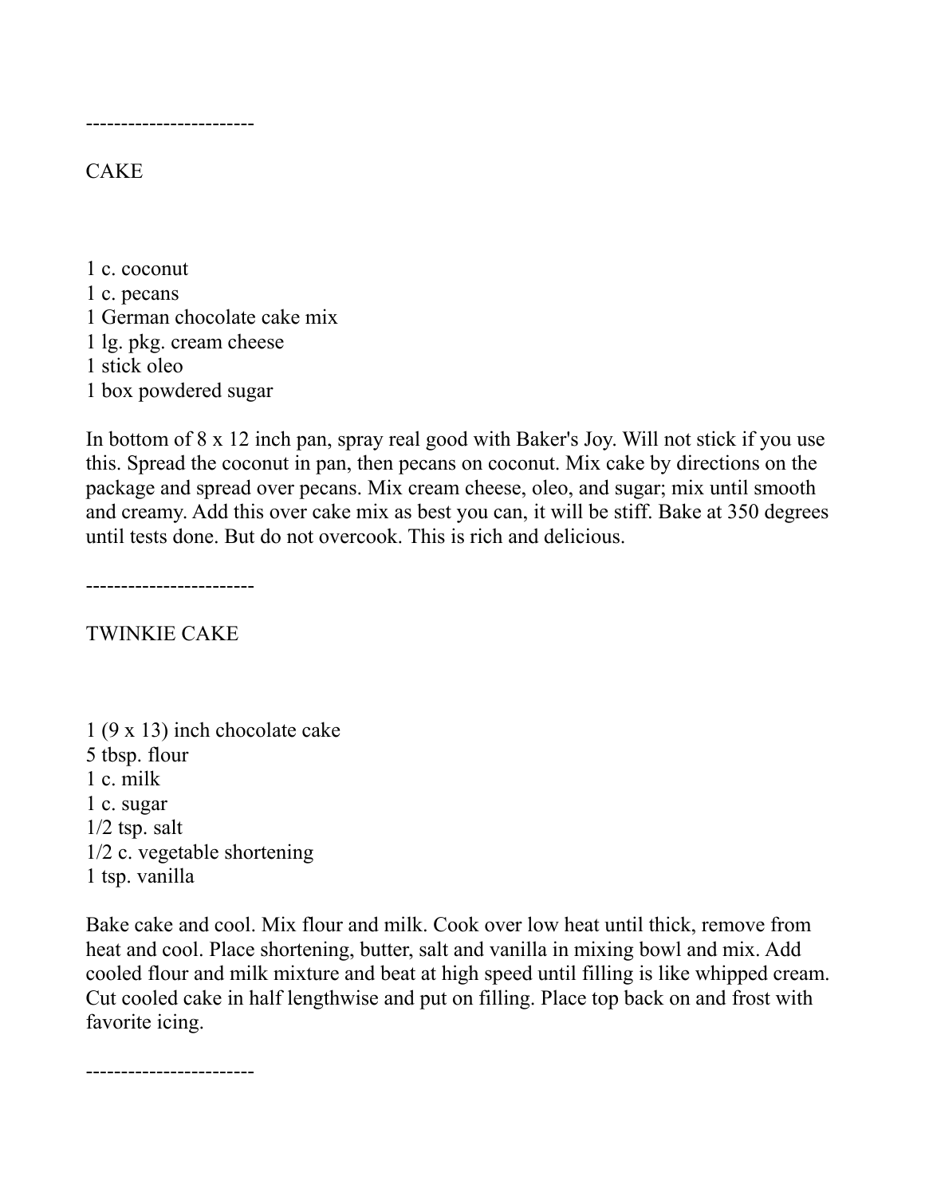------------------------

## CAKE

1 c. coconut
1 c. pecans
1 German chocolate cake mix
1 lg. pkg. cream cheese
1 stick oleo
1 box powdered sugar

In bottom of 8 x 12 inch pan, spray real good with Baker's Joy. Will not stick if you use this. Spread the coconut in pan, then pecans on coconut. Mix cake by directions on the package and spread over pecans. Mix cream cheese, oleo, and sugar; mix until smooth and creamy. Add this over cake mix as best you can, it will be stiff. Bake at 350 degrees until tests done. But do not overcook. This is rich and delicious.

------------------------

## TWINKIE CAKE

1 (9 x 13) inch chocolate cake
5 tbsp. flour
1 c. milk
1 c. sugar
1/2 tsp. salt
1/2 c. vegetable shortening
1 tsp. vanilla

Bake cake and cool. Mix flour and milk. Cook over low heat until thick, remove from heat and cool. Place shortening, butter, salt and vanilla in mixing bowl and mix. Add cooled flour and milk mixture and beat at high speed until filling is like whipped cream. Cut cooled cake in half lengthwise and put on filling. Place top back on and frost with favorite icing.

------------------------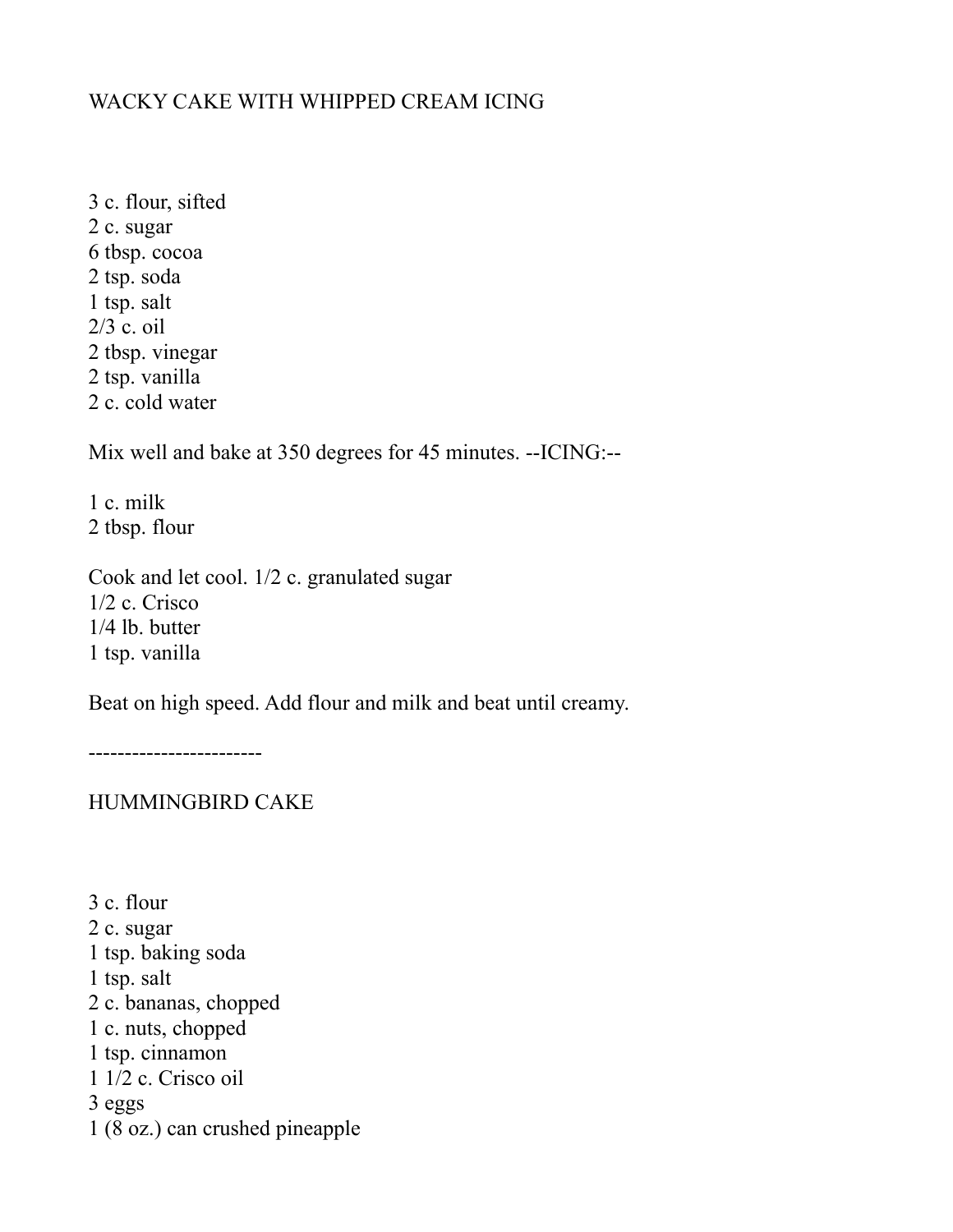## WACKY CAKE WITH WHIPPED CREAM ICING

3 c. flour, sifted
2 c. sugar
6 tbsp. cocoa
2 tsp. soda
1 tsp. salt
2/3 c. oil
2 tbsp. vinegar
2 tsp. vanilla
2 c. cold water

Mix well and bake at 350 degrees for 45 minutes. --ICING:--

1 c. milk
2 tbsp. flour

Cook and let cool. 1/2 c. granulated sugar
1/2 c. Crisco
1/4 lb. butter
1 tsp. vanilla

Beat on high speed. Add flour and milk and beat until creamy.

------------------------

## HUMMINGBIRD CAKE

3 c. flour
2 c. sugar
1 tsp. baking soda
1 tsp. salt
2 c. bananas, chopped
1 c. nuts, chopped
1 tsp. cinnamon
1 1/2 c. Crisco oil
3 eggs
1 (8 oz.) can crushed pineapple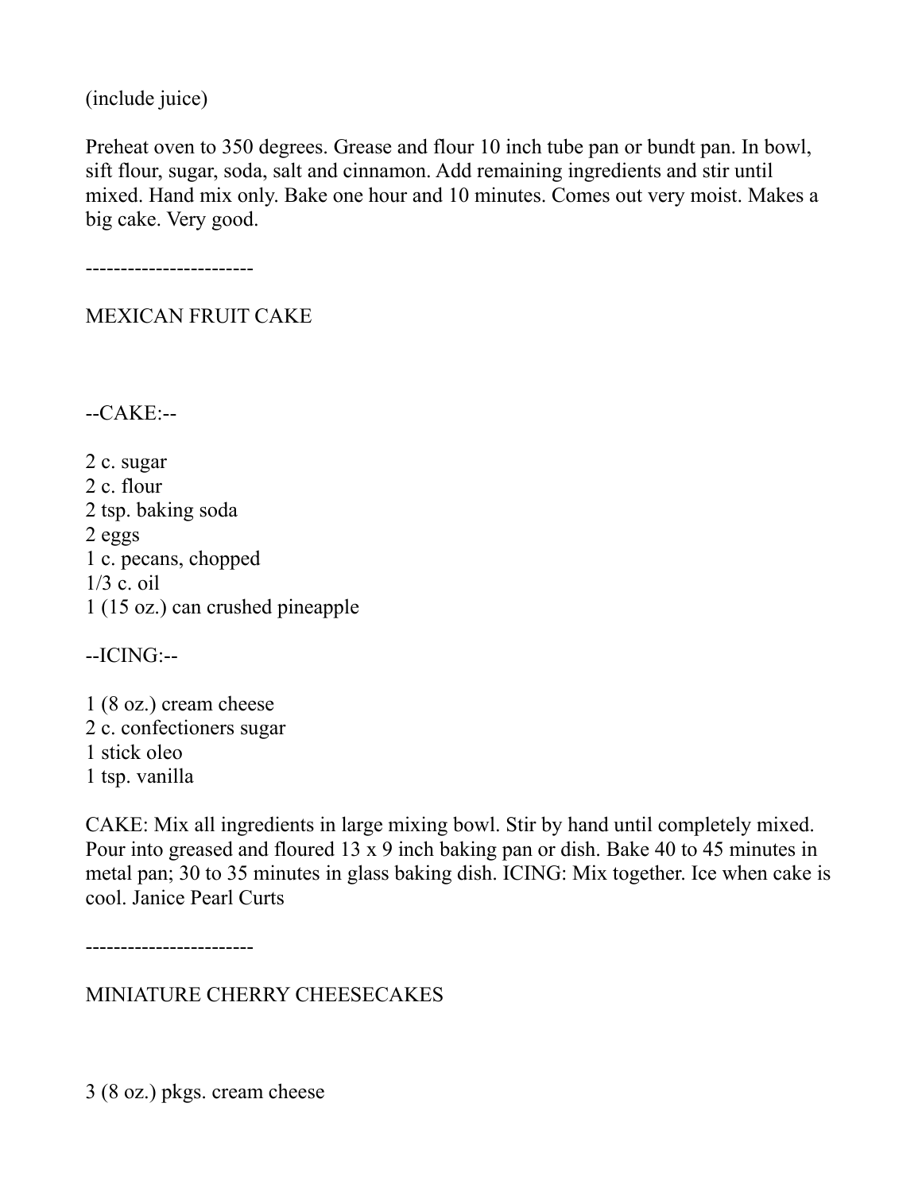(include juice)

Preheat oven to 350 degrees. Grease and flour 10 inch tube pan or bundt pan. In bowl, sift flour, sugar, soda, salt and cinnamon. Add remaining ingredients and stir until mixed. Hand mix only. Bake one hour and 10 minutes. Comes out very moist. Makes a big cake. Very good.

------------------------

## MEXICAN FRUIT CAKE

--CAKE:--

2 c. sugar
2 c. flour
2 tsp. baking soda
2 eggs
1 c. pecans, chopped
1/3 c. oil
1 (15 oz.) can crushed pineapple

--ICING:--

1 (8 oz.) cream cheese
2 c. confectioners sugar
1 stick oleo
1 tsp. vanilla

CAKE: Mix all ingredients in large mixing bowl. Stir by hand until completely mixed. Pour into greased and floured 13 x 9 inch baking pan or dish. Bake 40 to 45 minutes in metal pan; 30 to 35 minutes in glass baking dish. ICING: Mix together. Ice when cake is cool. Janice Pearl Curts

------------------------

## MINIATURE CHERRY CHEESECAKES

3 (8 oz.) pkgs. cream cheese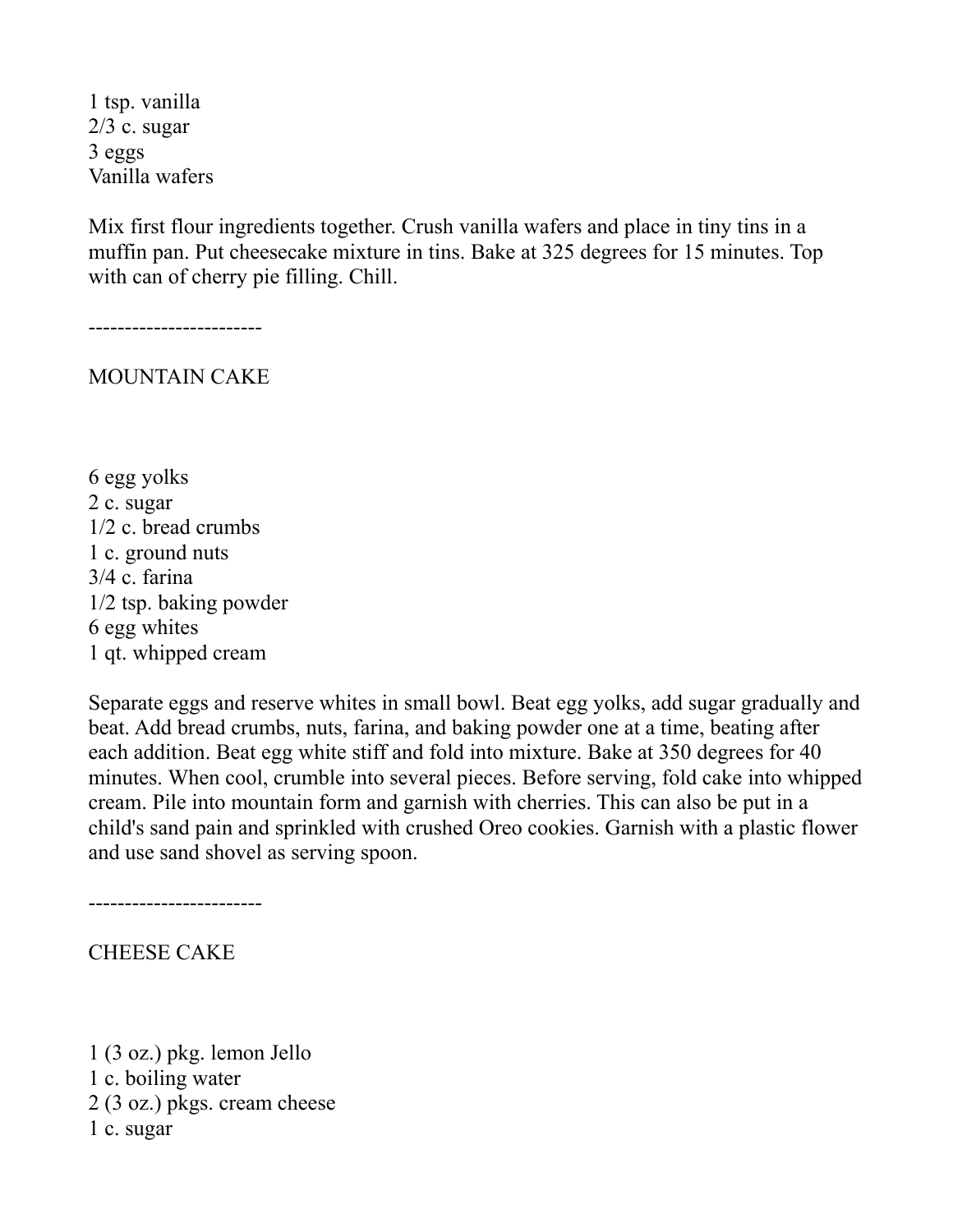1 tsp. vanilla
2/3 c. sugar
3 eggs
Vanilla wafers

Mix first flour ingredients together. Crush vanilla wafers and place in tiny tins in a muffin pan. Put cheesecake mixture in tins. Bake at 325 degrees for 15 minutes. Top with can of cherry pie filling. Chill.

------------------------

## MOUNTAIN CAKE

6 egg yolks
2 c. sugar
1/2 c. bread crumbs
1 c. ground nuts
3/4 c. farina
1/2 tsp. baking powder
6 egg whites
1 qt. whipped cream

Separate eggs and reserve whites in small bowl. Beat egg yolks, add sugar gradually and beat. Add bread crumbs, nuts, farina, and baking powder one at a time, beating after each addition. Beat egg white stiff and fold into mixture. Bake at 350 degrees for 40 minutes. When cool, crumble into several pieces. Before serving, fold cake into whipped cream. Pile into mountain form and garnish with cherries. This can also be put in a child's sand pain and sprinkled with crushed Oreo cookies. Garnish with a plastic flower and use sand shovel as serving spoon.

------------------------

## CHEESE CAKE

1 (3 oz.) pkg. lemon Jello
1 c. boiling water
2 (3 oz.) pkgs. cream cheese
1 c. sugar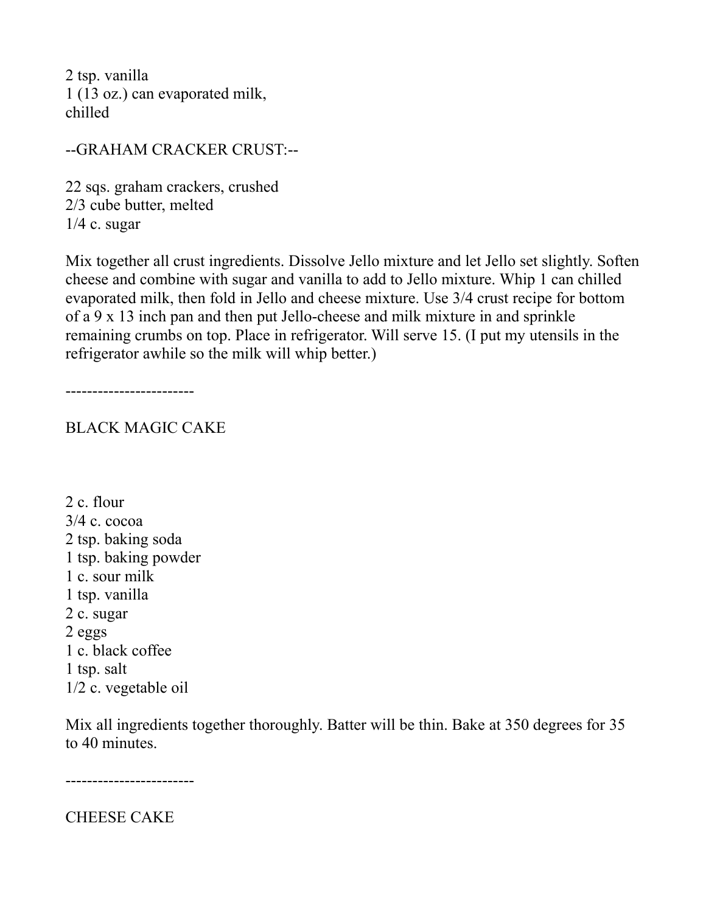2 tsp. vanilla
1 (13 oz.) can evaporated milk,
chilled

--GRAHAM CRACKER CRUST:--

22 sqs. graham crackers, crushed
2/3 cube butter, melted
1/4 c. sugar

Mix together all crust ingredients. Dissolve Jello mixture and let Jello set slightly. Soften cheese and combine with sugar and vanilla to add to Jello mixture. Whip 1 can chilled evaporated milk, then fold in Jello and cheese mixture. Use 3/4 crust recipe for bottom of a 9 x 13 inch pan and then put Jello-cheese and milk mixture in and sprinkle remaining crumbs on top. Place in refrigerator. Will serve 15. (I put my utensils in the refrigerator awhile so the milk will whip better.)

------------------------

## BLACK MAGIC CAKE

2 c. flour
3/4 c. cocoa
2 tsp. baking soda
1 tsp. baking powder
1 c. sour milk
1 tsp. vanilla
2 c. sugar
2 eggs
1 c. black coffee
1 tsp. salt
1/2 c. vegetable oil

Mix all ingredients together thoroughly. Batter will be thin. Bake at 350 degrees for 35 to 40 minutes.

------------------------

## CHEESE CAKE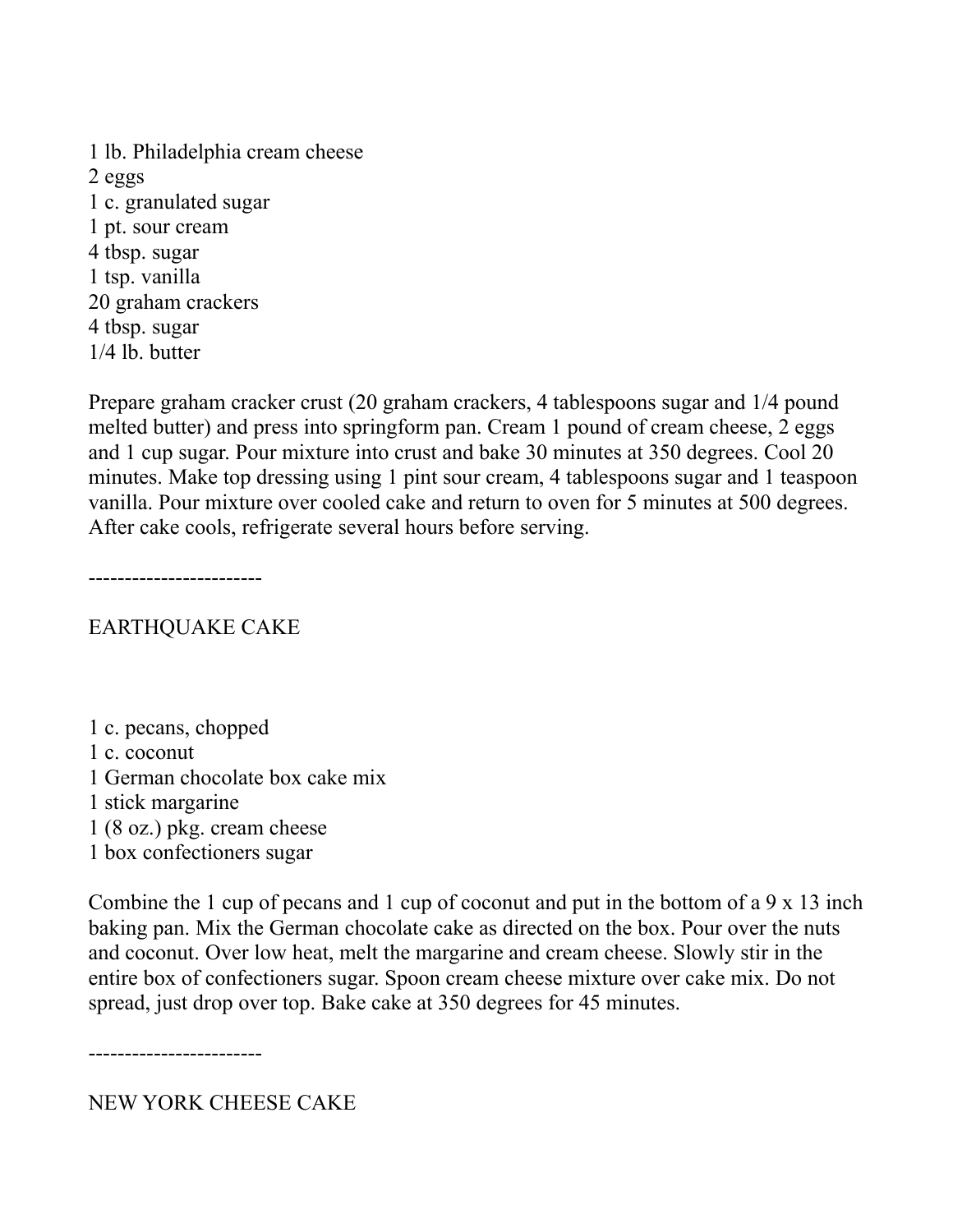1 lb. Philadelphia cream cheese
2 eggs
1 c. granulated sugar
1 pt. sour cream
4 tbsp. sugar
1 tsp. vanilla
20 graham crackers
4 tbsp. sugar
1/4 lb. butter

Prepare graham cracker crust (20 graham crackers, 4 tablespoons sugar and 1/4 pound melted butter) and press into springform pan. Cream 1 pound of cream cheese, 2 eggs and 1 cup sugar. Pour mixture into crust and bake 30 minutes at 350 degrees. Cool 20 minutes. Make top dressing using 1 pint sour cream, 4 tablespoons sugar and 1 teaspoon vanilla. Pour mixture over cooled cake and return to oven for 5 minutes at 500 degrees. After cake cools, refrigerate several hours before serving.

------------------------

## EARTHQUAKE CAKE

1 c. pecans, chopped
1 c. coconut
1 German chocolate box cake mix
1 stick margarine
1 (8 oz.) pkg. cream cheese
1 box confectioners sugar

Combine the 1 cup of pecans and 1 cup of coconut and put in the bottom of a 9 x 13 inch baking pan. Mix the German chocolate cake as directed on the box. Pour over the nuts and coconut. Over low heat, melt the margarine and cream cheese. Slowly stir in the entire box of confectioners sugar. Spoon cream cheese mixture over cake mix. Do not spread, just drop over top. Bake cake at 350 degrees for 45 minutes.

------------------------

## NEW YORK CHEESE CAKE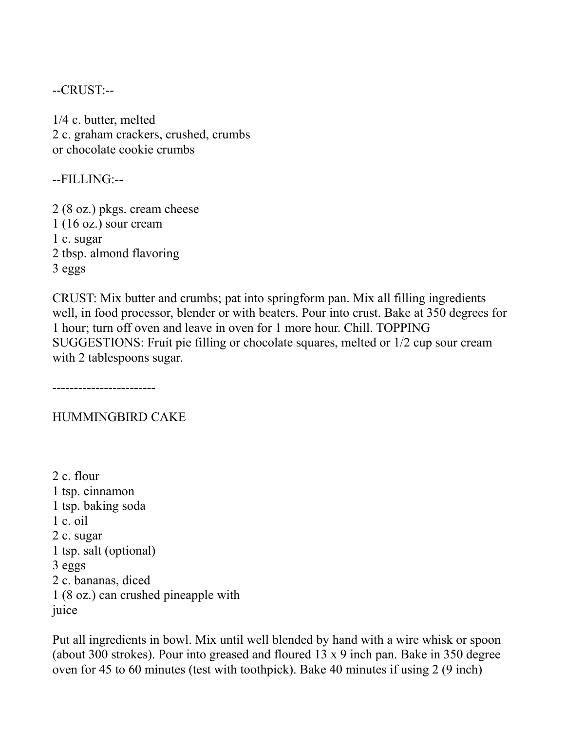--CRUST:--

1/4 c. butter, melted
2 c. graham crackers, crushed, crumbs
or chocolate cookie crumbs

--FILLING:--

2 (8 oz.) pkgs. cream cheese
1 (16 oz.) sour cream
1 c. sugar
2 tbsp. almond flavoring
3 eggs

CRUST: Mix butter and crumbs; pat into springform pan. Mix all filling ingredients well, in food processor, blender or with beaters. Pour into crust. Bake at 350 degrees for 1 hour; turn off oven and leave in oven for 1 more hour. Chill. TOPPING SUGGESTIONS: Fruit pie filling or chocolate squares, melted or 1/2 cup sour cream with 2 tablespoons sugar.

------------------------

HUMMINGBIRD CAKE

2 c. flour
1 tsp. cinnamon
1 tsp. baking soda
1 c. oil
2 c. sugar
1 tsp. salt (optional)
3 eggs
2 c. bananas, diced
1 (8 oz.) can crushed pineapple with
juice

Put all ingredients in bowl. Mix until well blended by hand with a wire whisk or spoon (about 300 strokes). Pour into greased and floured 13 x 9 inch pan. Bake in 350 degree oven for 45 to 60 minutes (test with toothpick). Bake 40 minutes if using 2 (9 inch)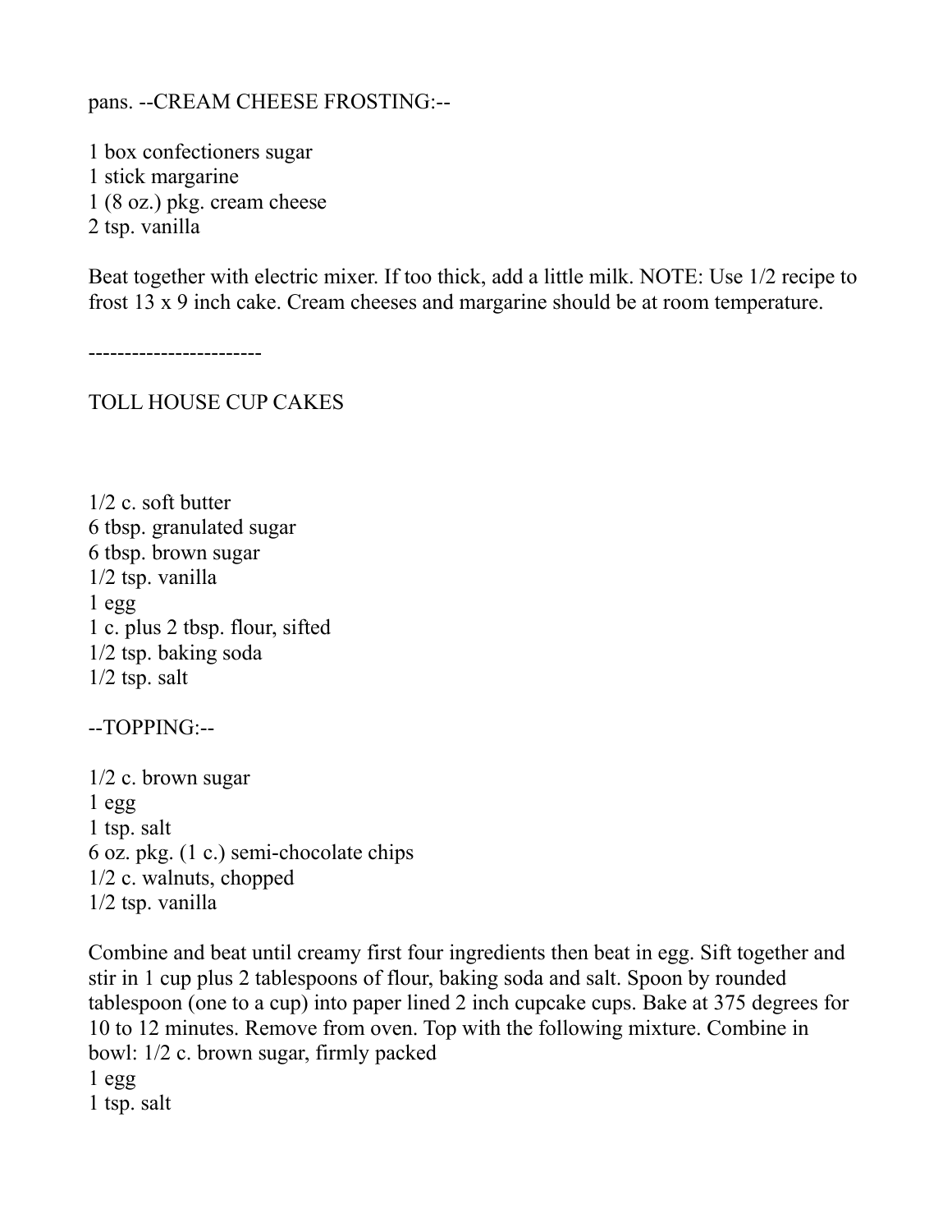pans. --CREAM CHEESE FROSTING:--

1 box confectioners sugar
1 stick margarine
1 (8 oz.) pkg. cream cheese
2 tsp. vanilla

Beat together with electric mixer. If too thick, add a little milk. NOTE: Use 1/2 recipe to frost 13 x 9 inch cake. Cream cheeses and margarine should be at room temperature.

------------------------

## TOLL HOUSE CUP CAKES

1/2 c. soft butter
6 tbsp. granulated sugar
6 tbsp. brown sugar
1/2 tsp. vanilla
1 egg
1 c. plus 2 tbsp. flour, sifted
1/2 tsp. baking soda
1/2 tsp. salt

--TOPPING:--

1/2 c. brown sugar
1 egg
1 tsp. salt
6 oz. pkg. (1 c.) semi-chocolate chips
1/2 c. walnuts, chopped
1/2 tsp. vanilla

Combine and beat until creamy first four ingredients then beat in egg. Sift together and stir in 1 cup plus 2 tablespoons of flour, baking soda and salt. Spoon by rounded tablespoon (one to a cup) into paper lined 2 inch cupcake cups. Bake at 375 degrees for 10 to 12 minutes. Remove from oven. Top with the following mixture. Combine in bowl: 1/2 c. brown sugar, firmly packed
1 egg
1 tsp. salt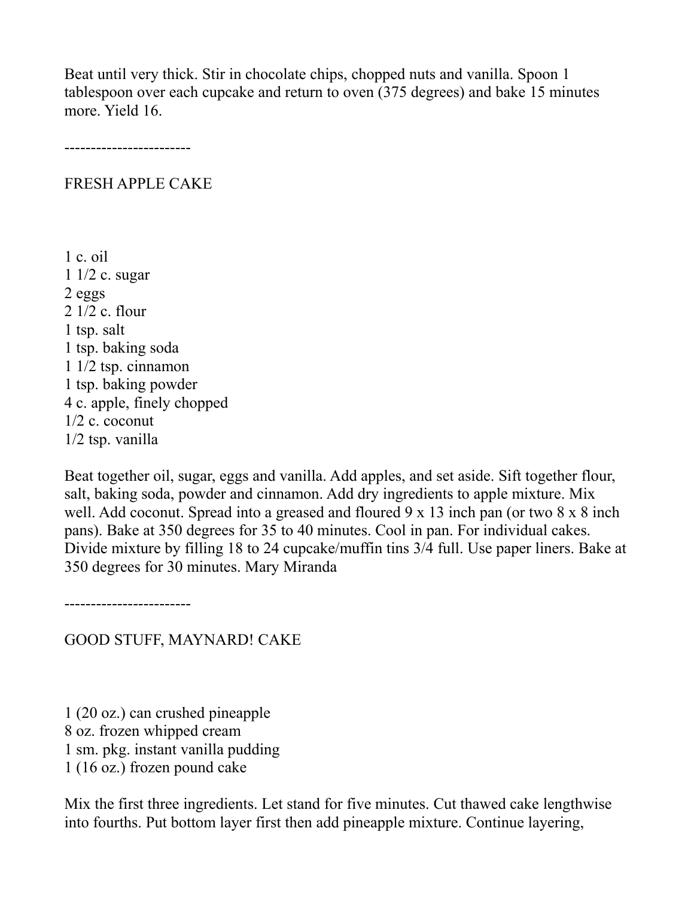Beat until very thick. Stir in chocolate chips, chopped nuts and vanilla. Spoon 1 tablespoon over each cupcake and return to oven (375 degrees) and bake 15 minutes more. Yield 16.

------------------------

## FRESH APPLE CAKE

1 c. oil
1 1/2 c. sugar
2 eggs
2 1/2 c. flour
1 tsp. salt
1 tsp. baking soda
1 1/2 tsp. cinnamon
1 tsp. baking powder
4 c. apple, finely chopped
1/2 c. coconut
1/2 tsp. vanilla

Beat together oil, sugar, eggs and vanilla. Add apples, and set aside. Sift together flour, salt, baking soda, powder and cinnamon. Add dry ingredients to apple mixture. Mix well. Add coconut. Spread into a greased and floured 9 x 13 inch pan (or two 8 x 8 inch pans). Bake at 350 degrees for 35 to 40 minutes. Cool in pan. For individual cakes. Divide mixture by filling 18 to 24 cupcake/muffin tins 3/4 full. Use paper liners. Bake at 350 degrees for 30 minutes. Mary Miranda

------------------------

## GOOD STUFF, MAYNARD! CAKE

1 (20 oz.) can crushed pineapple
8 oz. frozen whipped cream
1 sm. pkg. instant vanilla pudding
1 (16 oz.) frozen pound cake

Mix the first three ingredients. Let stand for five minutes. Cut thawed cake lengthwise into fourths. Put bottom layer first then add pineapple mixture. Continue layering,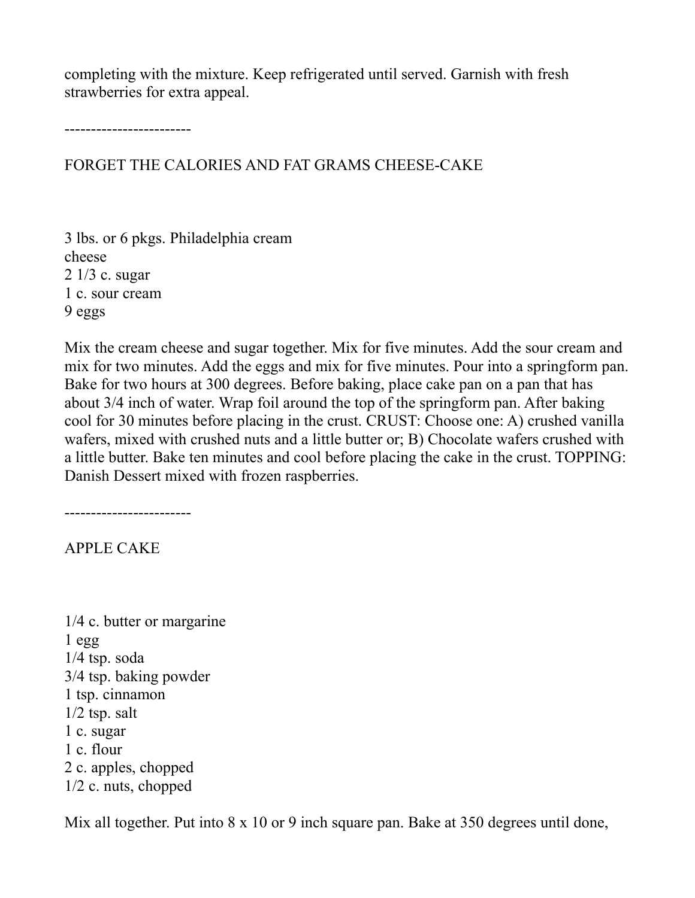completing with the mixture. Keep refrigerated until served. Garnish with fresh strawberries for extra appeal.

------------------------

## FORGET THE CALORIES AND FAT GRAMS CHEESE-CAKE

3 lbs. or 6 pkgs. Philadelphia cream cheese
2 1/3 c. sugar
1 c. sour cream
9 eggs

Mix the cream cheese and sugar together. Mix for five minutes. Add the sour cream and mix for two minutes. Add the eggs and mix for five minutes. Pour into a springform pan. Bake for two hours at 300 degrees. Before baking, place cake pan on a pan that has about 3/4 inch of water. Wrap foil around the top of the springform pan. After baking cool for 30 minutes before placing in the crust. CRUST: Choose one: A) crushed vanilla wafers, mixed with crushed nuts and a little butter or; B) Chocolate wafers crushed with a little butter. Bake ten minutes and cool before placing the cake in the crust. TOPPING: Danish Dessert mixed with frozen raspberries.

------------------------

## APPLE CAKE

1/4 c. butter or margarine
1 egg
1/4 tsp. soda
3/4 tsp. baking powder
1 tsp. cinnamon
1/2 tsp. salt
1 c. sugar
1 c. flour
2 c. apples, chopped
1/2 c. nuts, chopped

Mix all together. Put into 8 x 10 or 9 inch square pan. Bake at 350 degrees until done,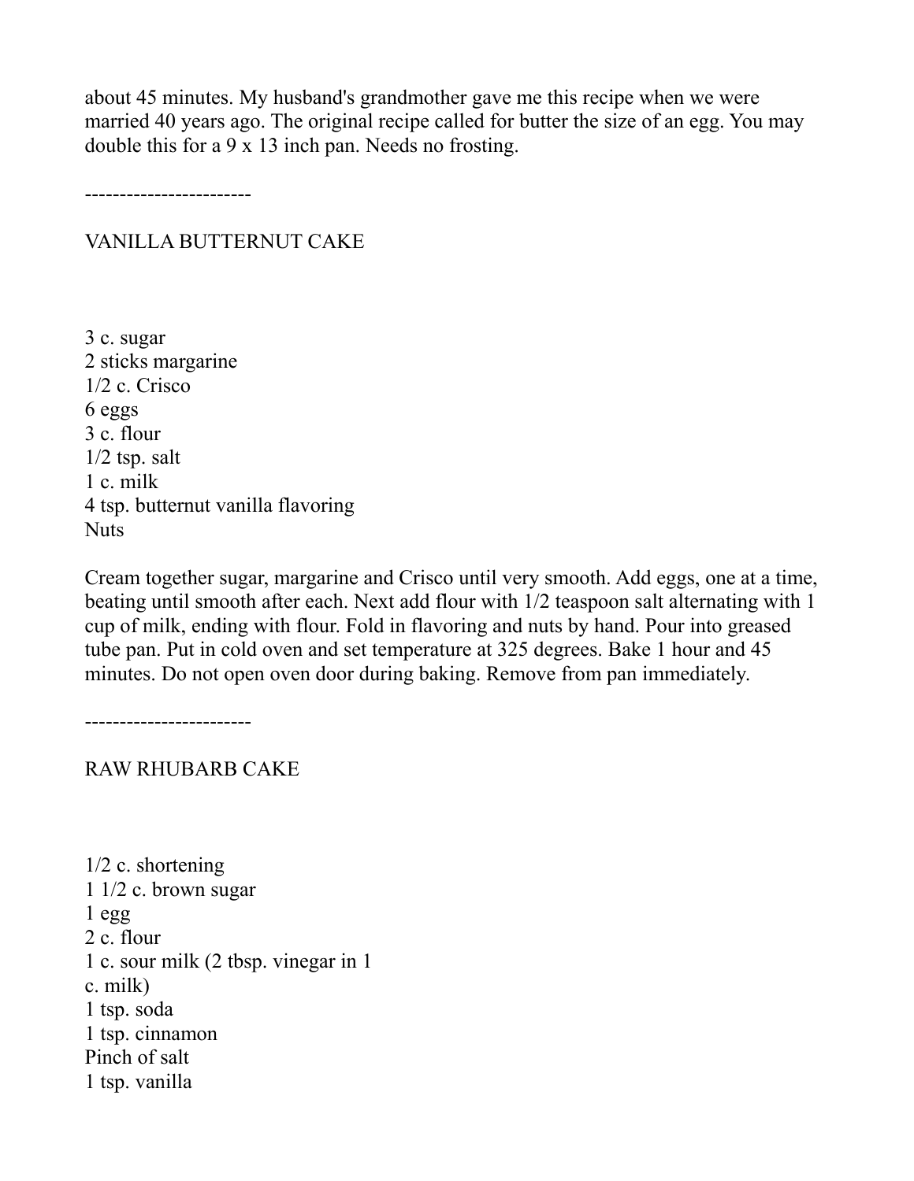about 45 minutes. My husband's grandmother gave me this recipe when we were married 40 years ago. The original recipe called for butter the size of an egg. You may double this for a 9 x 13 inch pan. Needs no frosting.

------------------------

## VANILLA BUTTERNUT CAKE

3 c. sugar
2 sticks margarine
1/2 c. Crisco
6 eggs
3 c. flour
1/2 tsp. salt
1 c. milk
4 tsp. butternut vanilla flavoring
Nuts

Cream together sugar, margarine and Crisco until very smooth. Add eggs, one at a time, beating until smooth after each. Next add flour with 1/2 teaspoon salt alternating with 1 cup of milk, ending with flour. Fold in flavoring and nuts by hand. Pour into greased tube pan. Put in cold oven and set temperature at 325 degrees. Bake 1 hour and 45 minutes. Do not open oven door during baking. Remove from pan immediately.

------------------------

## RAW RHUBARB CAKE

1/2 c. shortening
1 1/2 c. brown sugar
1 egg
2 c. flour
1 c. sour milk (2 tbsp. vinegar in 1 c. milk)
1 tsp. soda
1 tsp. cinnamon
Pinch of salt
1 tsp. vanilla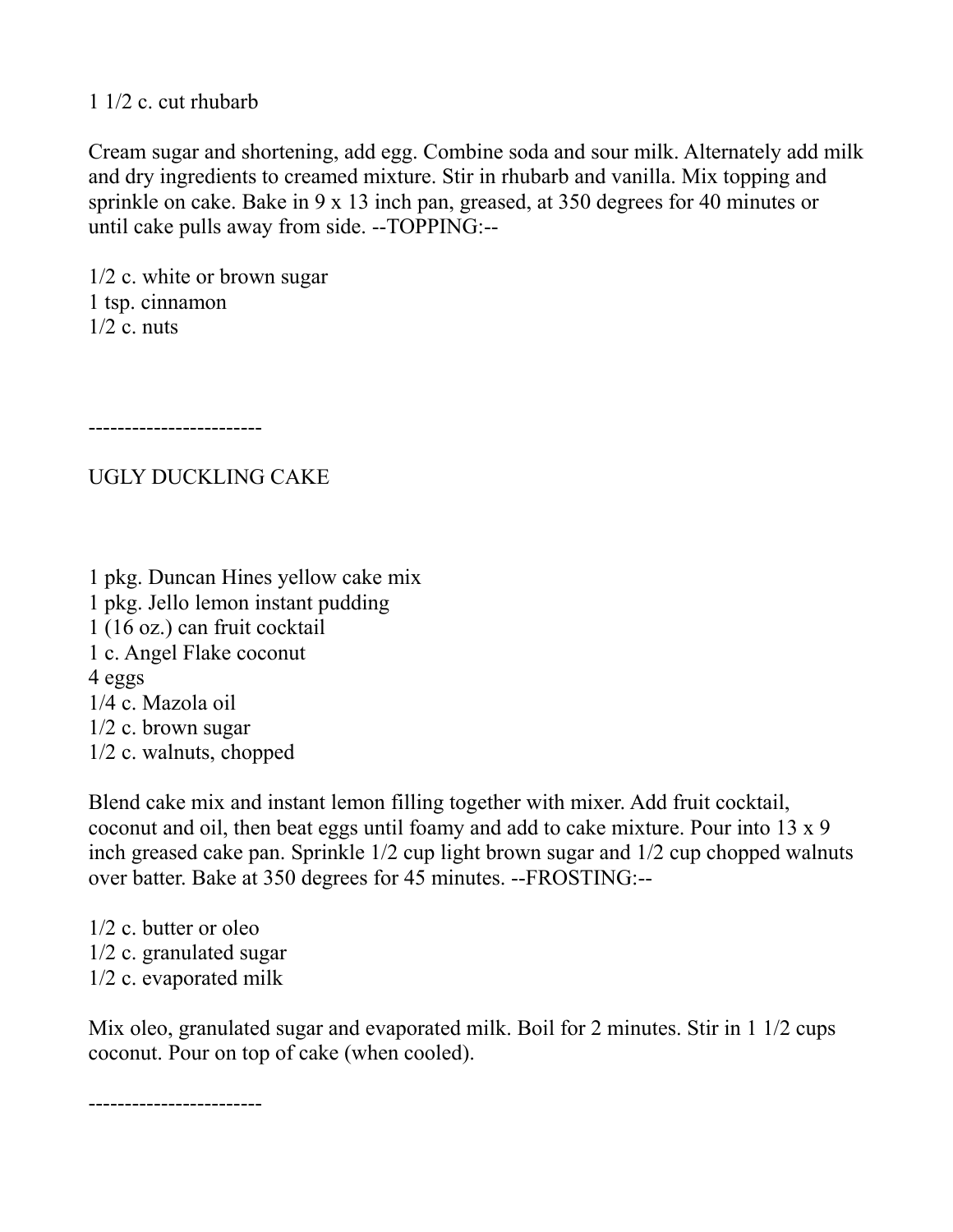1 1/2 c. cut rhubarb

Cream sugar and shortening, add egg. Combine soda and sour milk. Alternately add milk and dry ingredients to creamed mixture. Stir in rhubarb and vanilla. Mix topping and sprinkle on cake. Bake in 9 x 13 inch pan, greased, at 350 degrees for 40 minutes or until cake pulls away from side. --TOPPING:--

1/2 c. white or brown sugar
1 tsp. cinnamon
1/2 c. nuts

------------------------

UGLY DUCKLING CAKE

1 pkg. Duncan Hines yellow cake mix
1 pkg. Jello lemon instant pudding
1 (16 oz.) can fruit cocktail
1 c. Angel Flake coconut
4 eggs
1/4 c. Mazola oil
1/2 c. brown sugar
1/2 c. walnuts, chopped

Blend cake mix and instant lemon filling together with mixer. Add fruit cocktail, coconut and oil, then beat eggs until foamy and add to cake mixture. Pour into 13 x 9 inch greased cake pan. Sprinkle 1/2 cup light brown sugar and 1/2 cup chopped walnuts over batter. Bake at 350 degrees for 45 minutes. --FROSTING:--

1/2 c. butter or oleo
1/2 c. granulated sugar
1/2 c. evaporated milk

Mix oleo, granulated sugar and evaporated milk. Boil for 2 minutes. Stir in 1 1/2 cups coconut. Pour on top of cake (when cooled).

------------------------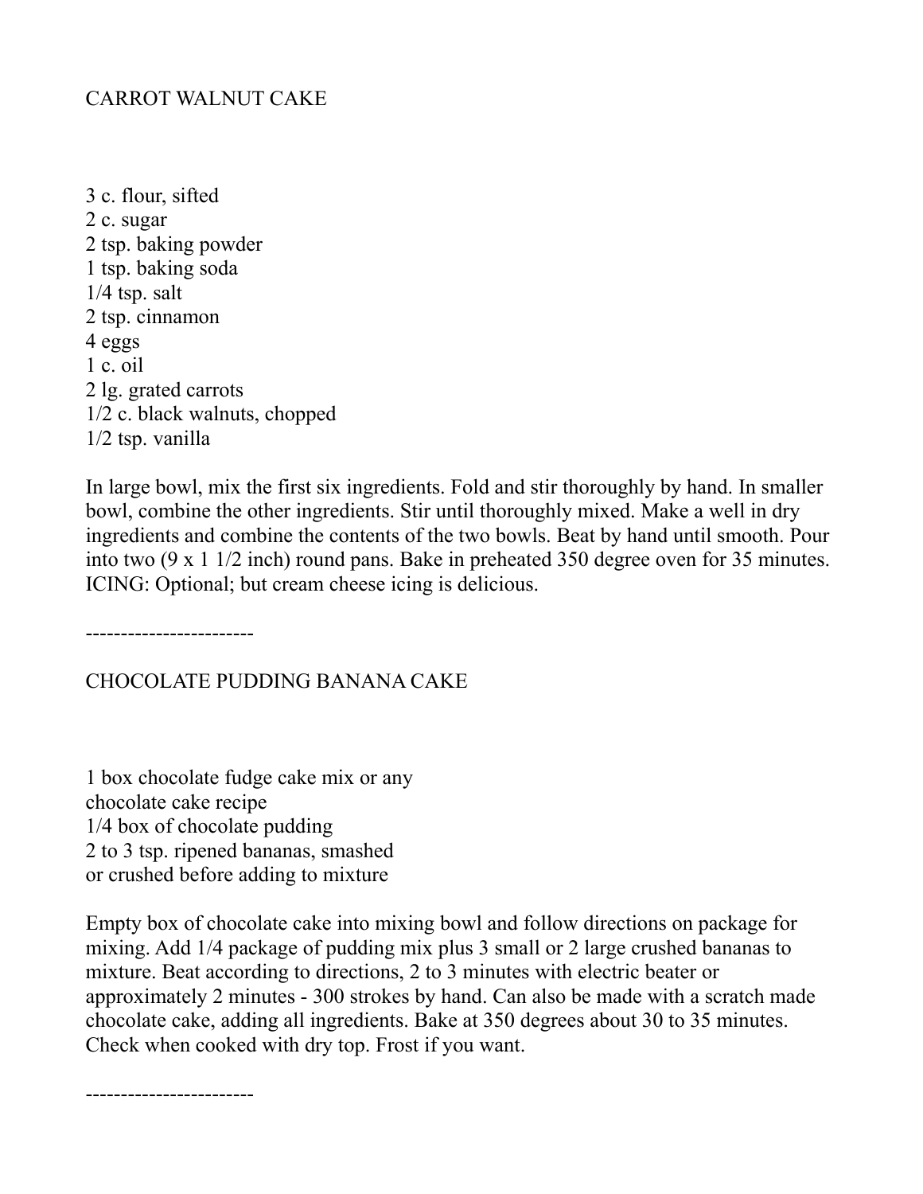## CARROT WALNUT CAKE

3 c. flour, sifted
2 c. sugar
2 tsp. baking powder
1 tsp. baking soda
1/4 tsp. salt
2 tsp. cinnamon
4 eggs
1 c. oil
2 lg. grated carrots
1/2 c. black walnuts, chopped
1/2 tsp. vanilla

In large bowl, mix the first six ingredients. Fold and stir thoroughly by hand. In smaller bowl, combine the other ingredients. Stir until thoroughly mixed. Make a well in dry ingredients and combine the contents of the two bowls. Beat by hand until smooth. Pour into two (9 x 1 1/2 inch) round pans. Bake in preheated 350 degree oven for 35 minutes. ICING: Optional; but cream cheese icing is delicious.

------------------------

## CHOCOLATE PUDDING BANANA CAKE

1 box chocolate fudge cake mix or any chocolate cake recipe
1/4 box of chocolate pudding
2 to 3 tsp. ripened bananas, smashed or crushed before adding to mixture

Empty box of chocolate cake into mixing bowl and follow directions on package for mixing. Add 1/4 package of pudding mix plus 3 small or 2 large crushed bananas to mixture. Beat according to directions, 2 to 3 minutes with electric beater or approximately 2 minutes - 300 strokes by hand. Can also be made with a scratch made chocolate cake, adding all ingredients. Bake at 350 degrees about 30 to 35 minutes. Check when cooked with dry top. Frost if you want.

------------------------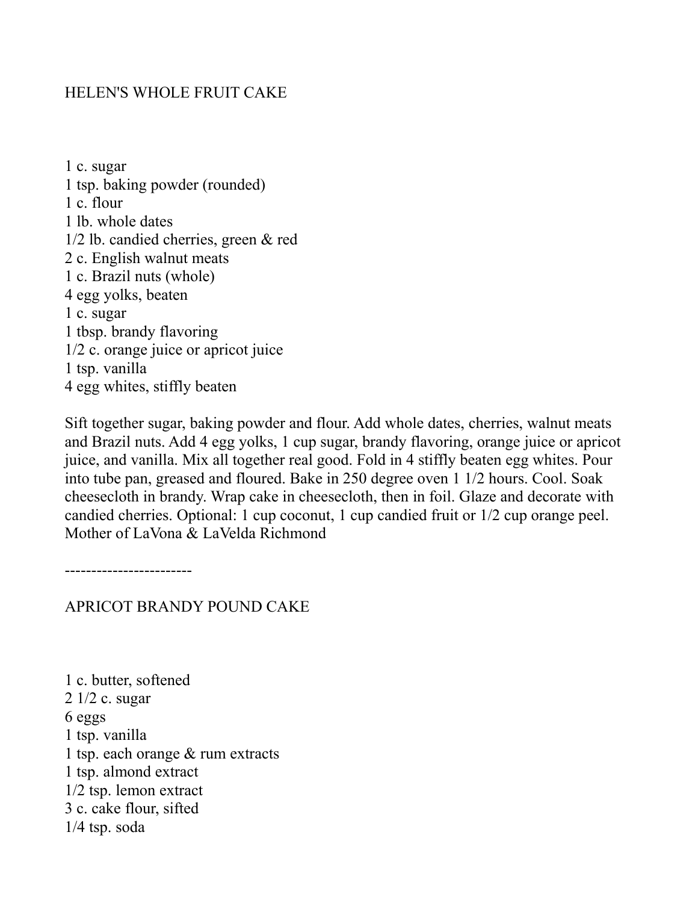## HELEN'S WHOLE FRUIT CAKE

1 c. sugar
1 tsp. baking powder (rounded)
1 c. flour
1 lb. whole dates
1/2 lb. candied cherries, green & red
2 c. English walnut meats
1 c. Brazil nuts (whole)
4 egg yolks, beaten
1 c. sugar
1 tbsp. brandy flavoring
1/2 c. orange juice or apricot juice
1 tsp. vanilla
4 egg whites, stiffly beaten

Sift together sugar, baking powder and flour. Add whole dates, cherries, walnut meats and Brazil nuts. Add 4 egg yolks, 1 cup sugar, brandy flavoring, orange juice or apricot juice, and vanilla. Mix all together real good. Fold in 4 stiffly beaten egg whites. Pour into tube pan, greased and floured. Bake in 250 degree oven 1 1/2 hours. Cool. Soak cheesecloth in brandy. Wrap cake in cheesecloth, then in foil. Glaze and decorate with candied cherries. Optional: 1 cup coconut, 1 cup candied fruit or 1/2 cup orange peel.
Mother of LaVona & LaVelda Richmond

------------------------

## APRICOT BRANDY POUND CAKE

1 c. butter, softened
2 1/2 c. sugar
6 eggs
1 tsp. vanilla
1 tsp. each orange & rum extracts
1 tsp. almond extract
1/2 tsp. lemon extract
3 c. cake flour, sifted
1/4 tsp. soda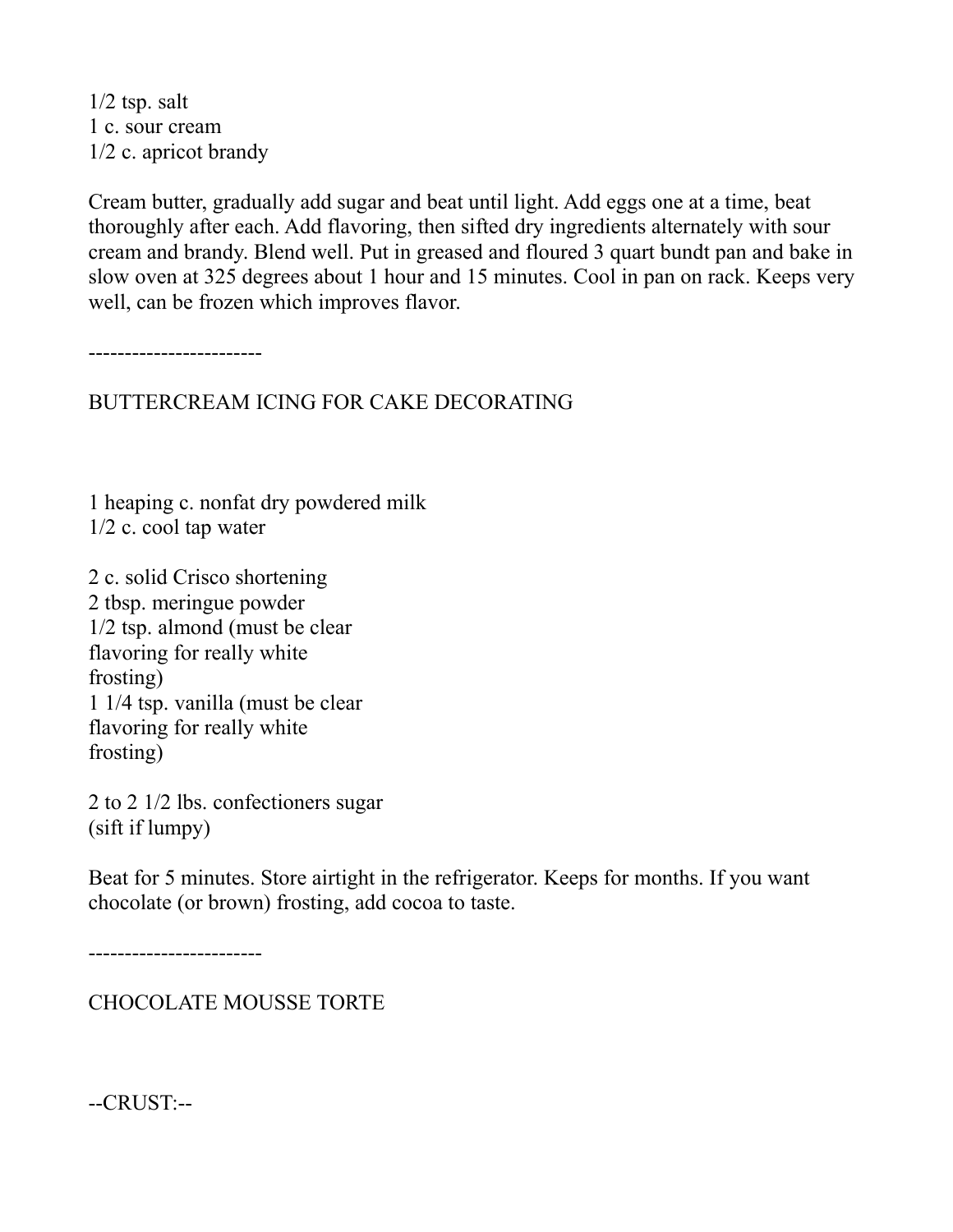1/2 tsp. salt
1 c. sour cream
1/2 c. apricot brandy

Cream butter, gradually add sugar and beat until light. Add eggs one at a time, beat thoroughly after each. Add flavoring, then sifted dry ingredients alternately with sour cream and brandy. Blend well. Put in greased and floured 3 quart bundt pan and bake in slow oven at 325 degrees about 1 hour and 15 minutes. Cool in pan on rack. Keeps very well, can be frozen which improves flavor.

------------------------

## BUTTERCREAM ICING FOR CAKE DECORATING

1 heaping c. nonfat dry powdered milk
1/2 c. cool tap water

2 c. solid Crisco shortening
2 tbsp. meringue powder
1/2 tsp. almond (must be clear flavoring for really white frosting)
1 1/4 tsp. vanilla (must be clear flavoring for really white frosting)

2 to 2 1/2 lbs. confectioners sugar (sift if lumpy)

Beat for 5 minutes. Store airtight in the refrigerator. Keeps for months. If you want chocolate (or brown) frosting, add cocoa to taste.

------------------------

## CHOCOLATE MOUSSE TORTE

--CRUST:--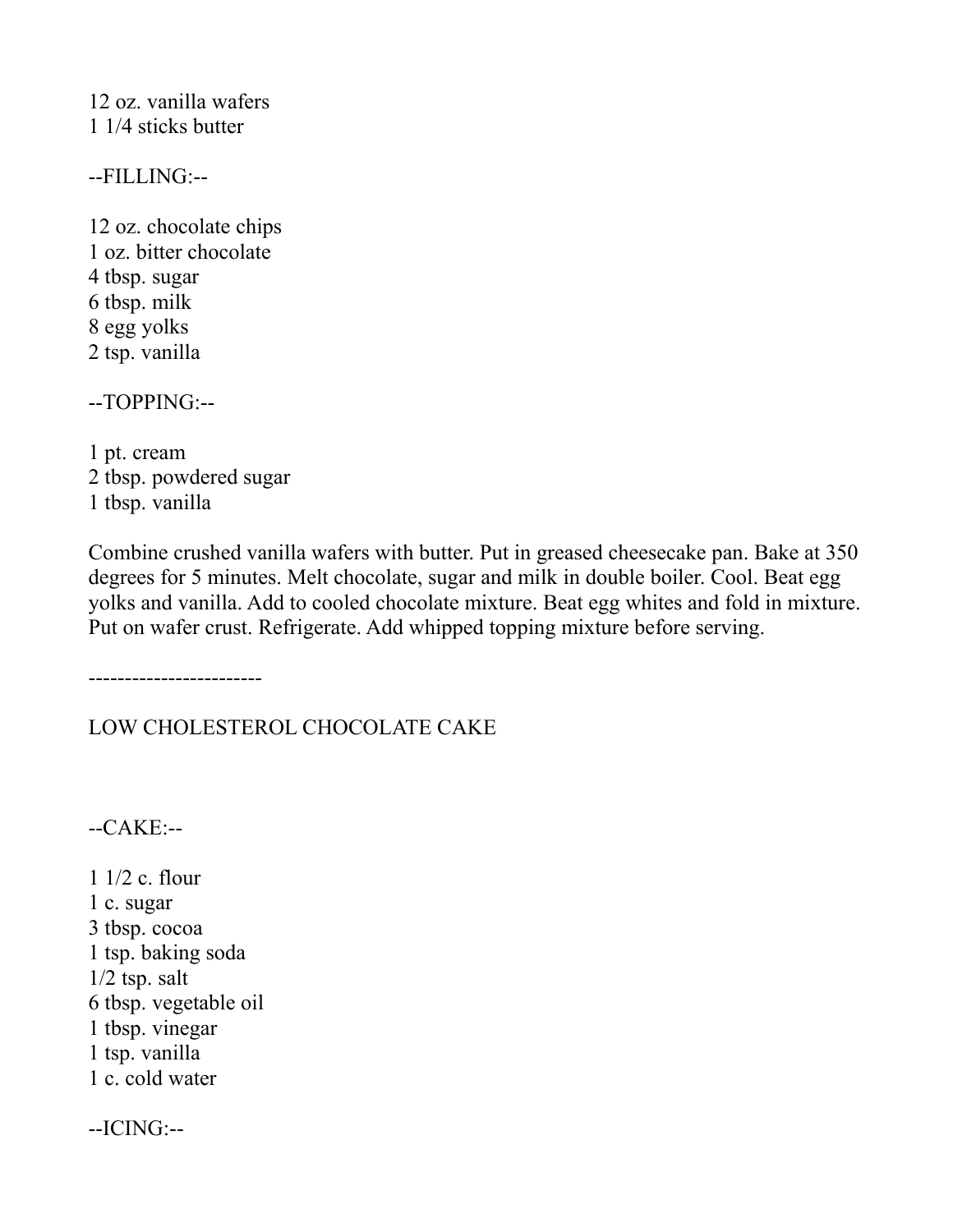12 oz. vanilla wafers
1 1/4 sticks butter

--FILLING:--

12 oz. chocolate chips
1 oz. bitter chocolate
4 tbsp. sugar
6 tbsp. milk
8 egg yolks
2 tsp. vanilla

--TOPPING:--

1 pt. cream
2 tbsp. powdered sugar
1 tbsp. vanilla

Combine crushed vanilla wafers with butter. Put in greased cheesecake pan. Bake at 350 degrees for 5 minutes. Melt chocolate, sugar and milk in double boiler. Cool. Beat egg yolks and vanilla. Add to cooled chocolate mixture. Beat egg whites and fold in mixture. Put on wafer crust. Refrigerate. Add whipped topping mixture before serving.

------------------------

LOW CHOLESTEROL CHOCOLATE CAKE

--CAKE:--

1 1/2 c. flour
1 c. sugar
3 tbsp. cocoa
1 tsp. baking soda
1/2 tsp. salt
6 tbsp. vegetable oil
1 tbsp. vinegar
1 tsp. vanilla
1 c. cold water

--ICING:--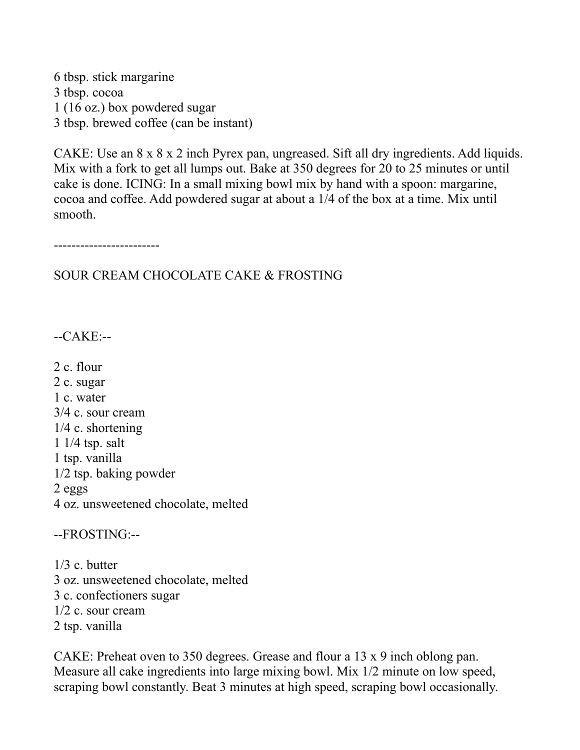6 tbsp. stick margarine
3 tbsp. cocoa
1 (16 oz.) box powdered sugar
3 tbsp. brewed coffee (can be instant)

CAKE: Use an 8 x 8 x 2 inch Pyrex pan, ungreased. Sift all dry ingredients. Add liquids. Mix with a fork to get all lumps out. Bake at 350 degrees for 20 to 25 minutes or until cake is done. ICING: In a small mixing bowl mix by hand with a spoon: margarine, cocoa and coffee. Add powdered sugar at about a 1/4 of the box at a time. Mix until smooth.

------------------------

SOUR CREAM CHOCOLATE CAKE & FROSTING

--CAKE:--

2 c. flour
2 c. sugar
1 c. water
3/4 c. sour cream
1/4 c. shortening
1 1/4 tsp. salt
1 tsp. vanilla
1/2 tsp. baking powder
2 eggs
4 oz. unsweetened chocolate, melted

--FROSTING:--

1/3 c. butter
3 oz. unsweetened chocolate, melted
3 c. confectioners sugar
1/2 c. sour cream
2 tsp. vanilla

CAKE: Preheat oven to 350 degrees. Grease and flour a 13 x 9 inch oblong pan. Measure all cake ingredients into large mixing bowl. Mix 1/2 minute on low speed, scraping bowl constantly. Beat 3 minutes at high speed, scraping bowl occasionally.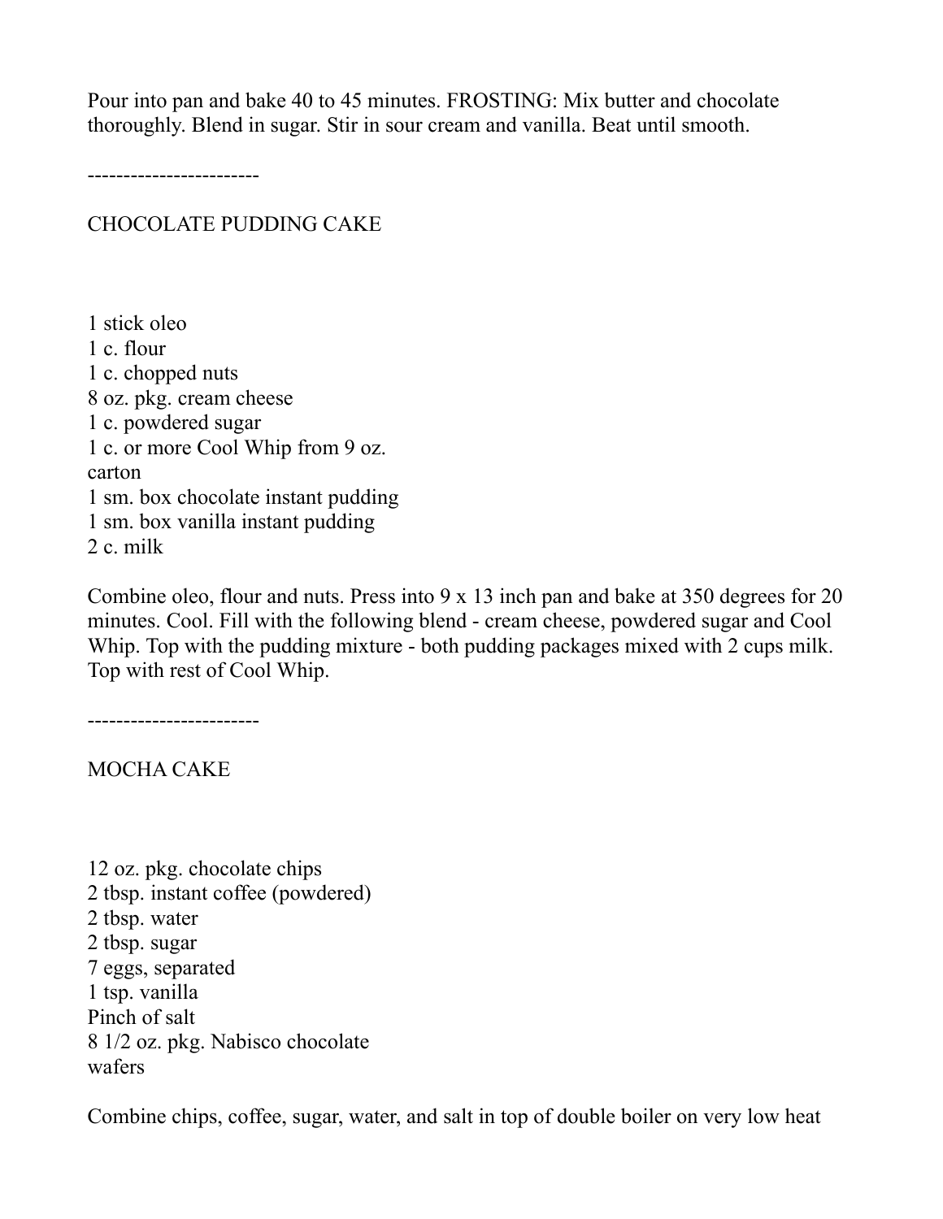Pour into pan and bake 40 to 45 minutes. FROSTING: Mix butter and chocolate thoroughly. Blend in sugar. Stir in sour cream and vanilla. Beat until smooth.

------------------------

## CHOCOLATE PUDDING CAKE

1 stick oleo
1 c. flour
1 c. chopped nuts
8 oz. pkg. cream cheese
1 c. powdered sugar
1 c. or more Cool Whip from 9 oz. carton
1 sm. box chocolate instant pudding
1 sm. box vanilla instant pudding
2 c. milk

Combine oleo, flour and nuts. Press into 9 x 13 inch pan and bake at 350 degrees for 20 minutes. Cool. Fill with the following blend - cream cheese, powdered sugar and Cool Whip. Top with the pudding mixture - both pudding packages mixed with 2 cups milk. Top with rest of Cool Whip.

------------------------

## MOCHA CAKE

12 oz. pkg. chocolate chips
2 tbsp. instant coffee (powdered)
2 tbsp. water
2 tbsp. sugar
7 eggs, separated
1 tsp. vanilla
Pinch of salt
8 1/2 oz. pkg. Nabisco chocolate wafers

Combine chips, coffee, sugar, water, and salt in top of double boiler on very low heat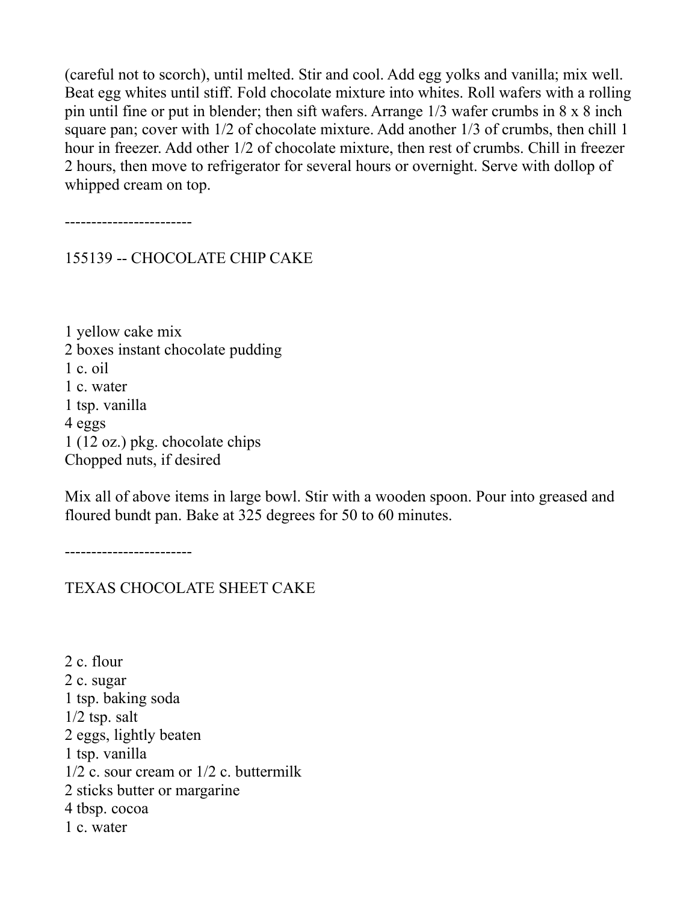(careful not to scorch), until melted. Stir and cool. Add egg yolks and vanilla; mix well. Beat egg whites until stiff. Fold chocolate mixture into whites. Roll wafers with a rolling pin until fine or put in blender; then sift wafers. Arrange 1/3 wafer crumbs in 8 x 8 inch square pan; cover with 1/2 of chocolate mixture. Add another 1/3 of crumbs, then chill 1 hour in freezer. Add other 1/2 of chocolate mixture, then rest of crumbs. Chill in freezer 2 hours, then move to refrigerator for several hours or overnight. Serve with dollop of whipped cream on top.

------------------------

155139 -- CHOCOLATE CHIP CAKE

1 yellow cake mix
2 boxes instant chocolate pudding
1 c. oil
1 c. water
1 tsp. vanilla
4 eggs
1 (12 oz.) pkg. chocolate chips
Chopped nuts, if desired

Mix all of above items in large bowl. Stir with a wooden spoon. Pour into greased and floured bundt pan. Bake at 325 degrees for 50 to 60 minutes.

------------------------

TEXAS CHOCOLATE SHEET CAKE

2 c. flour
2 c. sugar
1 tsp. baking soda
1/2 tsp. salt
2 eggs, lightly beaten
1 tsp. vanilla
1/2 c. sour cream or 1/2 c. buttermilk
2 sticks butter or margarine
4 tbsp. cocoa
1 c. water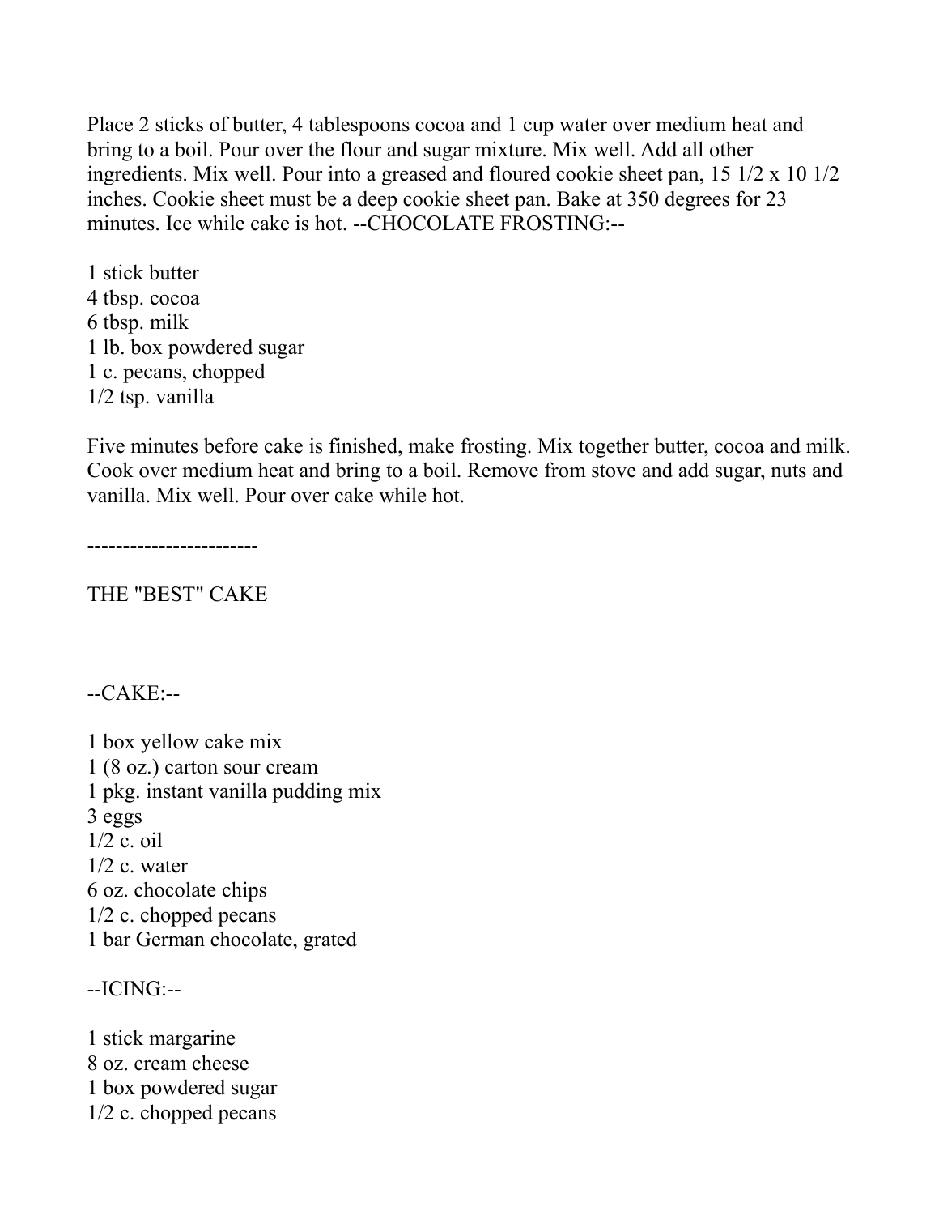Place 2 sticks of butter, 4 tablespoons cocoa and 1 cup water over medium heat and bring to a boil. Pour over the flour and sugar mixture. Mix well. Add all other ingredients. Mix well. Pour into a greased and floured cookie sheet pan, 15 1/2 x 10 1/2 inches. Cookie sheet must be a deep cookie sheet pan. Bake at 350 degrees for 23 minutes. Ice while cake is hot. --CHOCOLATE FROSTING:--

1 stick butter
4 tbsp. cocoa
6 tbsp. milk
1 lb. box powdered sugar
1 c. pecans, chopped
1/2 tsp. vanilla

Five minutes before cake is finished, make frosting. Mix together butter, cocoa and milk. Cook over medium heat and bring to a boil. Remove from stove and add sugar, nuts and vanilla. Mix well. Pour over cake while hot.

------------------------

THE "BEST" CAKE

--CAKE:--

1 box yellow cake mix
1 (8 oz.) carton sour cream
1 pkg. instant vanilla pudding mix
3 eggs
1/2 c. oil
1/2 c. water
6 oz. chocolate chips
1/2 c. chopped pecans
1 bar German chocolate, grated

--ICING:--

1 stick margarine
8 oz. cream cheese
1 box powdered sugar
1/2 c. chopped pecans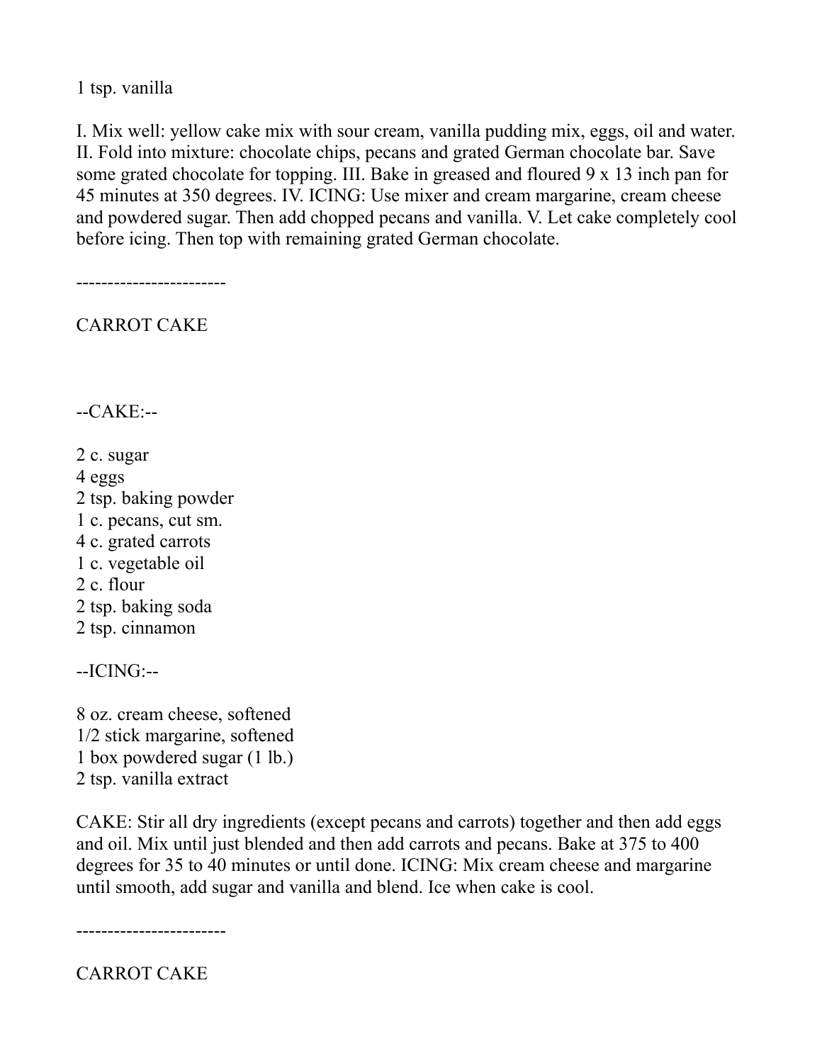1 tsp. vanilla

I. Mix well: yellow cake mix with sour cream, vanilla pudding mix, eggs, oil and water. II. Fold into mixture: chocolate chips, pecans and grated German chocolate bar. Save some grated chocolate for topping. III. Bake in greased and floured 9 x 13 inch pan for 45 minutes at 350 degrees. IV. ICING: Use mixer and cream margarine, cream cheese and powdered sugar. Then add chopped pecans and vanilla. V. Let cake completely cool before icing. Then top with remaining grated German chocolate.

------------------------

CARROT CAKE

--CAKE:--

2 c. sugar  
4 eggs  
2 tsp. baking powder  
1 c. pecans, cut sm.  
4 c. grated carrots  
1 c. vegetable oil  
2 c. flour  
2 tsp. baking soda  
2 tsp. cinnamon

--ICING:--

8 oz. cream cheese, softened  
1/2 stick margarine, softened  
1 box powdered sugar (1 lb.)  
2 tsp. vanilla extract

CAKE: Stir all dry ingredients (except pecans and carrots) together and then add eggs and oil. Mix until just blended and then add carrots and pecans. Bake at 375 to 400 degrees for 35 to 40 minutes or until done. ICING: Mix cream cheese and margarine until smooth, add sugar and vanilla and blend. Ice when cake is cool.

------------------------

CARROT CAKE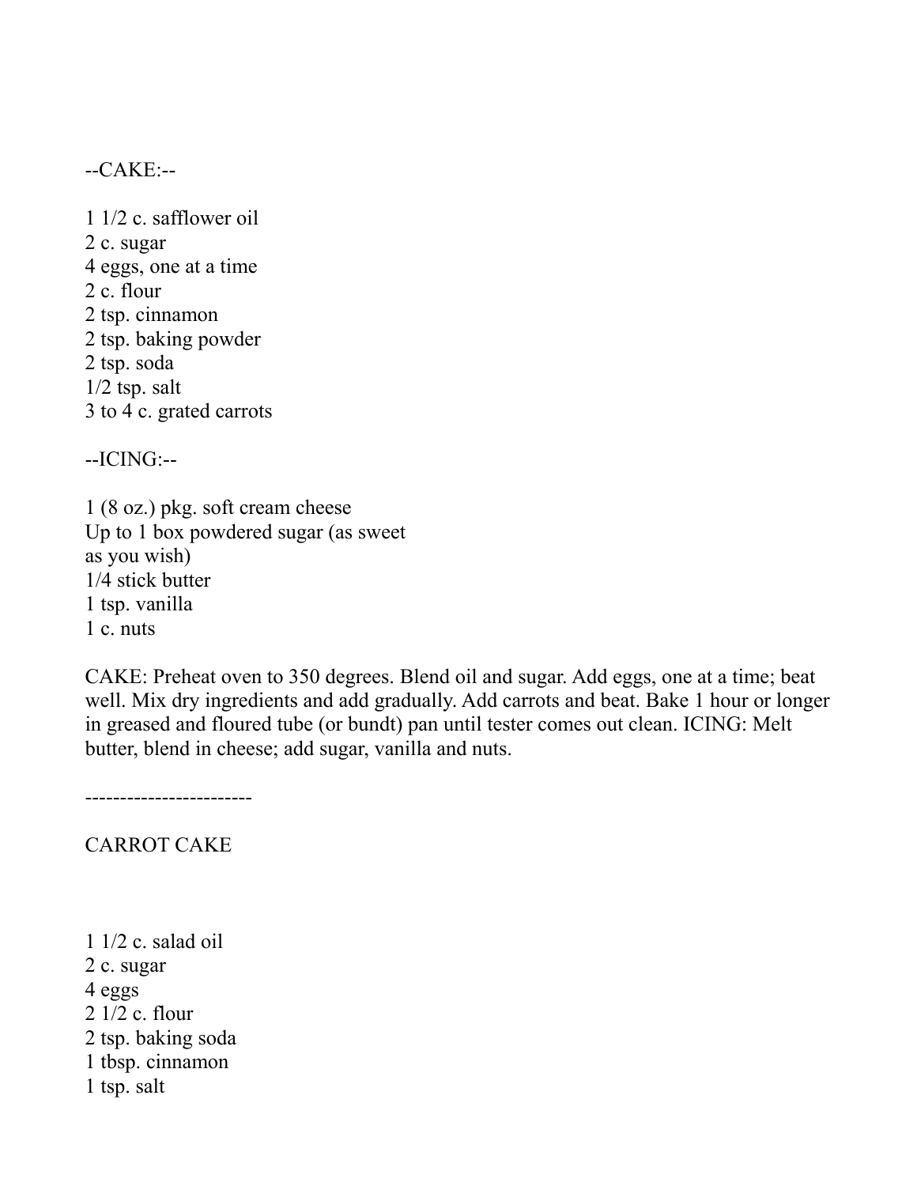--CAKE:--

1 1/2 c. safflower oil
2 c. sugar
4 eggs, one at a time
2 c. flour
2 tsp. cinnamon
2 tsp. baking powder
2 tsp. soda
1/2 tsp. salt
3 to 4 c. grated carrots

--ICING:--

1 (8 oz.) pkg. soft cream cheese
Up to 1 box powdered sugar (as sweet as you wish)
1/4 stick butter
1 tsp. vanilla
1 c. nuts

CAKE: Preheat oven to 350 degrees. Blend oil and sugar. Add eggs, one at a time; beat well. Mix dry ingredients and add gradually. Add carrots and beat. Bake 1 hour or longer in greased and floured tube (or bundt) pan until tester comes out clean. ICING: Melt butter, blend in cheese; add sugar, vanilla and nuts.

------------------------

CARROT CAKE

1 1/2 c. salad oil
2 c. sugar
4 eggs
2 1/2 c. flour
2 tsp. baking soda
1 tbsp. cinnamon
1 tsp. salt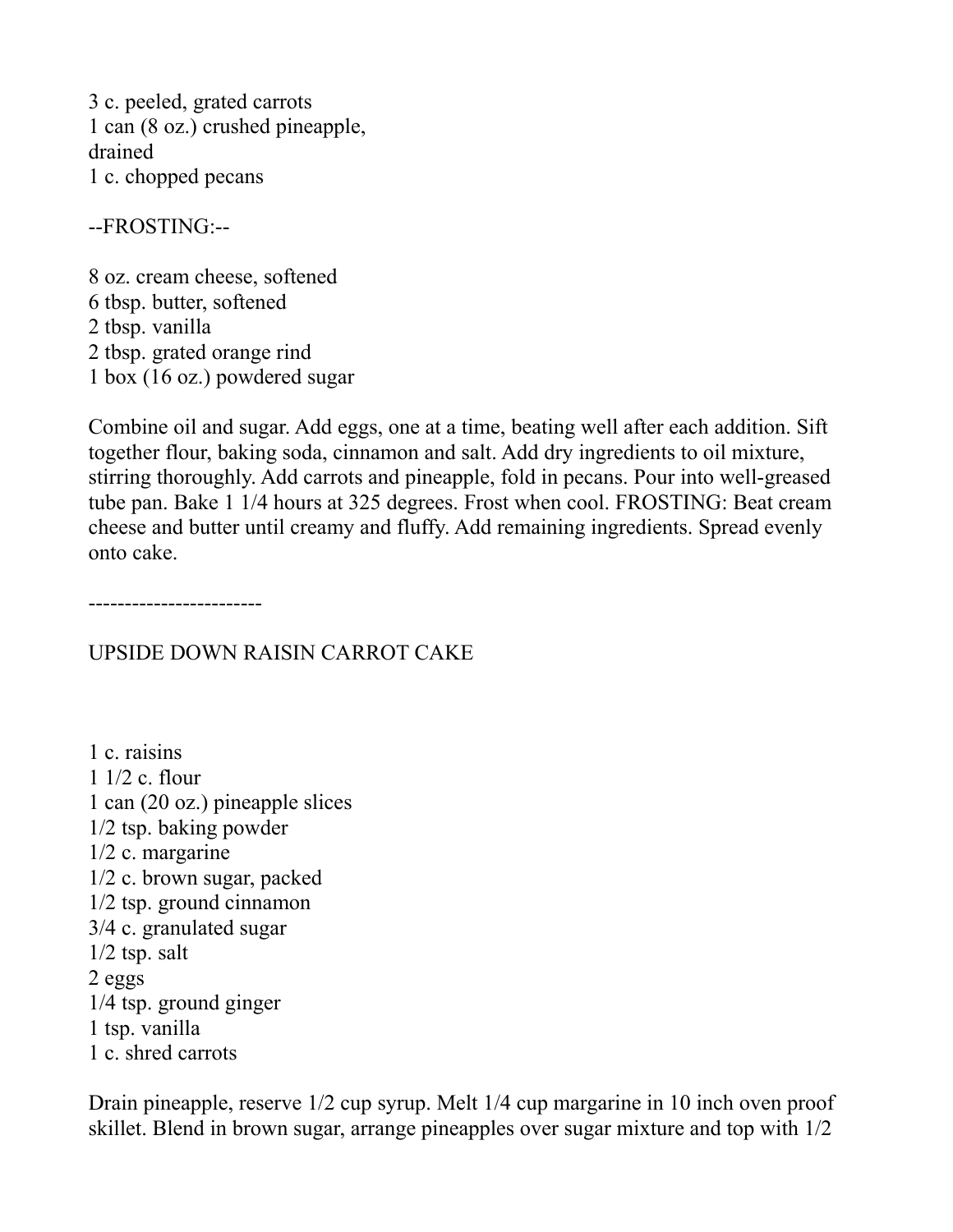3 c. peeled, grated carrots
1 can (8 oz.) crushed pineapple, drained
1 c. chopped pecans

--FROSTING:--

8 oz. cream cheese, softened
6 tbsp. butter, softened
2 tbsp. vanilla
2 tbsp. grated orange rind
1 box (16 oz.) powdered sugar

Combine oil and sugar. Add eggs, one at a time, beating well after each addition. Sift together flour, baking soda, cinnamon and salt. Add dry ingredients to oil mixture, stirring thoroughly. Add carrots and pineapple, fold in pecans. Pour into well-greased tube pan. Bake 1 1/4 hours at 325 degrees. Frost when cool. FROSTING: Beat cream cheese and butter until creamy and fluffy. Add remaining ingredients. Spread evenly onto cake.

------------------------

UPSIDE DOWN RAISIN CARROT CAKE

1 c. raisins
1 1/2 c. flour
1 can (20 oz.) pineapple slices
1/2 tsp. baking powder
1/2 c. margarine
1/2 c. brown sugar, packed
1/2 tsp. ground cinnamon
3/4 c. granulated sugar
1/2 tsp. salt
2 eggs
1/4 tsp. ground ginger
1 tsp. vanilla
1 c. shred carrots

Drain pineapple, reserve 1/2 cup syrup. Melt 1/4 cup margarine in 10 inch oven proof skillet. Blend in brown sugar, arrange pineapples over sugar mixture and top with 1/2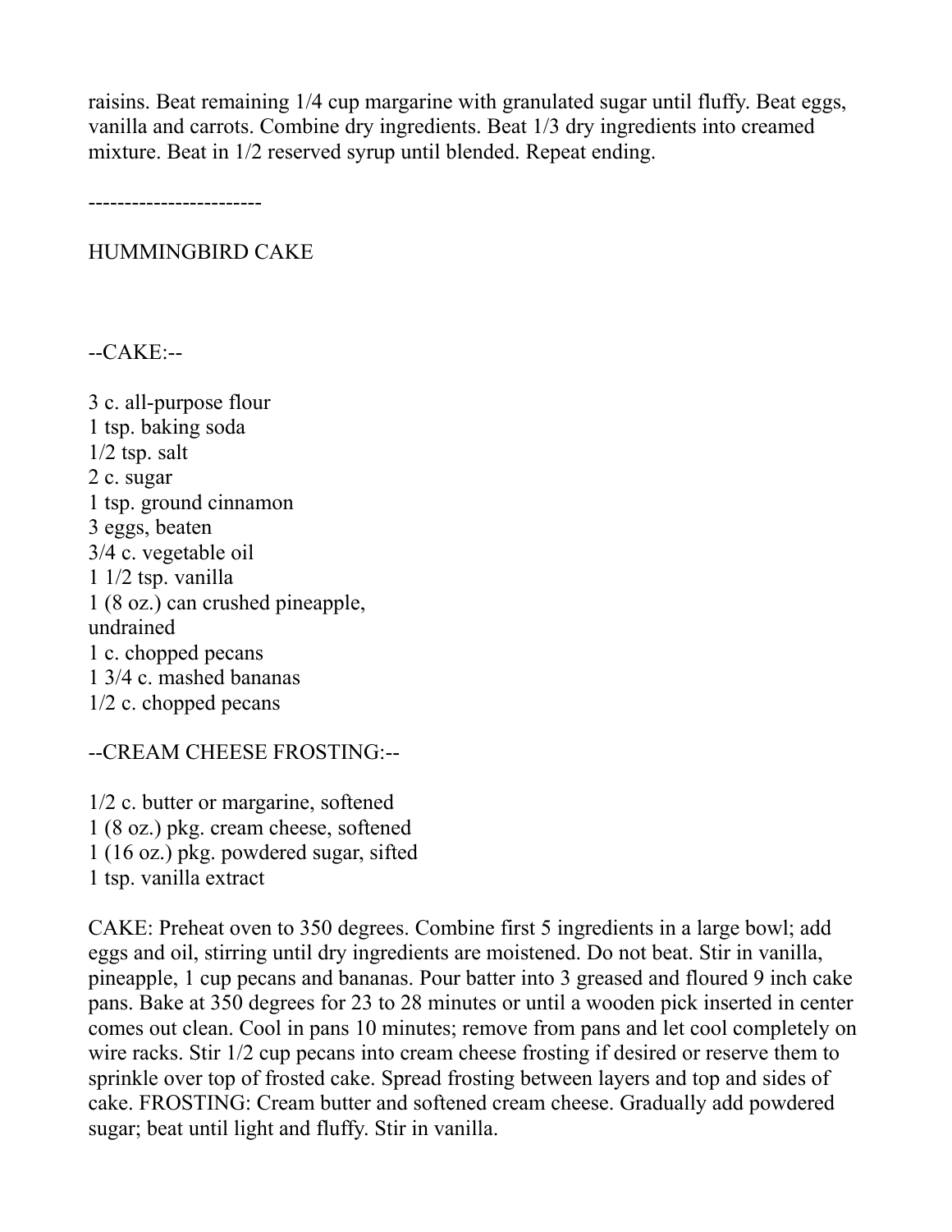raisins. Beat remaining 1/4 cup margarine with granulated sugar until fluffy. Beat eggs, vanilla and carrots. Combine dry ingredients. Beat 1/3 dry ingredients into creamed mixture. Beat in 1/2 reserved syrup until blended. Repeat ending.

------------------------

## HUMMINGBIRD CAKE

--CAKE:--

3 c. all-purpose flour
1 tsp. baking soda
1/2 tsp. salt
2 c. sugar
1 tsp. ground cinnamon
3 eggs, beaten
3/4 c. vegetable oil
1 1/2 tsp. vanilla
1 (8 oz.) can crushed pineapple, undrained
1 c. chopped pecans
1 3/4 c. mashed bananas
1/2 c. chopped pecans

--CREAM CHEESE FROSTING:--

1/2 c. butter or margarine, softened
1 (8 oz.) pkg. cream cheese, softened
1 (16 oz.) pkg. powdered sugar, sifted
1 tsp. vanilla extract

CAKE: Preheat oven to 350 degrees. Combine first 5 ingredients in a large bowl; add eggs and oil, stirring until dry ingredients are moistened. Do not beat. Stir in vanilla, pineapple, 1 cup pecans and bananas. Pour batter into 3 greased and floured 9 inch cake pans. Bake at 350 degrees for 23 to 28 minutes or until a wooden pick inserted in center comes out clean. Cool in pans 10 minutes; remove from pans and let cool completely on wire racks. Stir 1/2 cup pecans into cream cheese frosting if desired or reserve them to sprinkle over top of frosted cake. Spread frosting between layers and top and sides of cake. FROSTING: Cream butter and softened cream cheese. Gradually add powdered sugar; beat until light and fluffy. Stir in vanilla.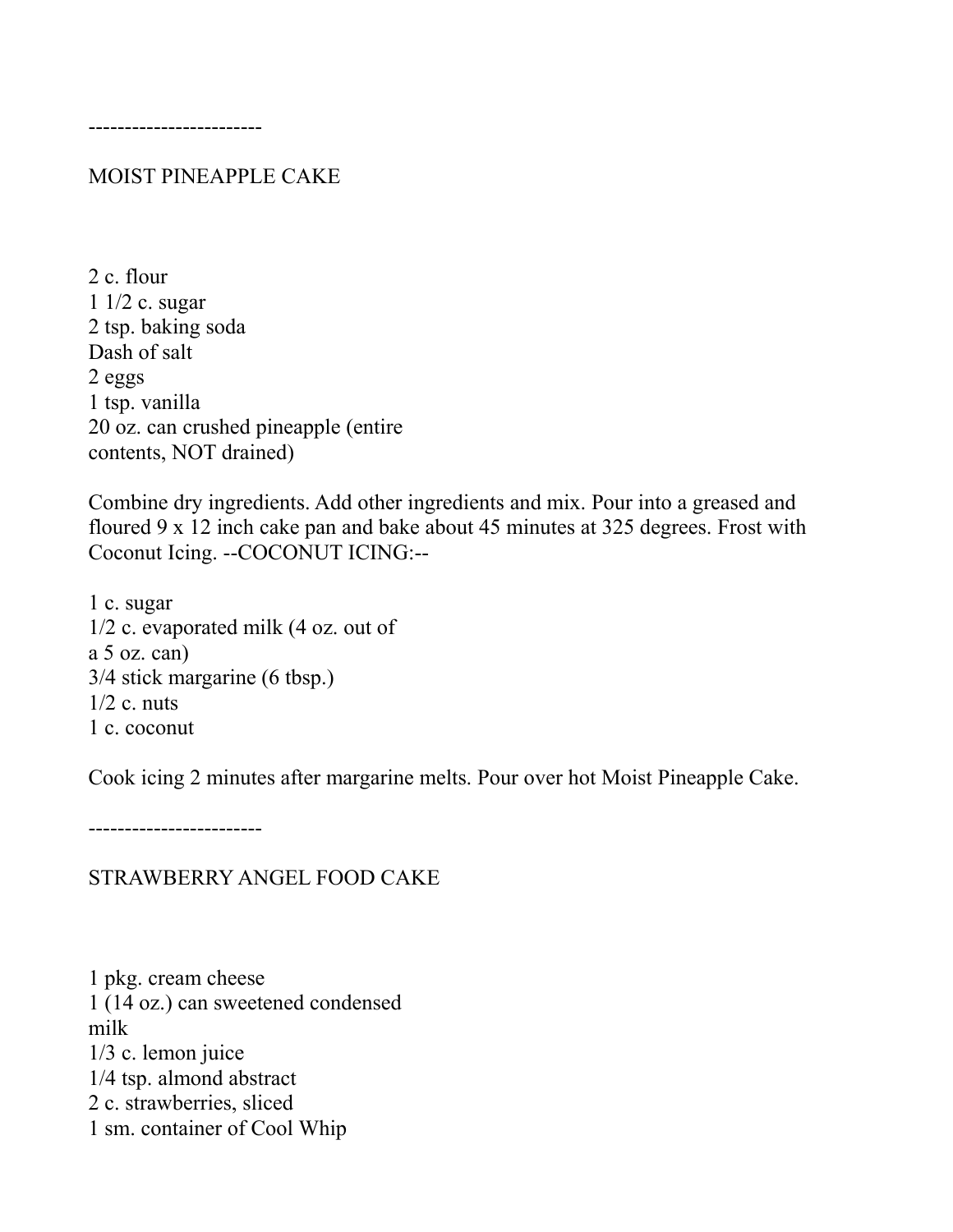------------------------

## MOIST PINEAPPLE CAKE

2 c. flour
1 1/2 c. sugar
2 tsp. baking soda
Dash of salt
2 eggs
1 tsp. vanilla
20 oz. can crushed pineapple (entire contents, NOT drained)

Combine dry ingredients. Add other ingredients and mix. Pour into a greased and floured 9 x 12 inch cake pan and bake about 45 minutes at 325 degrees. Frost with Coconut Icing. --COCONUT ICING:--

1 c. sugar
1/2 c. evaporated milk (4 oz. out of a 5 oz. can)
3/4 stick margarine (6 tbsp.)
1/2 c. nuts
1 c. coconut

Cook icing 2 minutes after margarine melts. Pour over hot Moist Pineapple Cake.

------------------------

## STRAWBERRY ANGEL FOOD CAKE

1 pkg. cream cheese
1 (14 oz.) can sweetened condensed milk
1/3 c. lemon juice
1/4 tsp. almond abstract
2 c. strawberries, sliced
1 sm. container of Cool Whip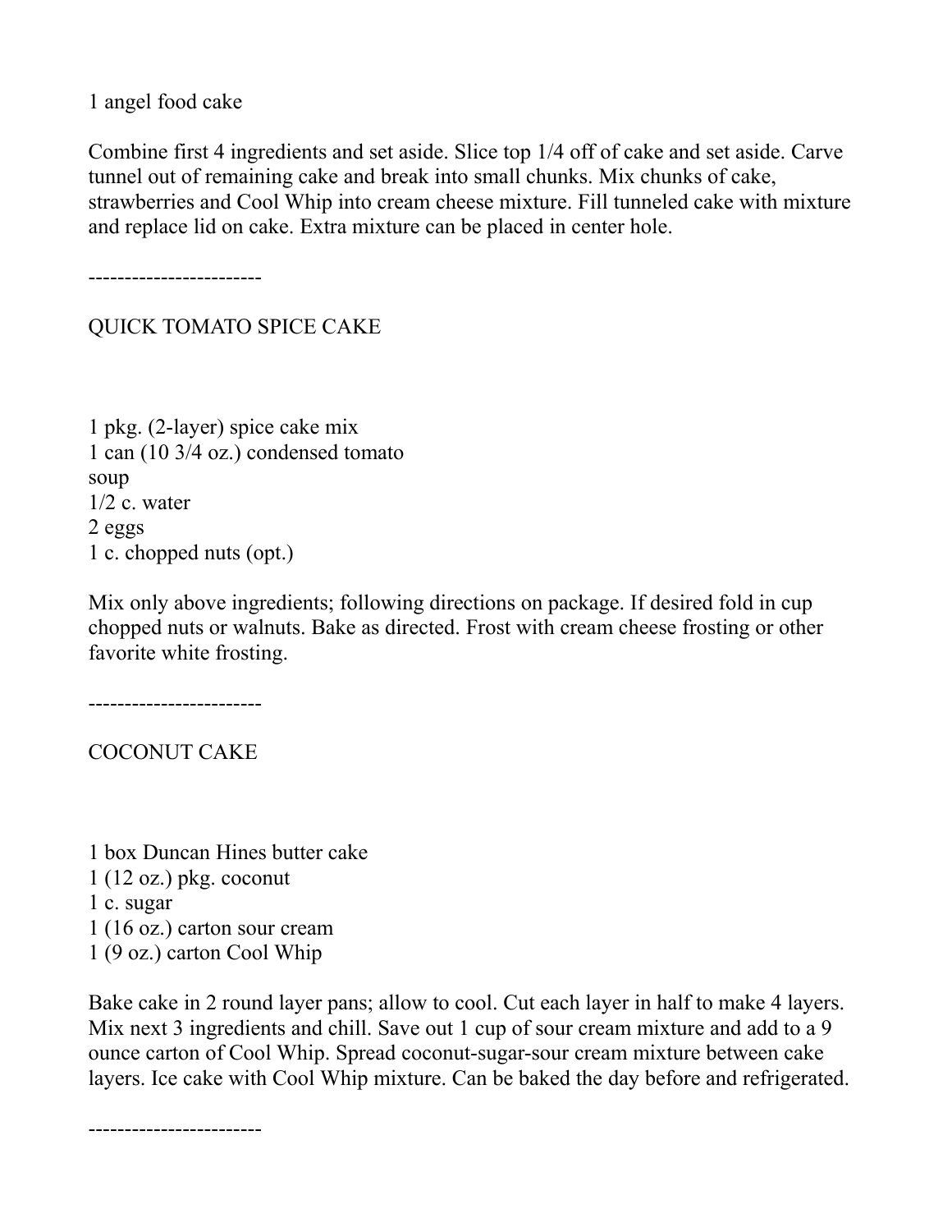1 angel food cake

Combine first 4 ingredients and set aside. Slice top 1/4 off of cake and set aside. Carve tunnel out of remaining cake and break into small chunks. Mix chunks of cake, strawberries and Cool Whip into cream cheese mixture. Fill tunneled cake with mixture and replace lid on cake. Extra mixture can be placed in center hole.

------------------------

## QUICK TOMATO SPICE CAKE

1 pkg. (2-layer) spice cake mix
1 can (10 3/4 oz.) condensed tomato soup
1/2 c. water
2 eggs
1 c. chopped nuts (opt.)

Mix only above ingredients; following directions on package. If desired fold in cup chopped nuts or walnuts. Bake as directed. Frost with cream cheese frosting or other favorite white frosting.

------------------------

## COCONUT CAKE

1 box Duncan Hines butter cake
1 (12 oz.) pkg. coconut
1 c. sugar
1 (16 oz.) carton sour cream
1 (9 oz.) carton Cool Whip

Bake cake in 2 round layer pans; allow to cool. Cut each layer in half to make 4 layers. Mix next 3 ingredients and chill. Save out 1 cup of sour cream mixture and add to a 9 ounce carton of Cool Whip. Spread coconut-sugar-sour cream mixture between cake layers. Ice cake with Cool Whip mixture. Can be baked the day before and refrigerated.

------------------------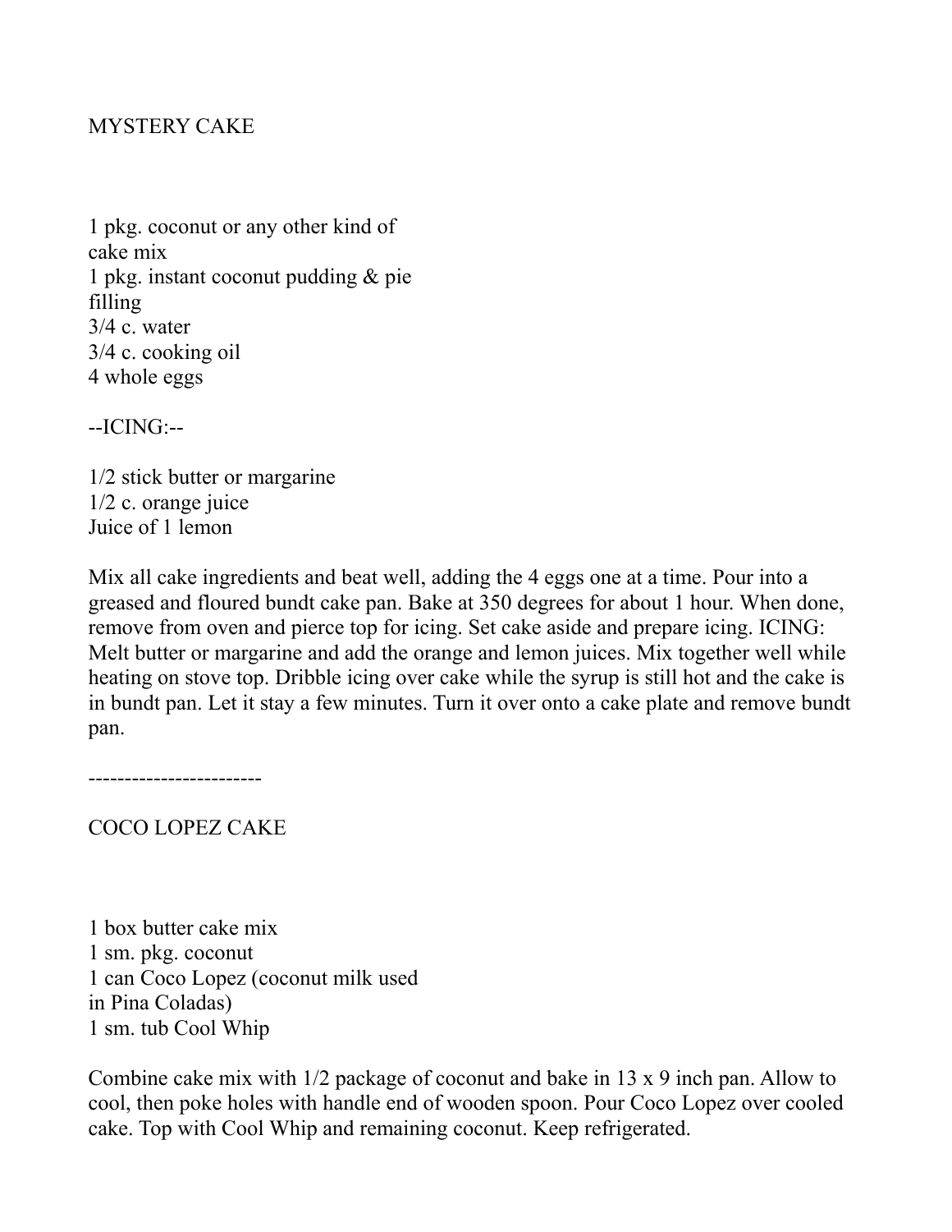## MYSTERY CAKE

1 pkg. coconut or any other kind of
cake mix
1 pkg. instant coconut pudding & pie
filling
3/4 c. water
3/4 c. cooking oil
4 whole eggs

--ICING:--

1/2 stick butter or margarine
1/2 c. orange juice
Juice of 1 lemon

Mix all cake ingredients and beat well, adding the 4 eggs one at a time. Pour into a greased and floured bundt cake pan. Bake at 350 degrees for about 1 hour. When done, remove from oven and pierce top for icing. Set cake aside and prepare icing. ICING: Melt butter or margarine and add the orange and lemon juices. Mix together well while heating on stove top. Dribble icing over cake while the syrup is still hot and the cake is in bundt pan. Let it stay a few minutes. Turn it over onto a cake plate and remove bundt pan.

------------------------

## COCO LOPEZ CAKE

1 box butter cake mix
1 sm. pkg. coconut
1 can Coco Lopez (coconut milk used
in Pina Coladas)
1 sm. tub Cool Whip

Combine cake mix with 1/2 package of coconut and bake in 13 x 9 inch pan. Allow to cool, then poke holes with handle end of wooden spoon. Pour Coco Lopez over cooled cake. Top with Cool Whip and remaining coconut. Keep refrigerated.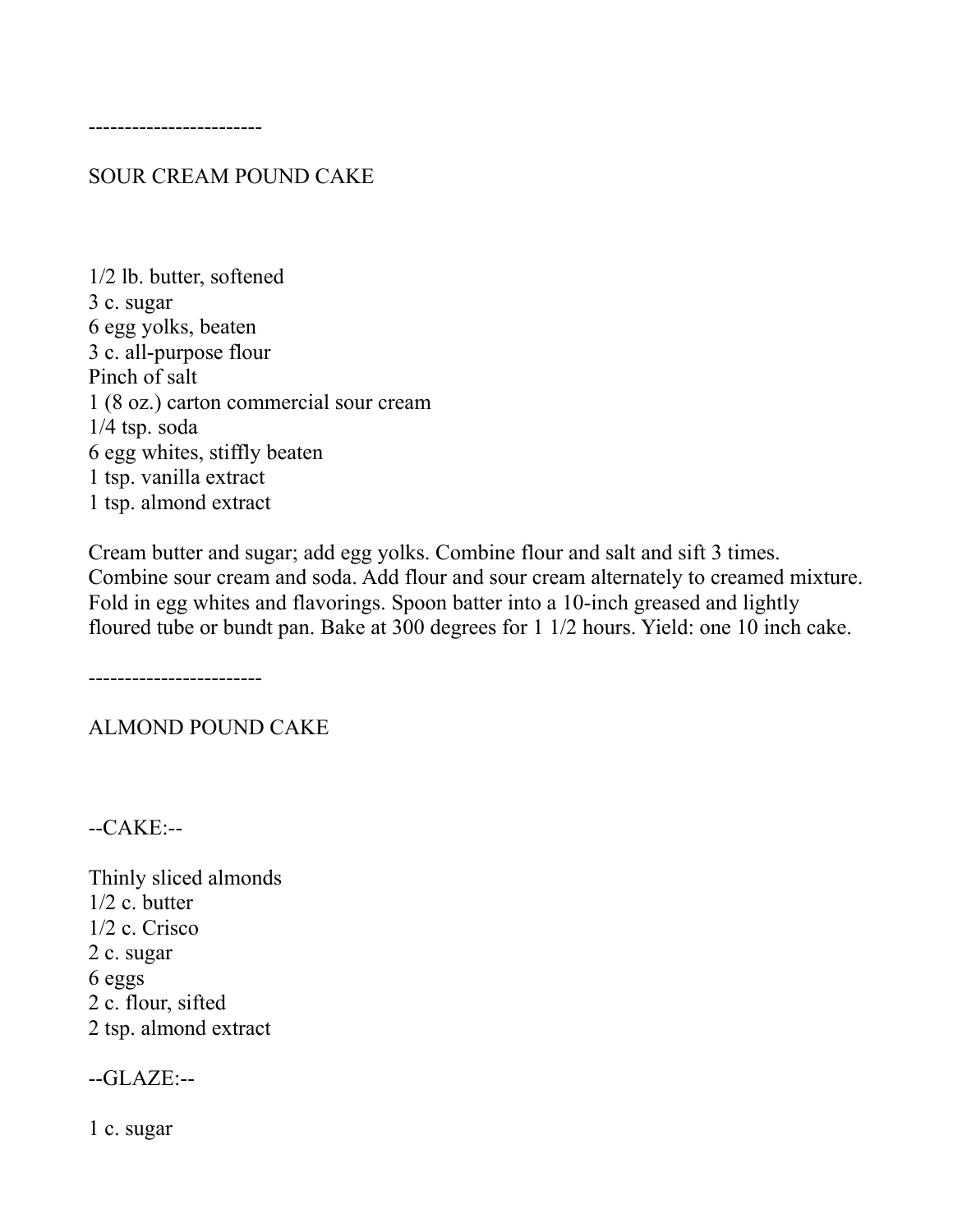------------------------

## SOUR CREAM POUND CAKE

1/2 lb. butter, softened
3 c. sugar
6 egg yolks, beaten
3 c. all-purpose flour
Pinch of salt
1 (8 oz.) carton commercial sour cream
1/4 tsp. soda
6 egg whites, stiffly beaten
1 tsp. vanilla extract
1 tsp. almond extract

Cream butter and sugar; add egg yolks. Combine flour and salt and sift 3 times. Combine sour cream and soda. Add flour and sour cream alternately to creamed mixture. Fold in egg whites and flavorings. Spoon batter into a 10-inch greased and lightly floured tube or bundt pan. Bake at 300 degrees for 1 1/2 hours. Yield: one 10 inch cake.

------------------------

## ALMOND POUND CAKE

--CAKE:--

Thinly sliced almonds
1/2 c. butter
1/2 c. Crisco
2 c. sugar
6 eggs
2 c. flour, sifted
2 tsp. almond extract

--GLAZE:--

1 c. sugar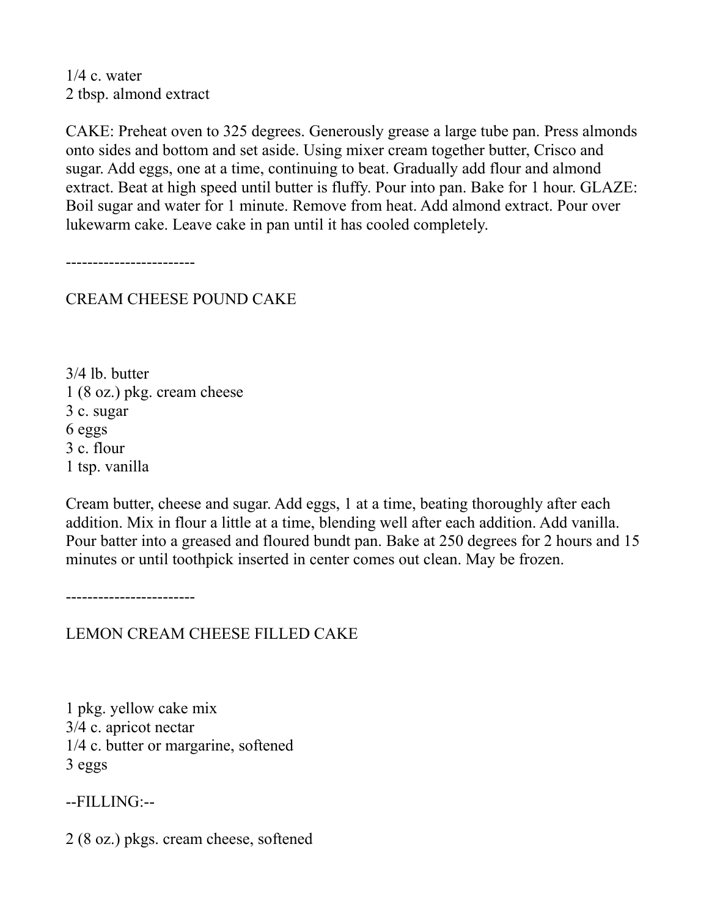1/4 c. water
2 tbsp. almond extract

CAKE: Preheat oven to 325 degrees. Generously grease a large tube pan. Press almonds onto sides and bottom and set aside. Using mixer cream together butter, Crisco and sugar. Add eggs, one at a time, continuing to beat. Gradually add flour and almond extract. Beat at high speed until butter is fluffy. Pour into pan. Bake for 1 hour. GLAZE: Boil sugar and water for 1 minute. Remove from heat. Add almond extract. Pour over lukewarm cake. Leave cake in pan until it has cooled completely.

------------------------

## CREAM CHEESE POUND CAKE

3/4 lb. butter
1 (8 oz.) pkg. cream cheese
3 c. sugar
6 eggs
3 c. flour
1 tsp. vanilla

Cream butter, cheese and sugar. Add eggs, 1 at a time, beating thoroughly after each addition. Mix in flour a little at a time, blending well after each addition. Add vanilla. Pour batter into a greased and floured bundt pan. Bake at 250 degrees for 2 hours and 15 minutes or until toothpick inserted in center comes out clean. May be frozen.

------------------------

## LEMON CREAM CHEESE FILLED CAKE

1 pkg. yellow cake mix
3/4 c. apricot nectar
1/4 c. butter or margarine, softened
3 eggs

--FILLING:--

2 (8 oz.) pkgs. cream cheese, softened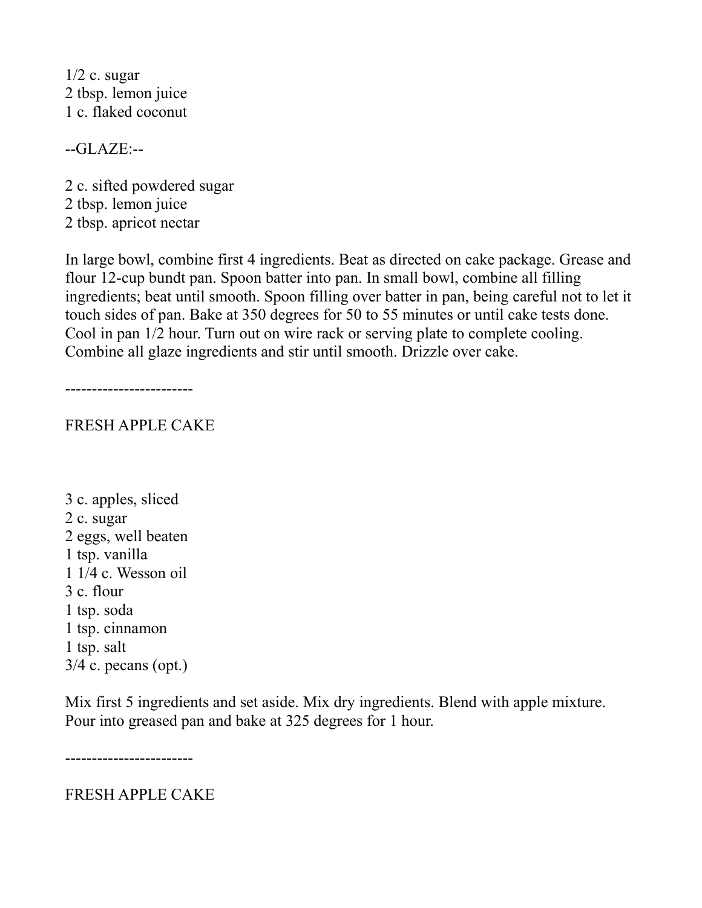1/2 c. sugar
2 tbsp. lemon juice
1 c. flaked coconut

--GLAZE:--

2 c. sifted powdered sugar
2 tbsp. lemon juice
2 tbsp. apricot nectar

In large bowl, combine first 4 ingredients. Beat as directed on cake package. Grease and flour 12-cup bundt pan. Spoon batter into pan. In small bowl, combine all filling ingredients; beat until smooth. Spoon filling over batter in pan, being careful not to let it touch sides of pan. Bake at 350 degrees for 50 to 55 minutes or until cake tests done. Cool in pan 1/2 hour. Turn out on wire rack or serving plate to complete cooling. Combine all glaze ingredients and stir until smooth. Drizzle over cake.

------------------------

## FRESH APPLE CAKE

3 c. apples, sliced
2 c. sugar
2 eggs, well beaten
1 tsp. vanilla
1 1/4 c. Wesson oil
3 c. flour
1 tsp. soda
1 tsp. cinnamon
1 tsp. salt
3/4 c. pecans (opt.)

Mix first 5 ingredients and set aside. Mix dry ingredients. Blend with apple mixture. Pour into greased pan and bake at 325 degrees for 1 hour.

------------------------

## FRESH APPLE CAKE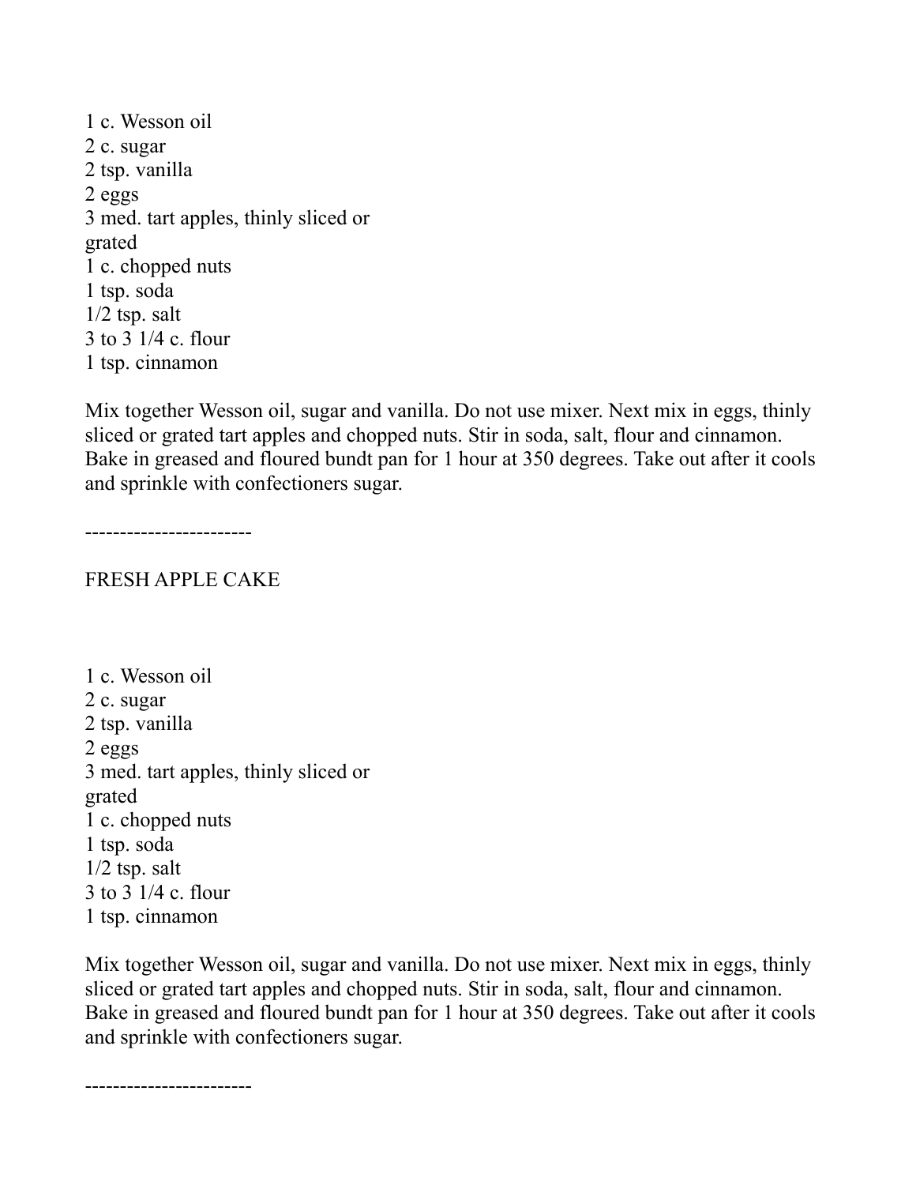1 c. Wesson oil
2 c. sugar
2 tsp. vanilla
2 eggs
3 med. tart apples, thinly sliced or grated
1 c. chopped nuts
1 tsp. soda
1/2 tsp. salt
3 to 3 1/4 c. flour
1 tsp. cinnamon

Mix together Wesson oil, sugar and vanilla. Do not use mixer. Next mix in eggs, thinly sliced or grated tart apples and chopped nuts. Stir in soda, salt, flour and cinnamon. Bake in greased and floured bundt pan for 1 hour at 350 degrees. Take out after it cools and sprinkle with confectioners sugar.

------------------------

FRESH APPLE CAKE

1 c. Wesson oil
2 c. sugar
2 tsp. vanilla
2 eggs
3 med. tart apples, thinly sliced or grated
1 c. chopped nuts
1 tsp. soda
1/2 tsp. salt
3 to 3 1/4 c. flour
1 tsp. cinnamon

Mix together Wesson oil, sugar and vanilla. Do not use mixer. Next mix in eggs, thinly sliced or grated tart apples and chopped nuts. Stir in soda, salt, flour and cinnamon. Bake in greased and floured bundt pan for 1 hour at 350 degrees. Take out after it cools and sprinkle with confectioners sugar.

------------------------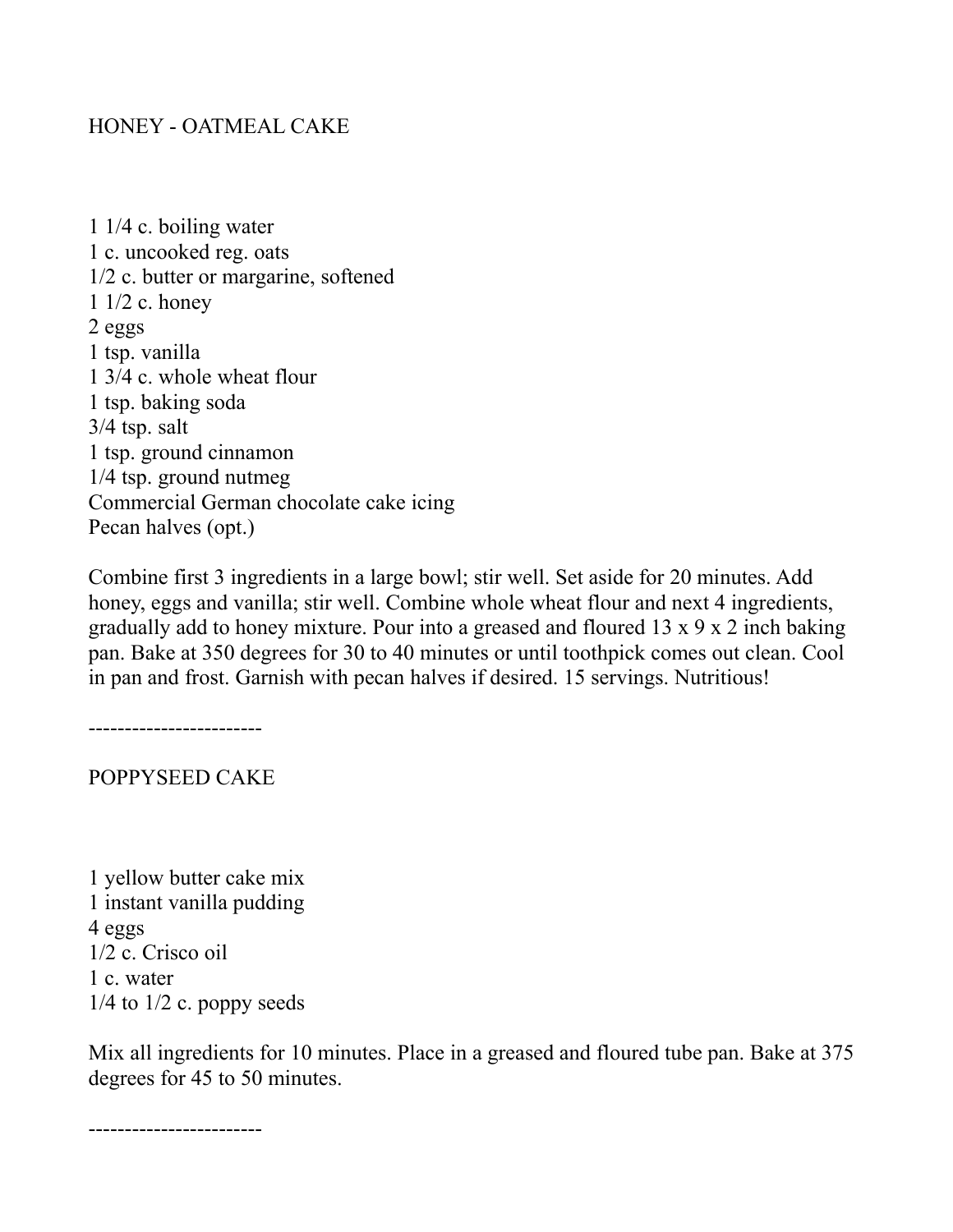## HONEY - OATMEAL CAKE

1 1/4 c. boiling water
1 c. uncooked reg. oats
1/2 c. butter or margarine, softened
1 1/2 c. honey
2 eggs
1 tsp. vanilla
1 3/4 c. whole wheat flour
1 tsp. baking soda
3/4 tsp. salt
1 tsp. ground cinnamon
1/4 tsp. ground nutmeg
Commercial German chocolate cake icing
Pecan halves (opt.)

Combine first 3 ingredients in a large bowl; stir well. Set aside for 20 minutes. Add honey, eggs and vanilla; stir well. Combine whole wheat flour and next 4 ingredients, gradually add to honey mixture. Pour into a greased and floured 13 x 9 x 2 inch baking pan. Bake at 350 degrees for 30 to 40 minutes or until toothpick comes out clean. Cool in pan and frost. Garnish with pecan halves if desired. 15 servings. Nutritious!

------------------------

## POPPYSEED CAKE

1 yellow butter cake mix
1 instant vanilla pudding
4 eggs
1/2 c. Crisco oil
1 c. water
1/4 to 1/2 c. poppy seeds

Mix all ingredients for 10 minutes. Place in a greased and floured tube pan. Bake at 375 degrees for 45 to 50 minutes.

------------------------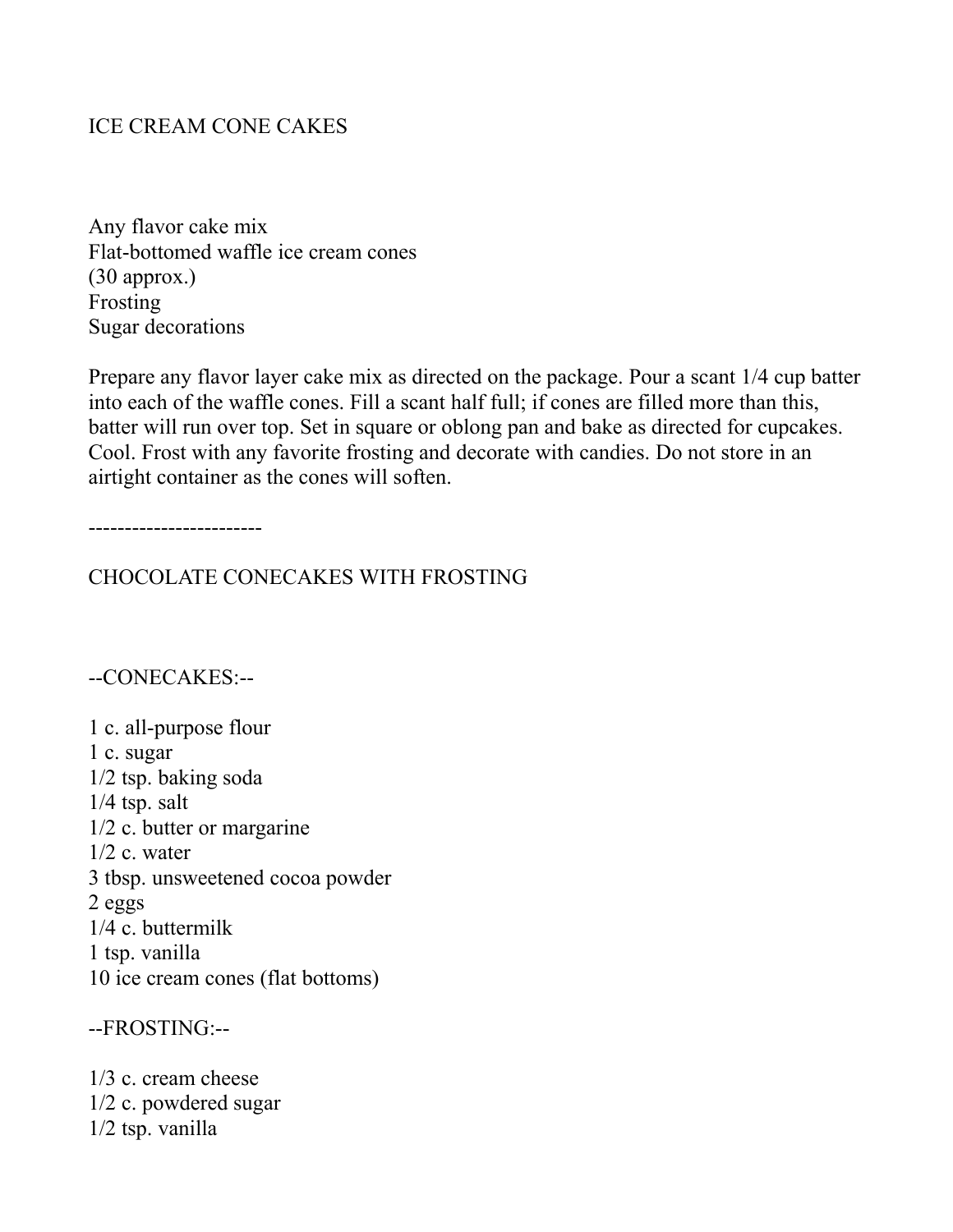# ICE CREAM CONE CAKES

Any flavor cake mix
Flat-bottomed waffle ice cream cones
(30 approx.)
Frosting
Sugar decorations

Prepare any flavor layer cake mix as directed on the package. Pour a scant 1/4 cup batter into each of the waffle cones. Fill a scant half full; if cones are filled more than this, batter will run over top. Set in square or oblong pan and bake as directed for cupcakes. Cool. Frost with any favorite frosting and decorate with candies. Do not store in an airtight container as the cones will soften.

------------------------

# CHOCOLATE CONECAKES WITH FROSTING

--CONECAKES:--

1 c. all-purpose flour
1 c. sugar
1/2 tsp. baking soda
1/4 tsp. salt
1/2 c. butter or margarine
1/2 c. water
3 tbsp. unsweetened cocoa powder
2 eggs
1/4 c. buttermilk
1 tsp. vanilla
10 ice cream cones (flat bottoms)

--FROSTING:--

1/3 c. cream cheese
1/2 c. powdered sugar
1/2 tsp. vanilla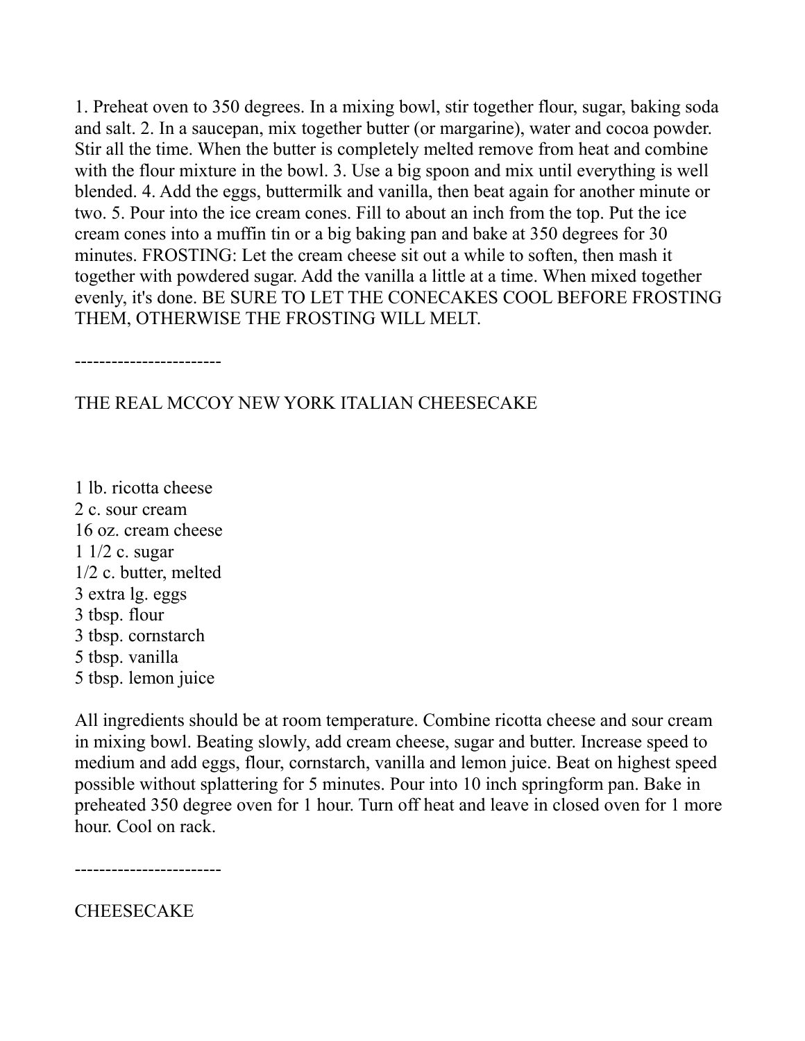1. Preheat oven to 350 degrees. In a mixing bowl, stir together flour, sugar, baking soda and salt. 2. In a saucepan, mix together butter (or margarine), water and cocoa powder. Stir all the time. When the butter is completely melted remove from heat and combine with the flour mixture in the bowl. 3. Use a big spoon and mix until everything is well blended. 4. Add the eggs, buttermilk and vanilla, then beat again for another minute or two. 5. Pour into the ice cream cones. Fill to about an inch from the top. Put the ice cream cones into a muffin tin or a big baking pan and bake at 350 degrees for 30 minutes. FROSTING: Let the cream cheese sit out a while to soften, then mash it together with powdered sugar. Add the vanilla a little at a time. When mixed together evenly, it's done. BE SURE TO LET THE CONECAKES COOL BEFORE FROSTING THEM, OTHERWISE THE FROSTING WILL MELT.

------------------------

## THE REAL MCCOY NEW YORK ITALIAN CHEESECAKE

1 lb. ricotta cheese
2 c. sour cream
16 oz. cream cheese
1 1/2 c. sugar
1/2 c. butter, melted
3 extra lg. eggs
3 tbsp. flour
3 tbsp. cornstarch
5 tbsp. vanilla
5 tbsp. lemon juice

All ingredients should be at room temperature. Combine ricotta cheese and sour cream in mixing bowl. Beating slowly, add cream cheese, sugar and butter. Increase speed to medium and add eggs, flour, cornstarch, vanilla and lemon juice. Beat on highest speed possible without splattering for 5 minutes. Pour into 10 inch springform pan. Bake in preheated 350 degree oven for 1 hour. Turn off heat and leave in closed oven for 1 more hour. Cool on rack.

------------------------

## CHEESECAKE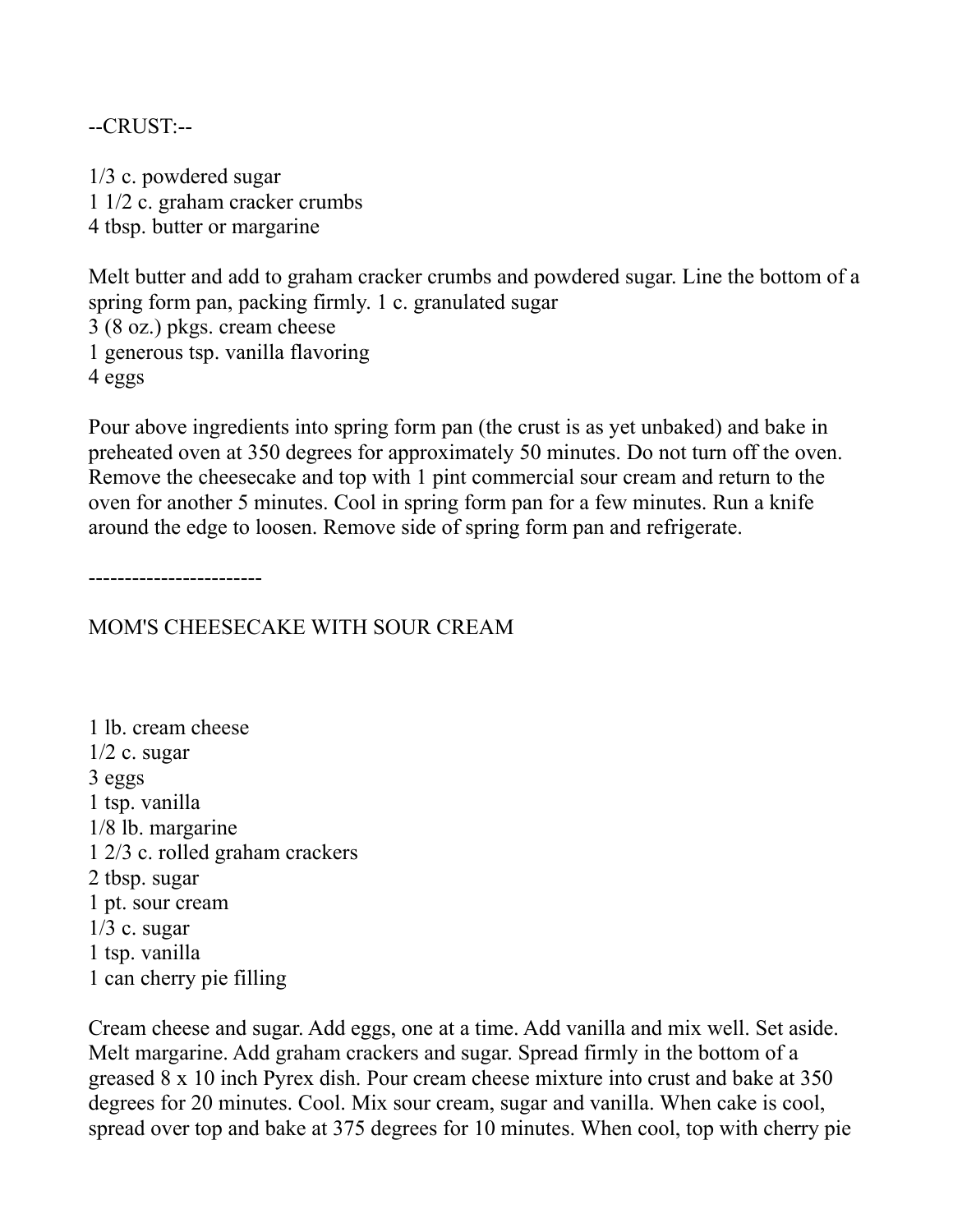--CRUST:--

1/3 c. powdered sugar
1 1/2 c. graham cracker crumbs
4 tbsp. butter or margarine

Melt butter and add to graham cracker crumbs and powdered sugar. Line the bottom of a spring form pan, packing firmly. 1 c. granulated sugar
3 (8 oz.) pkgs. cream cheese
1 generous tsp. vanilla flavoring
4 eggs

Pour above ingredients into spring form pan (the crust is as yet unbaked) and bake in preheated oven at 350 degrees for approximately 50 minutes. Do not turn off the oven. Remove the cheesecake and top with 1 pint commercial sour cream and return to the oven for another 5 minutes. Cool in spring form pan for a few minutes. Run a knife around the edge to loosen. Remove side of spring form pan and refrigerate.

------------------------

MOM'S CHEESECAKE WITH SOUR CREAM

1 lb. cream cheese
1/2 c. sugar
3 eggs
1 tsp. vanilla
1/8 lb. margarine
1 2/3 c. rolled graham crackers
2 tbsp. sugar
1 pt. sour cream
1/3 c. sugar
1 tsp. vanilla
1 can cherry pie filling

Cream cheese and sugar. Add eggs, one at a time. Add vanilla and mix well. Set aside. Melt margarine. Add graham crackers and sugar. Spread firmly in the bottom of a greased 8 x 10 inch Pyrex dish. Pour cream cheese mixture into crust and bake at 350 degrees for 20 minutes. Cool. Mix sour cream, sugar and vanilla. When cake is cool, spread over top and bake at 375 degrees for 10 minutes. When cool, top with cherry pie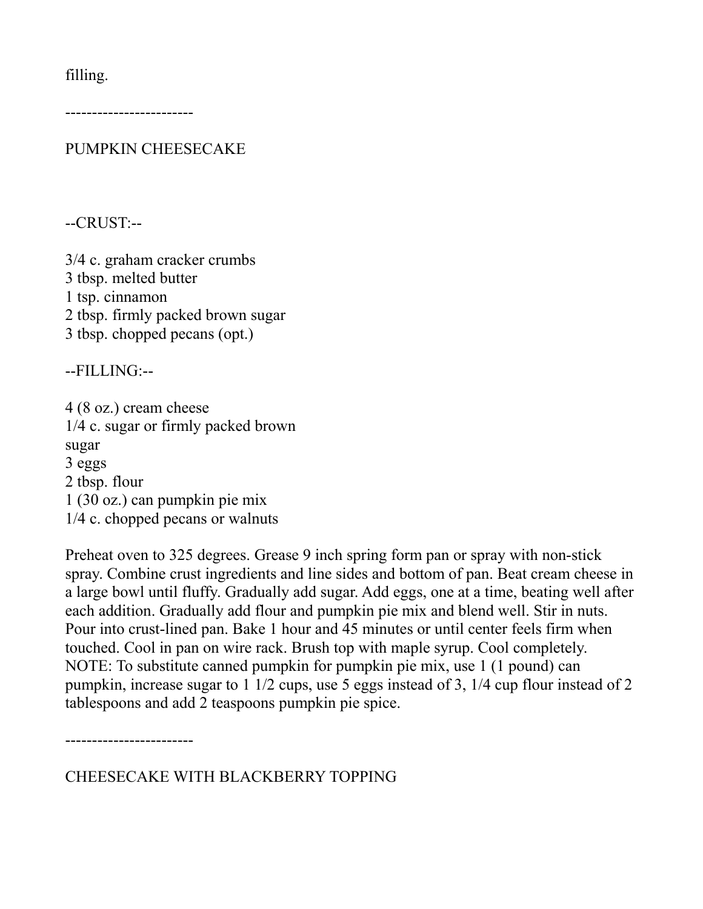filling.

------------------------

PUMPKIN CHEESECAKE

--CRUST:--

3/4 c. graham cracker crumbs
3 tbsp. melted butter
1 tsp. cinnamon
2 tbsp. firmly packed brown sugar
3 tbsp. chopped pecans (opt.)

--FILLING:--

4 (8 oz.) cream cheese
1/4 c. sugar or firmly packed brown
sugar
3 eggs
2 tbsp. flour
1 (30 oz.) can pumpkin pie mix
1/4 c. chopped pecans or walnuts

Preheat oven to 325 degrees. Grease 9 inch spring form pan or spray with non-stick spray. Combine crust ingredients and line sides and bottom of pan. Beat cream cheese in a large bowl until fluffy. Gradually add sugar. Add eggs, one at a time, beating well after each addition. Gradually add flour and pumpkin pie mix and blend well. Stir in nuts. Pour into crust-lined pan. Bake 1 hour and 45 minutes or until center feels firm when touched. Cool in pan on wire rack. Brush top with maple syrup. Cool completely. NOTE: To substitute canned pumpkin for pumpkin pie mix, use 1 (1 pound) can pumpkin, increase sugar to 1 1/2 cups, use 5 eggs instead of 3, 1/4 cup flour instead of 2 tablespoons and add 2 teaspoons pumpkin pie spice.

------------------------

CHEESECAKE WITH BLACKBERRY TOPPING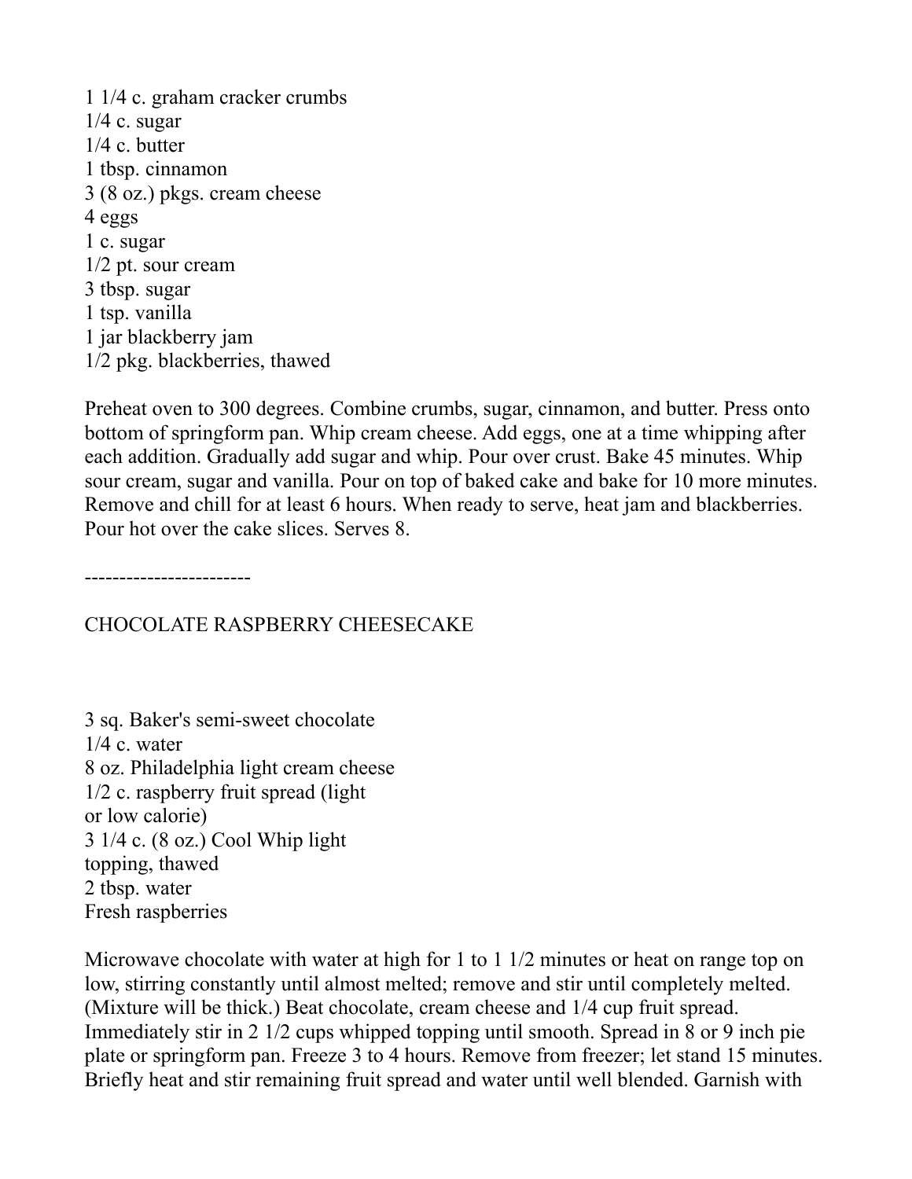1 1/4 c. graham cracker crumbs
1/4 c. sugar
1/4 c. butter
1 tbsp. cinnamon
3 (8 oz.) pkgs. cream cheese
4 eggs
1 c. sugar
1/2 pt. sour cream
3 tbsp. sugar
1 tsp. vanilla
1 jar blackberry jam
1/2 pkg. blackberries, thawed

Preheat oven to 300 degrees. Combine crumbs, sugar, cinnamon, and butter. Press onto bottom of springform pan. Whip cream cheese. Add eggs, one at a time whipping after each addition. Gradually add sugar and whip. Pour over crust. Bake 45 minutes. Whip sour cream, sugar and vanilla. Pour on top of baked cake and bake for 10 more minutes. Remove and chill for at least 6 hours. When ready to serve, heat jam and blackberries. Pour hot over the cake slices. Serves 8.

------------------------

## CHOCOLATE RASPBERRY CHEESECAKE

3 sq. Baker's semi-sweet chocolate
1/4 c. water
8 oz. Philadelphia light cream cheese
1/2 c. raspberry fruit spread (light or low calorie)
3 1/4 c. (8 oz.) Cool Whip light topping, thawed
2 tbsp. water
Fresh raspberries

Microwave chocolate with water at high for 1 to 1 1/2 minutes or heat on range top on low, stirring constantly until almost melted; remove and stir until completely melted. (Mixture will be thick.) Beat chocolate, cream cheese and 1/4 cup fruit spread. Immediately stir in 2 1/2 cups whipped topping until smooth. Spread in 8 or 9 inch pie plate or springform pan. Freeze 3 to 4 hours. Remove from freezer; let stand 15 minutes. Briefly heat and stir remaining fruit spread and water until well blended. Garnish with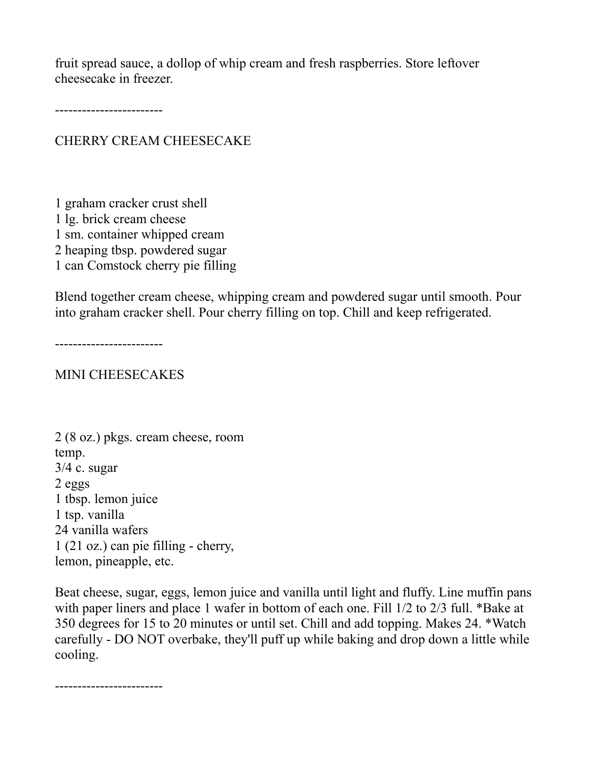fruit spread sauce, a dollop of whip cream and fresh raspberries. Store leftover cheesecake in freezer.

------------------------

## CHERRY CREAM CHEESECAKE

1 graham cracker crust shell  
1 lg. brick cream cheese  
1 sm. container whipped cream  
2 heaping tbsp. powdered sugar  
1 can Comstock cherry pie filling

Blend together cream cheese, whipping cream and powdered sugar until smooth. Pour into graham cracker shell. Pour cherry filling on top. Chill and keep refrigerated.

------------------------

## MINI CHEESECAKES

2 (8 oz.) pkgs. cream cheese, room temp.  
3/4 c. sugar  
2 eggs  
1 tbsp. lemon juice  
1 tsp. vanilla  
24 vanilla wafers  
1 (21 oz.) can pie filling - cherry, lemon, pineapple, etc.

Beat cheese, sugar, eggs, lemon juice and vanilla until light and fluffy. Line muffin pans with paper liners and place 1 wafer in bottom of each one. Fill 1/2 to 2/3 full. *Bake at 350 degrees for 15 to 20 minutes or until set. Chill and add topping. Makes 24. *Watch carefully - DO NOT overbake, they'll puff up while baking and drop down a little while cooling.

------------------------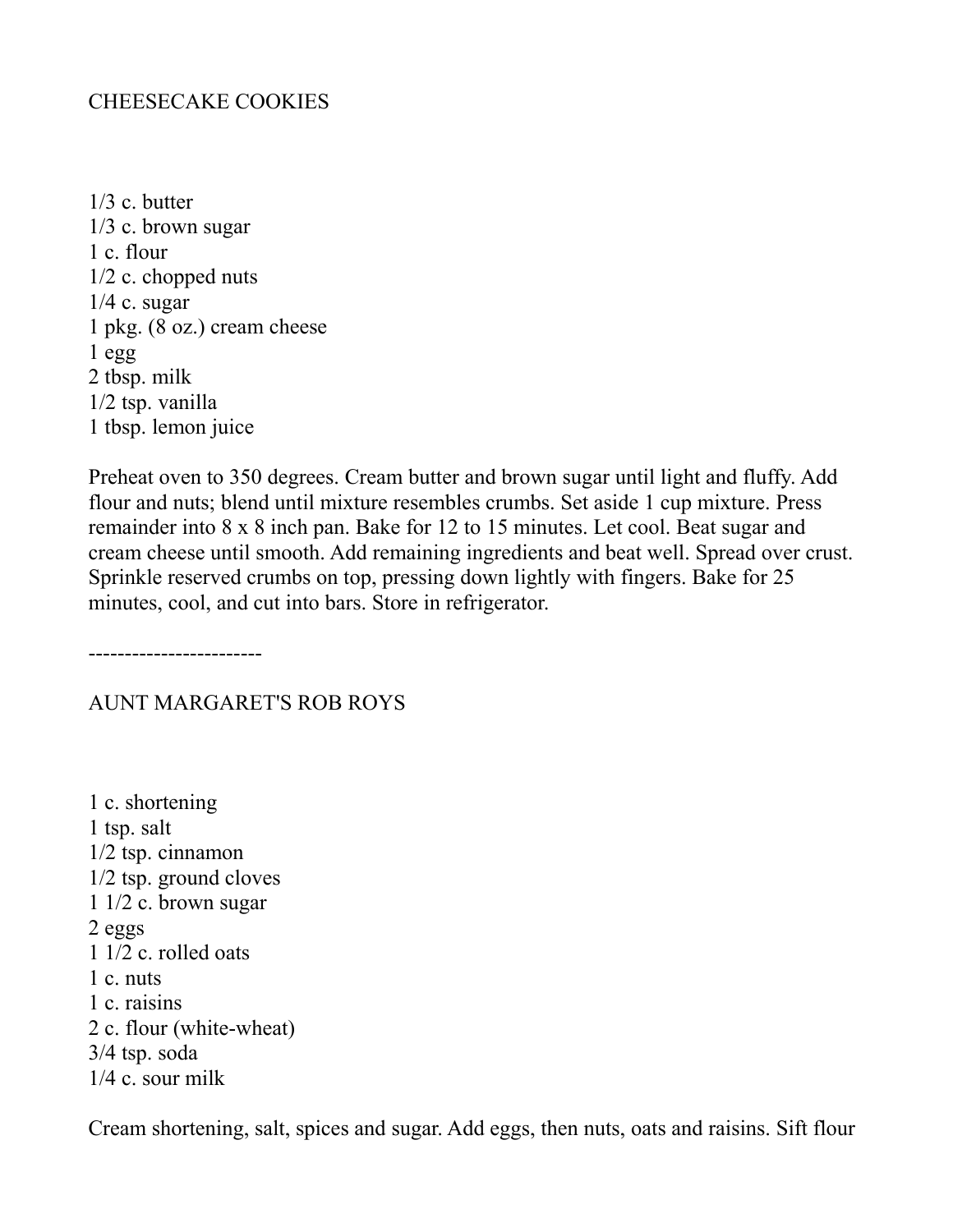## CHEESECAKE COOKIES

1/3 c. butter
1/3 c. brown sugar
1 c. flour
1/2 c. chopped nuts
1/4 c. sugar
1 pkg. (8 oz.) cream cheese
1 egg
2 tbsp. milk
1/2 tsp. vanilla
1 tbsp. lemon juice

Preheat oven to 350 degrees. Cream butter and brown sugar until light and fluffy. Add flour and nuts; blend until mixture resembles crumbs. Set aside 1 cup mixture. Press remainder into 8 x 8 inch pan. Bake for 12 to 15 minutes. Let cool. Beat sugar and cream cheese until smooth. Add remaining ingredients and beat well. Spread over crust. Sprinkle reserved crumbs on top, pressing down lightly with fingers. Bake for 25 minutes, cool, and cut into bars. Store in refrigerator.

------------------------

## AUNT MARGARET'S ROB ROYS

1 c. shortening
1 tsp. salt
1/2 tsp. cinnamon
1/2 tsp. ground cloves
1 1/2 c. brown sugar
2 eggs
1 1/2 c. rolled oats
1 c. nuts
1 c. raisins
2 c. flour (white-wheat)
3/4 tsp. soda
1/4 c. sour milk

Cream shortening, salt, spices and sugar. Add eggs, then nuts, oats and raisins. Sift flour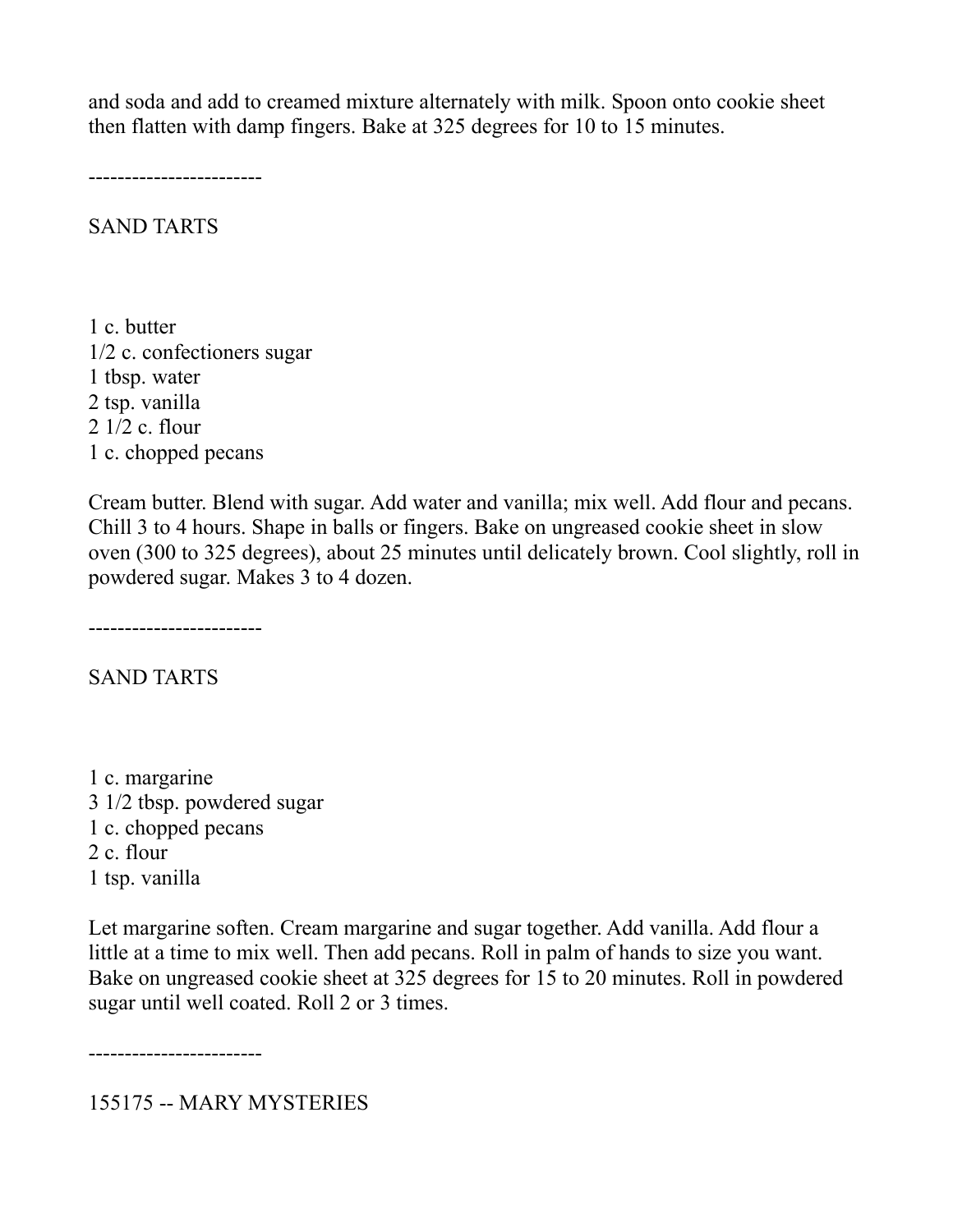and soda and add to creamed mixture alternately with milk. Spoon onto cookie sheet then flatten with damp fingers. Bake at 325 degrees for 10 to 15 minutes.

------------------------

## SAND TARTS

1 c. butter
1/2 c. confectioners sugar
1 tbsp. water
2 tsp. vanilla
2 1/2 c. flour
1 c. chopped pecans

Cream butter. Blend with sugar. Add water and vanilla; mix well. Add flour and pecans. Chill 3 to 4 hours. Shape in balls or fingers. Bake on ungreased cookie sheet in slow oven (300 to 325 degrees), about 25 minutes until delicately brown. Cool slightly, roll in powdered sugar. Makes 3 to 4 dozen.

------------------------

## SAND TARTS

1 c. margarine
3 1/2 tbsp. powdered sugar
1 c. chopped pecans
2 c. flour
1 tsp. vanilla

Let margarine soften. Cream margarine and sugar together. Add vanilla. Add flour a little at a time to mix well. Then add pecans. Roll in palm of hands to size you want. Bake on ungreased cookie sheet at 325 degrees for 15 to 20 minutes. Roll in powdered sugar until well coated. Roll 2 or 3 times.

------------------------

## 155175 -- MARY MYSTERIES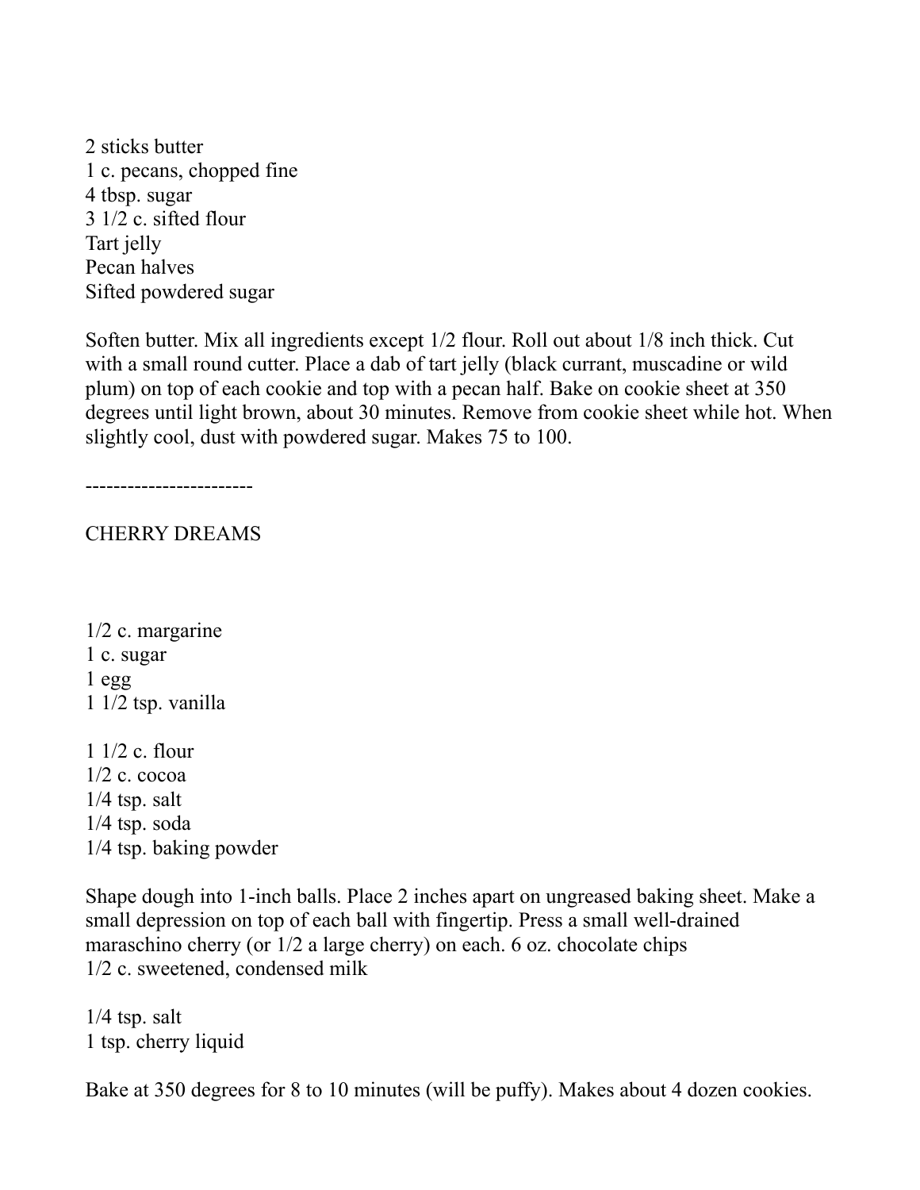2 sticks butter
1 c. pecans, chopped fine
4 tbsp. sugar
3 1/2 c. sifted flour
Tart jelly
Pecan halves
Sifted powdered sugar

Soften butter. Mix all ingredients except 1/2 flour. Roll out about 1/8 inch thick. Cut with a small round cutter. Place a dab of tart jelly (black currant, muscadine or wild plum) on top of each cookie and top with a pecan half. Bake on cookie sheet at 350 degrees until light brown, about 30 minutes. Remove from cookie sheet while hot. When slightly cool, dust with powdered sugar. Makes 75 to 100.

------------------------

CHERRY DREAMS

1/2 c. margarine
1 c. sugar
1 egg
1 1/2 tsp. vanilla

1 1/2 c. flour
1/2 c. cocoa
1/4 tsp. salt
1/4 tsp. soda
1/4 tsp. baking powder

Shape dough into 1-inch balls. Place 2 inches apart on ungreased baking sheet. Make a small depression on top of each ball with fingertip. Press a small well-drained maraschino cherry (or 1/2 a large cherry) on each. 6 oz. chocolate chips
1/2 c. sweetened, condensed milk

1/4 tsp. salt
1 tsp. cherry liquid

Bake at 350 degrees for 8 to 10 minutes (will be puffy). Makes about 4 dozen cookies.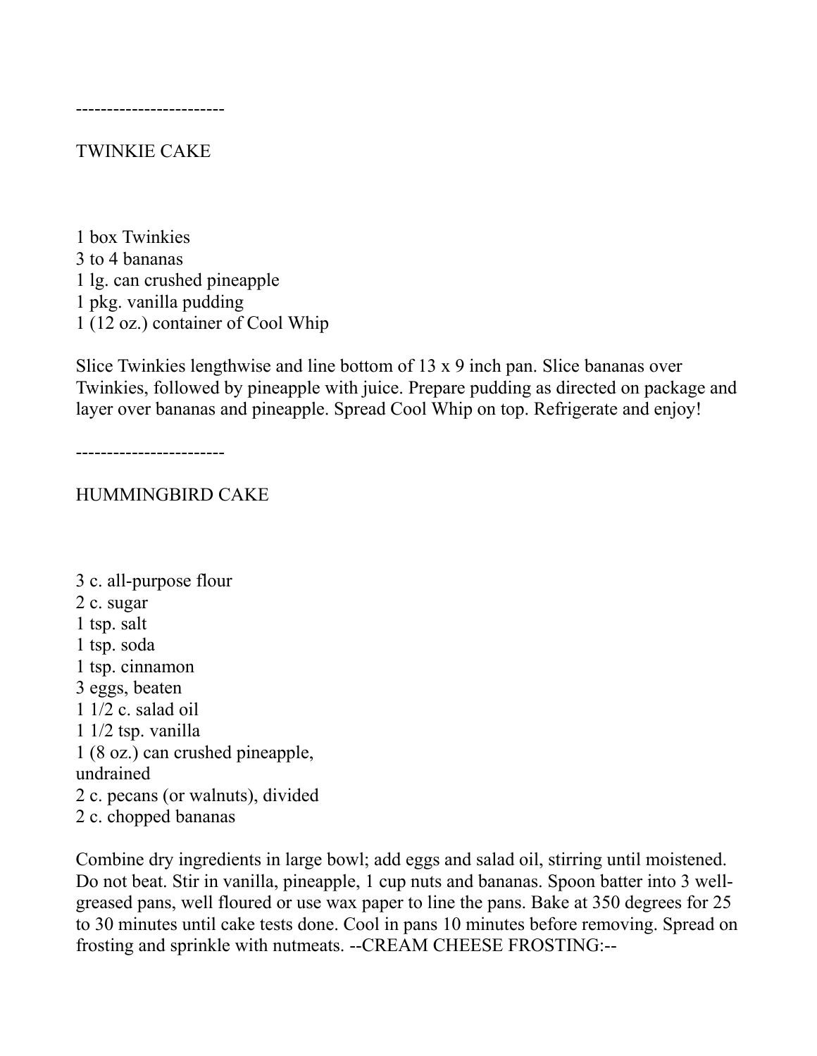------------------------

## TWINKIE CAKE

1 box Twinkies
3 to 4 bananas
1 lg. can crushed pineapple
1 pkg. vanilla pudding
1 (12 oz.) container of Cool Whip

Slice Twinkies lengthwise and line bottom of 13 x 9 inch pan. Slice bananas over Twinkies, followed by pineapple with juice. Prepare pudding as directed on package and layer over bananas and pineapple. Spread Cool Whip on top. Refrigerate and enjoy!

------------------------

## HUMMINGBIRD CAKE

3 c. all-purpose flour
2 c. sugar
1 tsp. salt
1 tsp. soda
1 tsp. cinnamon
3 eggs, beaten
1 1/2 c. salad oil
1 1/2 tsp. vanilla
1 (8 oz.) can crushed pineapple, undrained
2 c. pecans (or walnuts), divided
2 c. chopped bananas

Combine dry ingredients in large bowl; add eggs and salad oil, stirring until moistened. Do not beat. Stir in vanilla, pineapple, 1 cup nuts and bananas. Spoon batter into 3 well-greased pans, well floured or use wax paper to line the pans. Bake at 350 degrees for 25 to 30 minutes until cake tests done. Cool in pans 10 minutes before removing. Spread on frosting and sprinkle with nutmeats. --CREAM CHEESE FROSTING:--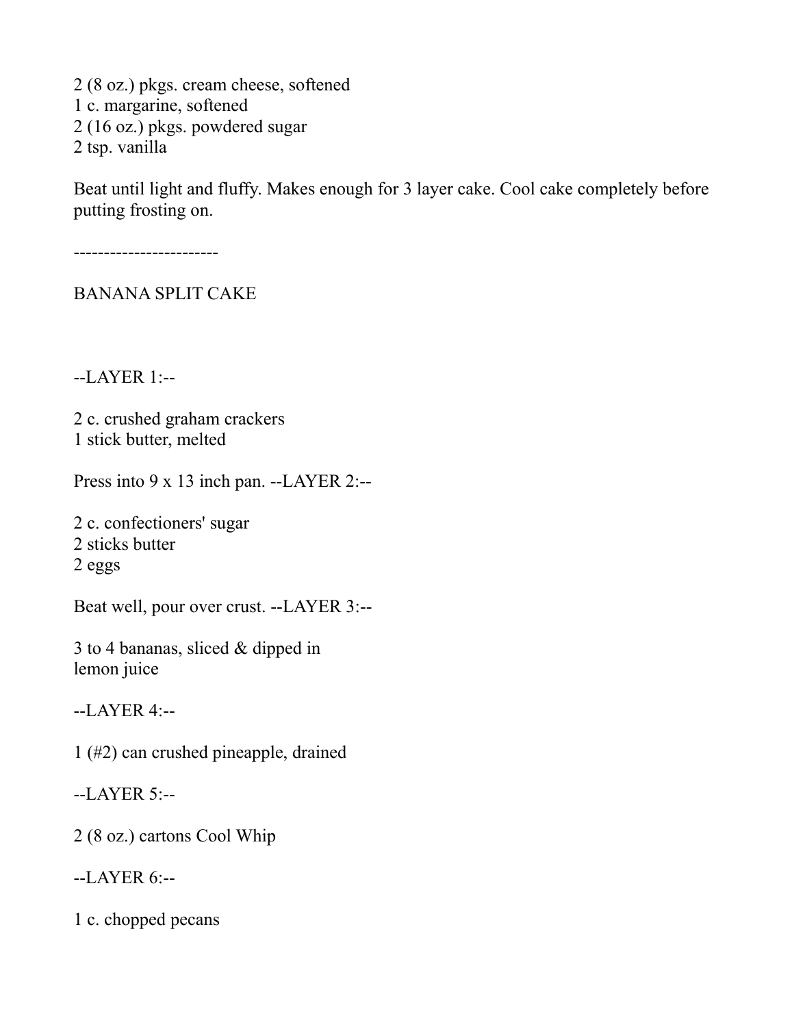2 (8 oz.) pkgs. cream cheese, softened
1 c. margarine, softened
2 (16 oz.) pkgs. powdered sugar
2 tsp. vanilla

Beat until light and fluffy. Makes enough for 3 layer cake. Cool cake completely before putting frosting on.

------------------------

## BANANA SPLIT CAKE

--LAYER 1:--

2 c. crushed graham crackers
1 stick butter, melted

Press into 9 x 13 inch pan. --LAYER 2:--

2 c. confectioners' sugar
2 sticks butter
2 eggs

Beat well, pour over crust. --LAYER 3:--

3 to 4 bananas, sliced & dipped in
lemon juice

--LAYER 4:--

1 (#2) can crushed pineapple, drained

--LAYER 5:--

2 (8 oz.) cartons Cool Whip

--LAYER 6:--

1 c. chopped pecans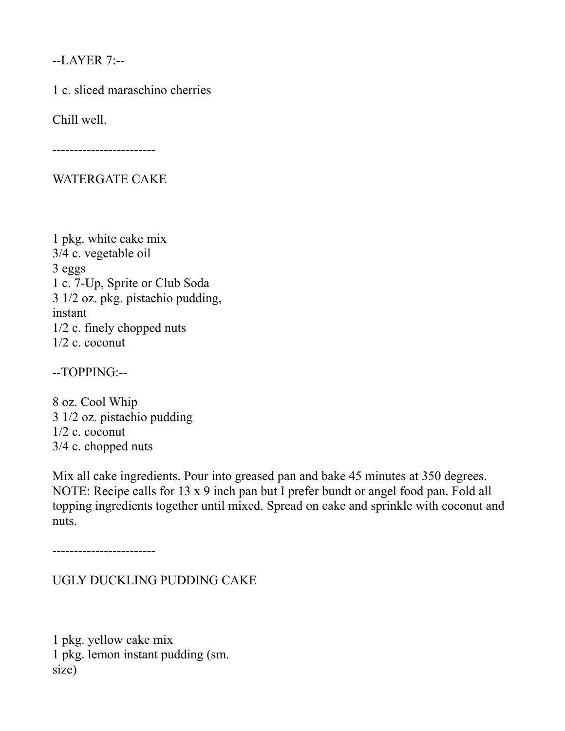--LAYER 7:--

1 c. sliced maraschino cherries

Chill well.

------------------------

WATERGATE CAKE

1 pkg. white cake mix
3/4 c. vegetable oil
3 eggs
1 c. 7-Up, Sprite or Club Soda
3 1/2 oz. pkg. pistachio pudding, instant
1/2 c. finely chopped nuts
1/2 c. coconut

--TOPPING:--

8 oz. Cool Whip
3 1/2 oz. pistachio pudding
1/2 c. coconut
3/4 c. chopped nuts

Mix all cake ingredients. Pour into greased pan and bake 45 minutes at 350 degrees. NOTE: Recipe calls for 13 x 9 inch pan but I prefer bundt or angel food pan. Fold all topping ingredients together until mixed. Spread on cake and sprinkle with coconut and nuts.

------------------------

UGLY DUCKLING PUDDING CAKE

1 pkg. yellow cake mix
1 pkg. lemon instant pudding (sm. size)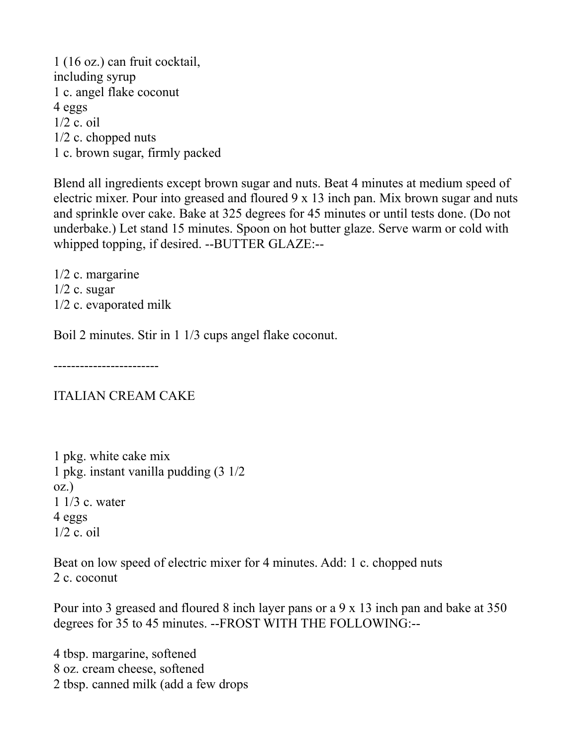1 (16 oz.) can fruit cocktail,
including syrup
1 c. angel flake coconut
4 eggs
1/2 c. oil
1/2 c. chopped nuts
1 c. brown sugar, firmly packed

Blend all ingredients except brown sugar and nuts. Beat 4 minutes at medium speed of electric mixer. Pour into greased and floured 9 x 13 inch pan. Mix brown sugar and nuts and sprinkle over cake. Bake at 325 degrees for 45 minutes or until tests done. (Do not underbake.) Let stand 15 minutes. Spoon on hot butter glaze. Serve warm or cold with whipped topping, if desired. --BUTTER GLAZE:--

1/2 c. margarine
1/2 c. sugar
1/2 c. evaporated milk

Boil 2 minutes. Stir in 1 1/3 cups angel flake coconut.

------------------------

ITALIAN CREAM CAKE

1 pkg. white cake mix
1 pkg. instant vanilla pudding (3 1/2
oz.)
1 1/3 c. water
4 eggs
1/2 c. oil

Beat on low speed of electric mixer for 4 minutes. Add: 1 c. chopped nuts
2 c. coconut

Pour into 3 greased and floured 8 inch layer pans or a 9 x 13 inch pan and bake at 350 degrees for 35 to 45 minutes. --FROST WITH THE FOLLOWING:--

4 tbsp. margarine, softened
8 oz. cream cheese, softened
2 tbsp. canned milk (add a few drops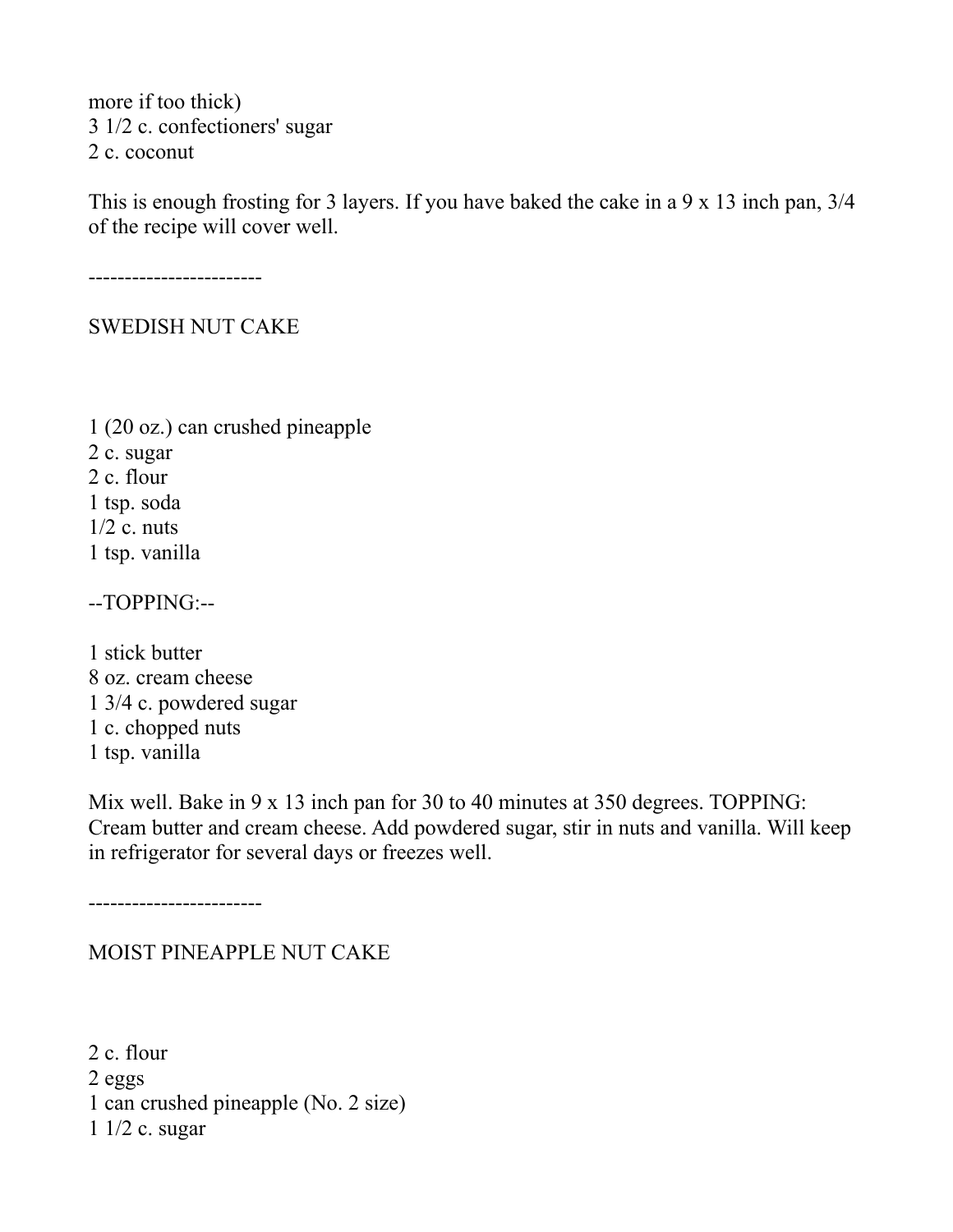more if too thick)
3 1/2 c. confectioners' sugar
2 c. coconut

This is enough frosting for 3 layers. If you have baked the cake in a 9 x 13 inch pan, 3/4 of the recipe will cover well.

------------------------

## SWEDISH NUT CAKE

1 (20 oz.) can crushed pineapple
2 c. sugar
2 c. flour
1 tsp. soda
1/2 c. nuts
1 tsp. vanilla

--TOPPING:--

1 stick butter
8 oz. cream cheese
1 3/4 c. powdered sugar
1 c. chopped nuts
1 tsp. vanilla

Mix well. Bake in 9 x 13 inch pan for 30 to 40 minutes at 350 degrees. TOPPING: Cream butter and cream cheese. Add powdered sugar, stir in nuts and vanilla. Will keep in refrigerator for several days or freezes well.

------------------------

## MOIST PINEAPPLE NUT CAKE

2 c. flour
2 eggs
1 can crushed pineapple (No. 2 size)
1 1/2 c. sugar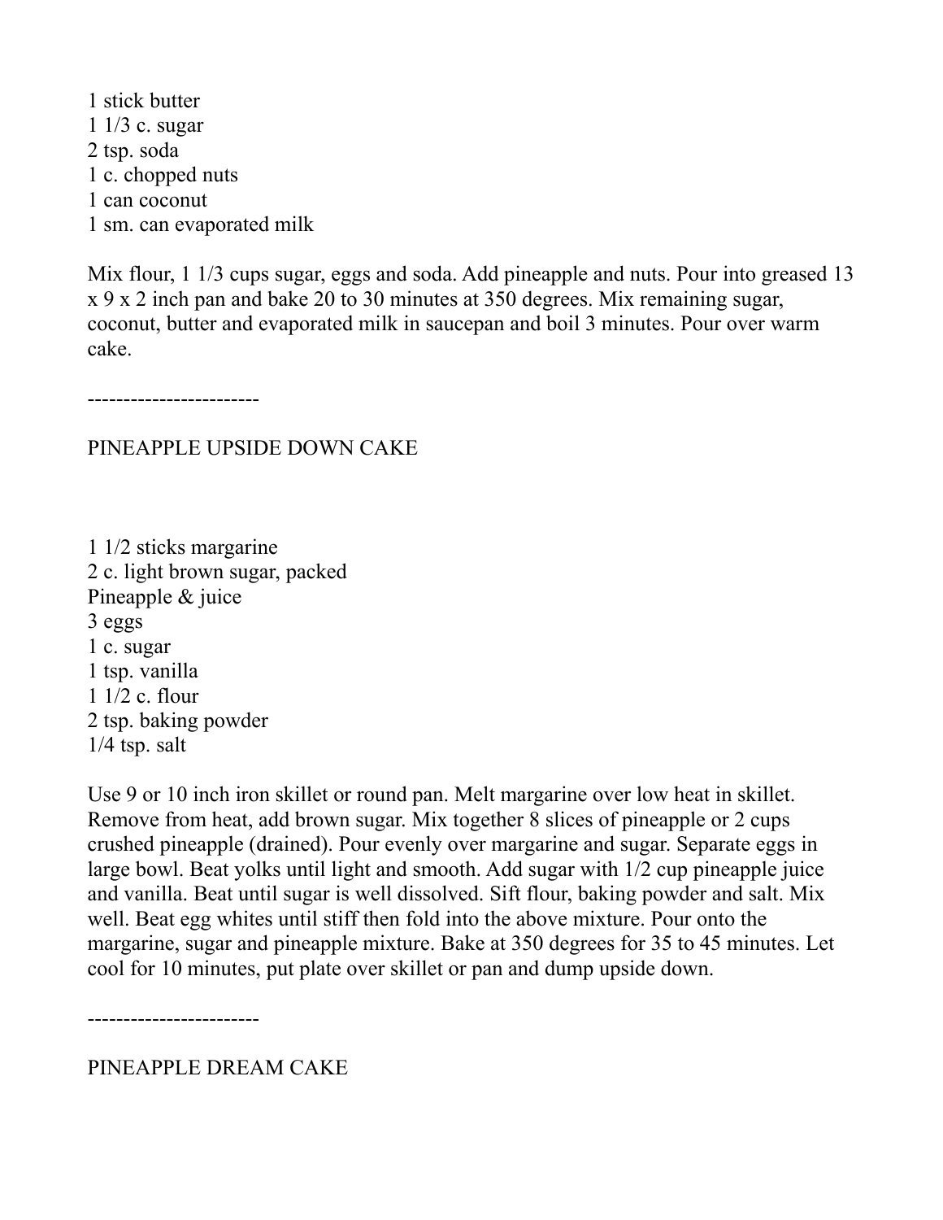1 stick butter
1 1/3 c. sugar
2 tsp. soda
1 c. chopped nuts
1 can coconut
1 sm. can evaporated milk

Mix flour, 1 1/3 cups sugar, eggs and soda. Add pineapple and nuts. Pour into greased 13 x 9 x 2 inch pan and bake 20 to 30 minutes at 350 degrees. Mix remaining sugar, coconut, butter and evaporated milk in saucepan and boil 3 minutes. Pour over warm cake.

------------------------

## PINEAPPLE UPSIDE DOWN CAKE

1 1/2 sticks margarine
2 c. light brown sugar, packed
Pineapple & juice
3 eggs
1 c. sugar
1 tsp. vanilla
1 1/2 c. flour
2 tsp. baking powder
1/4 tsp. salt

Use 9 or 10 inch iron skillet or round pan. Melt margarine over low heat in skillet. Remove from heat, add brown sugar. Mix together 8 slices of pineapple or 2 cups crushed pineapple (drained). Pour evenly over margarine and sugar. Separate eggs in large bowl. Beat yolks until light and smooth. Add sugar with 1/2 cup pineapple juice and vanilla. Beat until sugar is well dissolved. Sift flour, baking powder and salt. Mix well. Beat egg whites until stiff then fold into the above mixture. Pour onto the margarine, sugar and pineapple mixture. Bake at 350 degrees for 35 to 45 minutes. Let cool for 10 minutes, put plate over skillet or pan and dump upside down.

------------------------

## PINEAPPLE DREAM CAKE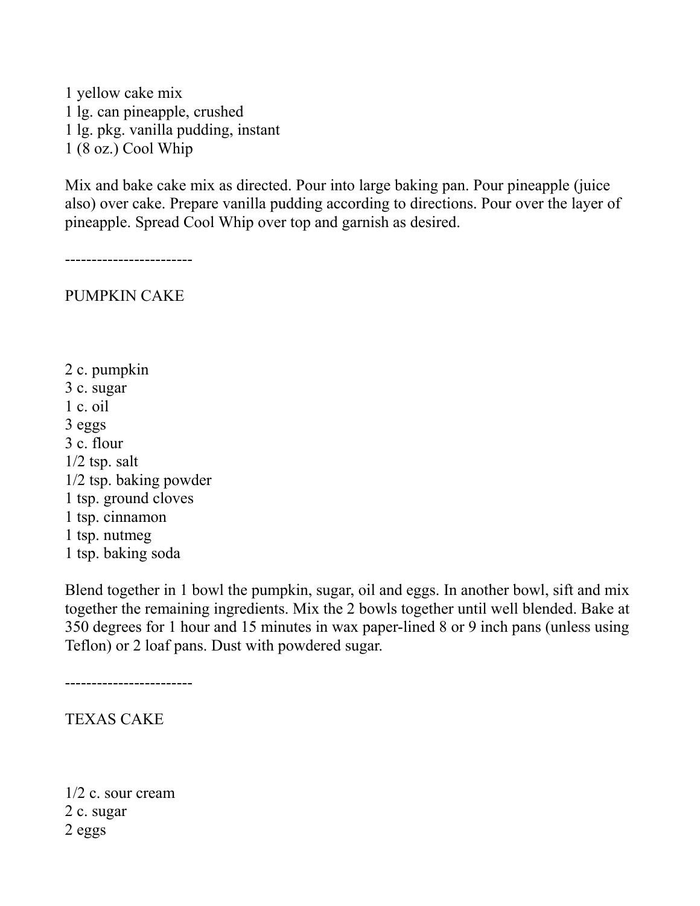1 yellow cake mix
1 lg. can pineapple, crushed
1 lg. pkg. vanilla pudding, instant
1 (8 oz.) Cool Whip

Mix and bake cake mix as directed. Pour into large baking pan. Pour pineapple (juice also) over cake. Prepare vanilla pudding according to directions. Pour over the layer of pineapple. Spread Cool Whip over top and garnish as desired.

------------------------

PUMPKIN CAKE

2 c. pumpkin
3 c. sugar
1 c. oil
3 eggs
3 c. flour
1/2 tsp. salt
1/2 tsp. baking powder
1 tsp. ground cloves
1 tsp. cinnamon
1 tsp. nutmeg
1 tsp. baking soda

Blend together in 1 bowl the pumpkin, sugar, oil and eggs. In another bowl, sift and mix together the remaining ingredients. Mix the 2 bowls together until well blended. Bake at 350 degrees for 1 hour and 15 minutes in wax paper-lined 8 or 9 inch pans (unless using Teflon) or 2 loaf pans. Dust with powdered sugar.

------------------------

TEXAS CAKE

1/2 c. sour cream
2 c. sugar
2 eggs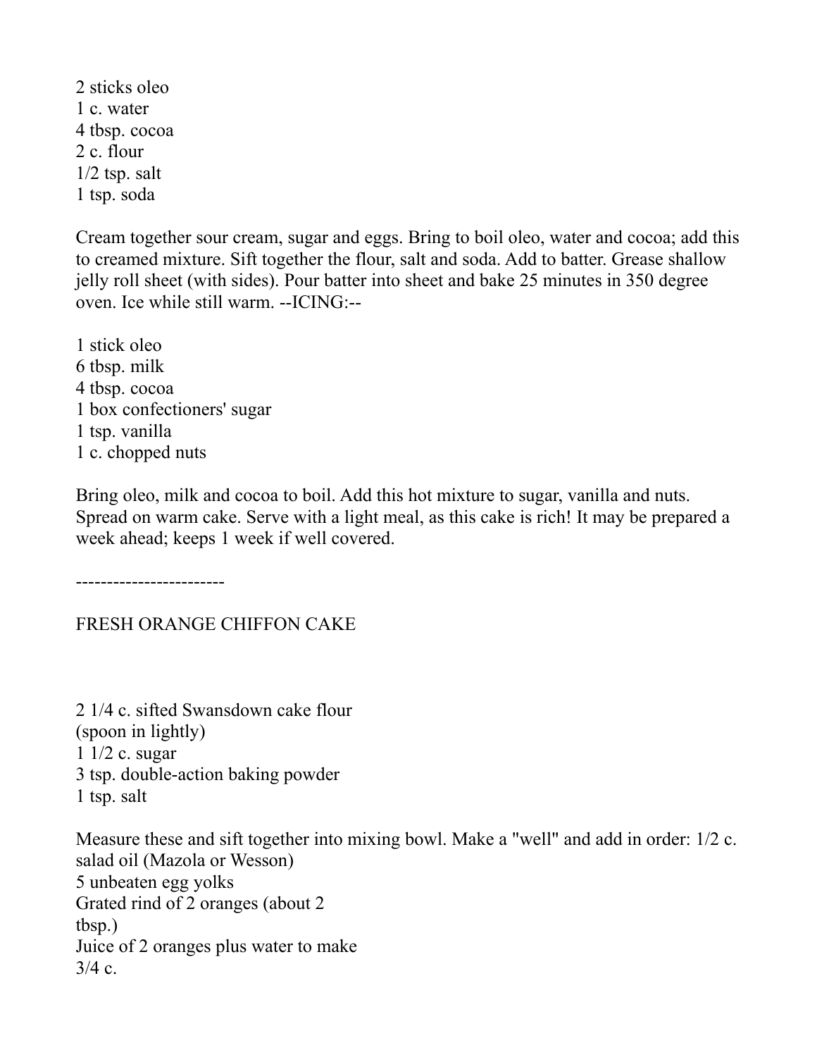2 sticks oleo
1 c. water
4 tbsp. cocoa
2 c. flour
1/2 tsp. salt
1 tsp. soda

Cream together sour cream, sugar and eggs. Bring to boil oleo, water and cocoa; add this to creamed mixture. Sift together the flour, salt and soda. Add to batter. Grease shallow jelly roll sheet (with sides). Pour batter into sheet and bake 25 minutes in 350 degree oven. Ice while still warm. --ICING:--

1 stick oleo
6 tbsp. milk
4 tbsp. cocoa
1 box confectioners' sugar
1 tsp. vanilla
1 c. chopped nuts

Bring oleo, milk and cocoa to boil. Add this hot mixture to sugar, vanilla and nuts. Spread on warm cake. Serve with a light meal, as this cake is rich! It may be prepared a week ahead; keeps 1 week if well covered.

------------------------

FRESH ORANGE CHIFFON CAKE

2 1/4 c. sifted Swansdown cake flour
(spoon in lightly)
1 1/2 c. sugar
3 tsp. double-action baking powder
1 tsp. salt

Measure these and sift together into mixing bowl. Make a "well" and add in order: 1/2 c. salad oil (Mazola or Wesson)
5 unbeaten egg yolks
Grated rind of 2 oranges (about 2
tbsp.)
Juice of 2 oranges plus water to make
3/4 c.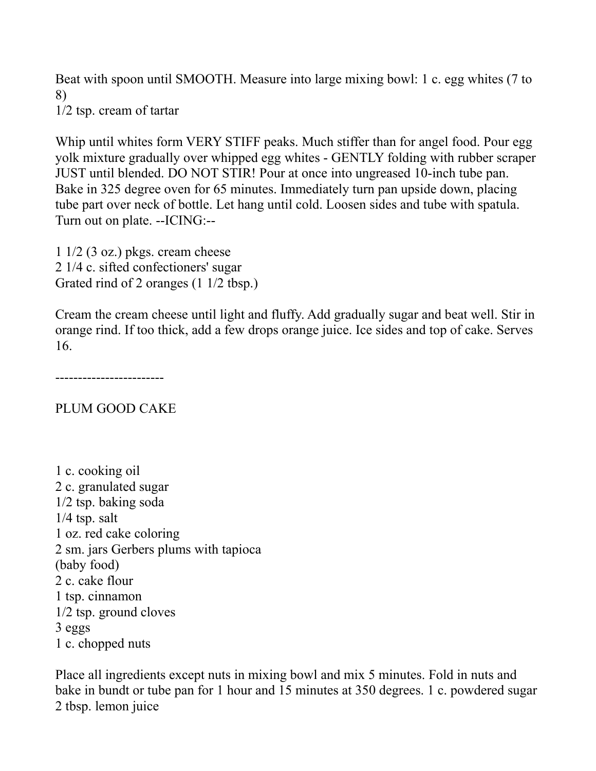Beat with spoon until SMOOTH. Measure into large mixing bowl: 1 c. egg whites (7 to 8)
1/2 tsp. cream of tartar

Whip until whites form VERY STIFF peaks. Much stiffer than for angel food. Pour egg yolk mixture gradually over whipped egg whites - GENTLY folding with rubber scraper JUST until blended. DO NOT STIR! Pour at once into ungreased 10-inch tube pan. Bake in 325 degree oven for 65 minutes. Immediately turn pan upside down, placing tube part over neck of bottle. Let hang until cold. Loosen sides and tube with spatula. Turn out on plate. --ICING:--

1 1/2 (3 oz.) pkgs. cream cheese
2 1/4 c. sifted confectioners' sugar
Grated rind of 2 oranges (1 1/2 tbsp.)

Cream the cream cheese until light and fluffy. Add gradually sugar and beat well. Stir in orange rind. If too thick, add a few drops orange juice. Ice sides and top of cake. Serves 16.

------------------------

PLUM GOOD CAKE

1 c. cooking oil
2 c. granulated sugar
1/2 tsp. baking soda
1/4 tsp. salt
1 oz. red cake coloring
2 sm. jars Gerbers plums with tapioca
(baby food)
2 c. cake flour
1 tsp. cinnamon
1/2 tsp. ground cloves
3 eggs
1 c. chopped nuts

Place all ingredients except nuts in mixing bowl and mix 5 minutes. Fold in nuts and bake in bundt or tube pan for 1 hour and 15 minutes at 350 degrees. 1 c. powdered sugar
2 tbsp. lemon juice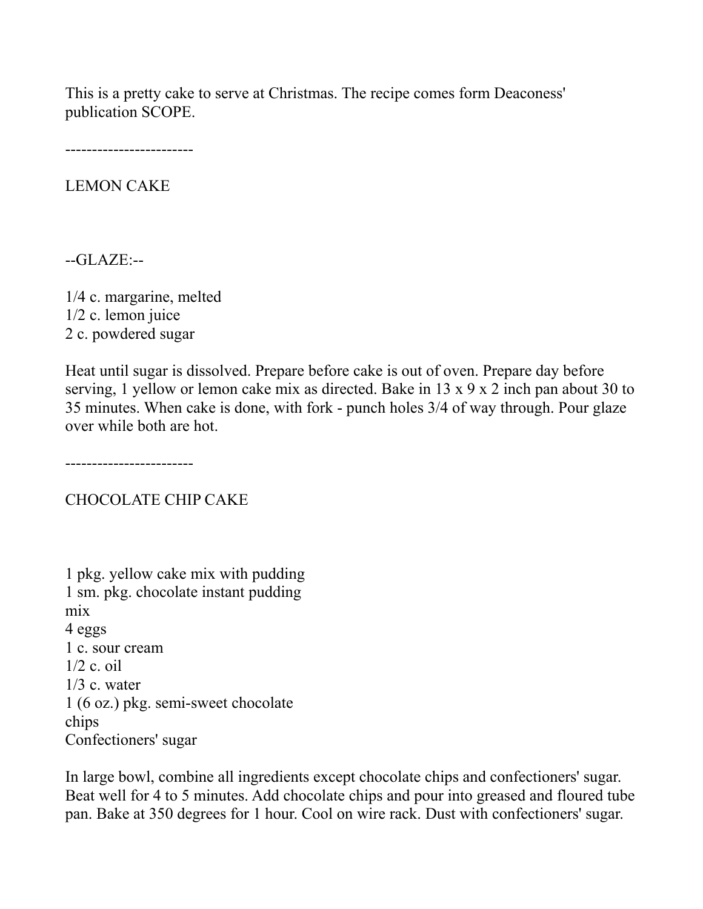This is a pretty cake to serve at Christmas. The recipe comes form Deaconess' publication SCOPE.

------------------------

LEMON CAKE

--GLAZE:--

1/4 c. margarine, melted
1/2 c. lemon juice
2 c. powdered sugar

Heat until sugar is dissolved. Prepare before cake is out of oven. Prepare day before serving, 1 yellow or lemon cake mix as directed. Bake in 13 x 9 x 2 inch pan about 30 to 35 minutes. When cake is done, with fork - punch holes 3/4 of way through. Pour glaze over while both are hot.

------------------------

CHOCOLATE CHIP CAKE

1 pkg. yellow cake mix with pudding
1 sm. pkg. chocolate instant pudding mix
4 eggs
1 c. sour cream
1/2 c. oil
1/3 c. water
1 (6 oz.) pkg. semi-sweet chocolate chips
Confectioners' sugar

In large bowl, combine all ingredients except chocolate chips and confectioners' sugar. Beat well for 4 to 5 minutes. Add chocolate chips and pour into greased and floured tube pan. Bake at 350 degrees for 1 hour. Cool on wire rack. Dust with confectioners' sugar.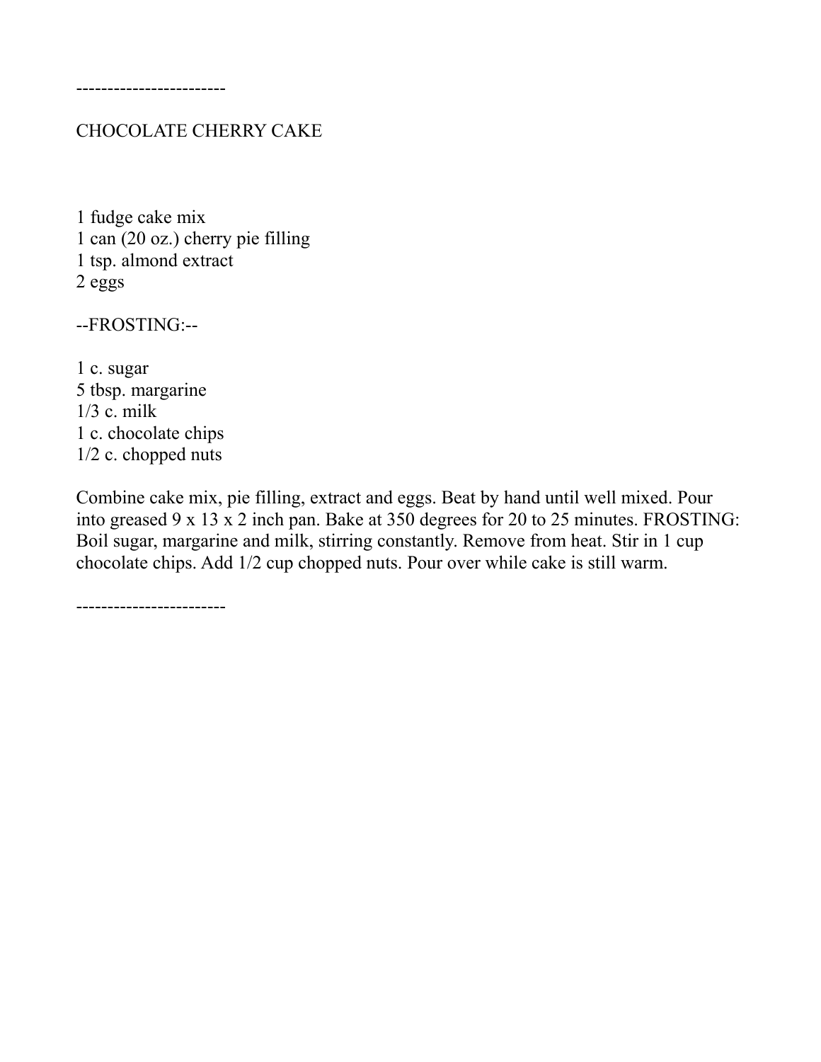------------------------

# CHOCOLATE CHERRY CAKE

1 fudge cake mix
1 can (20 oz.) cherry pie filling
1 tsp. almond extract
2 eggs

--FROSTING:--

1 c. sugar
5 tbsp. margarine
1/3 c. milk
1 c. chocolate chips
1/2 c. chopped nuts

Combine cake mix, pie filling, extract and eggs. Beat by hand until well mixed. Pour into greased 9 x 13 x 2 inch pan. Bake at 350 degrees for 20 to 25 minutes. FROSTING: Boil sugar, margarine and milk, stirring constantly. Remove from heat. Stir in 1 cup chocolate chips. Add 1/2 cup chopped nuts. Pour over while cake is still warm.

------------------------